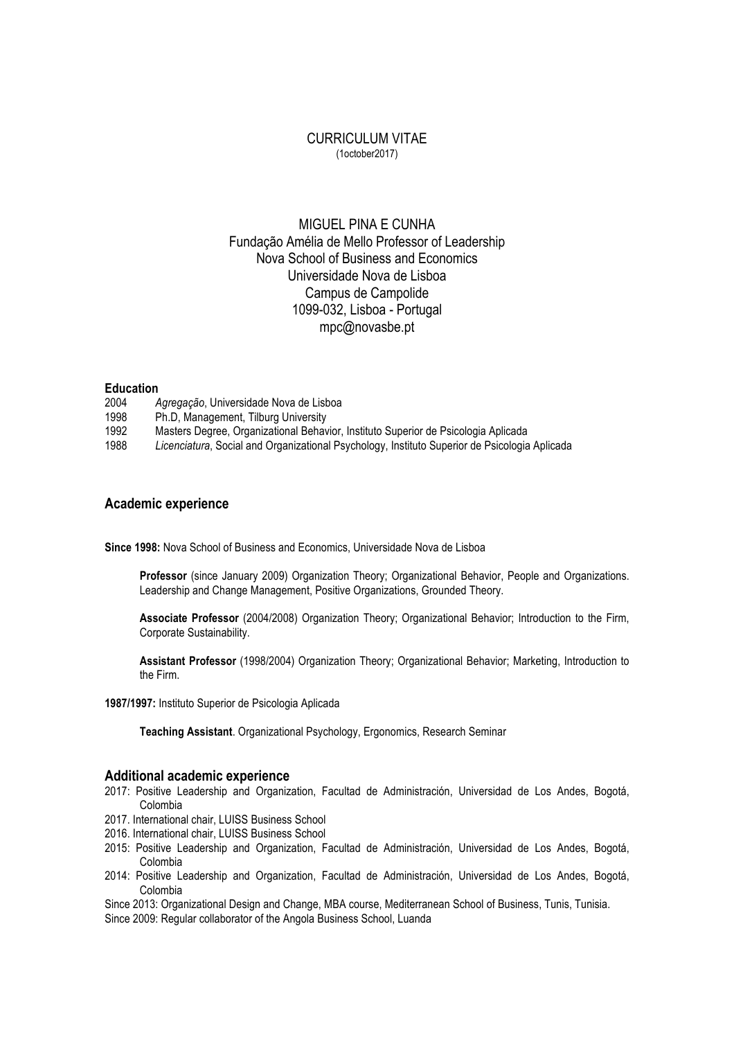# CURRICULUM VITAE

(1october2017)

MIGUEL PINA E CUNHA
Fundação Amélia de Mello Professor of Leadership
Nova School of Business and Economics
Universidade Nova de Lisboa
Campus de Campolide
1099-032, Lisboa - Portugal
mpc@novasbe.pt

**Education**

2004 *Agregação*, Universidade Nova de Lisboa
1998 Ph.D, Management, Tilburg University
1992 Masters Degree, Organizational Behavior, Instituto Superior de Psicologia Aplicada
1988 *Licenciatura*, Social and Organizational Psychology, Instituto Superior de Psicologia Aplicada

## Academic experience

**Since 1998:** Nova School of Business and Economics, Universidade Nova de Lisboa

**Professor** (since January 2009) Organization Theory; Organizational Behavior, People and Organizations. Leadership and Change Management, Positive Organizations, Grounded Theory.

**Associate Professor** (2004/2008) Organization Theory; Organizational Behavior; Introduction to the Firm, Corporate Sustainability.

**Assistant Professor** (1998/2004) Organization Theory; Organizational Behavior; Marketing, Introduction to the Firm.

**1987/1997:** Instituto Superior de Psicologia Aplicada

**Teaching Assistant**. Organizational Psychology, Ergonomics, Research Seminar

## Additional academic experience

2017: Positive Leadership and Organization, Facultad de Administración, Universidad de Los Andes, Bogotá, Colombia
2017. International chair, LUISS Business School
2016. International chair, LUISS Business School
2015: Positive Leadership and Organization, Facultad de Administración, Universidad de Los Andes, Bogotá, Colombia
2014: Positive Leadership and Organization, Facultad de Administración, Universidad de Los Andes, Bogotá, Colombia
Since 2013: Organizational Design and Change, MBA course, Mediterranean School of Business, Tunis, Tunisia.
Since 2009: Regular collaborator of the Angola Business School, Luanda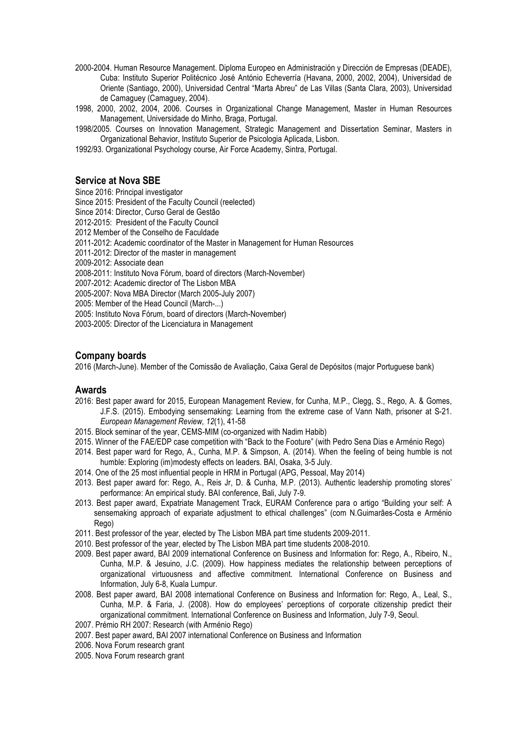2000-2004. Human Resource Management. Diploma Europeo en Administración y Dirección de Empresas (DEADE), Cuba: Instituto Superior Politécnico José António Echeverría (Havana, 2000, 2002, 2004), Universidad de Oriente (Santiago, 2000), Universidad Central "Marta Abreu" de Las Villas (Santa Clara, 2003), Universidad de Camaguey (Camaguey, 2004).

1998, 2000, 2002, 2004, 2006. Courses in Organizational Change Management, Master in Human Resources Management, Universidade do Minho, Braga, Portugal.

1998/2005. Courses on Innovation Management, Strategic Management and Dissertation Seminar, Masters in Organizational Behavior, Instituto Superior de Psicologia Aplicada, Lisbon.

1992/93. Organizational Psychology course, Air Force Academy, Sintra, Portugal.

## Service at Nova SBE

Since 2016: Principal investigator
Since 2015: President of the Faculty Council (reelected)
Since 2014: Director, Curso Geral de Gestão
2012-2015: President of the Faculty Council
2012 Member of the Conselho de Faculdade
2011-2012: Academic coordinator of the Master in Management for Human Resources
2011-2012: Director of the master in management
2009-2012: Associate dean
2008-2011: Instituto Nova Fórum, board of directors (March-November)
2007-2012: Academic director of The Lisbon MBA
2005-2007: Nova MBA Director (March 2005-July 2007)
2005: Member of the Head Council (March-...)
2005: Instituto Nova Fórum, board of directors (March-November)
2003-2005: Director of the Licenciatura in Management

## Company boards

2016 (March-June). Member of the Comissão de Avaliação, Caixa Geral de Depósitos (major Portuguese bank)

## Awards

2016: Best paper award for 2015, European Management Review, for Cunha, M.P., Clegg, S., Rego, A. & Gomes, J.F.S. (2015). Embodying sensemaking: Learning from the extreme case of Vann Nath, prisoner at S-21. *European Management Review, 12*(1), 41-58

2015. Block seminar of the year, CEMS-MIM (co-organized with Nadim Habib)

2015. Winner of the FAE/EDP case competition with "Back to the Footure" (with Pedro Sena Dias e Arménio Rego)

2014. Best paper ward for Rego, A., Cunha, M.P. & Simpson, A. (2014). When the feeling of being humble is not humble: Exploring (im)modesty effects on leaders. BAI, Osaka, 3-5 July.

2014. One of the 25 most influential people in HRM in Portugal (APG, Pessoal, May 2014)

2013. Best paper award for: Rego, A., Reis Jr, D. & Cunha, M.P. (2013). Authentic leadership promoting stores' performance: An empirical study. BAI conference, Bali, July 7-9.

2013. Best paper award, Expatriate Management Track, EURAM Conference para o artigo "Building your self: A sensemaking approach of expariate adjustment to ethical challenges" (com N.Guimarães-Costa e Arménio Rego)

2011. Best professor of the year, elected by The Lisbon MBA part time students 2009-2011.

2010. Best professor of the year, elected by The Lisbon MBA part time students 2008-2010.

2009. Best paper award, BAI 2009 international Conference on Business and Information for: Rego, A., Ribeiro, N., Cunha, M.P. & Jesuino, J.C. (2009). How happiness mediates the relationship between perceptions of organizational virtuousness and affective commitment. International Conference on Business and Information, July 6-8, Kuala Lumpur.

2008. Best paper award, BAI 2008 international Conference on Business and Information for: Rego, A., Leal, S., Cunha, M.P. & Faria, J. (2008). How do employees' perceptions of corporate citizenship predict their organizational commitment. International Conference on Business and Information, July 7-9, Seoul.

2007. Prémio RH 2007: Research (with Arménio Rego)

2007. Best paper award, BAI 2007 international Conference on Business and Information

2006. Nova Forum research grant

2005. Nova Forum research grant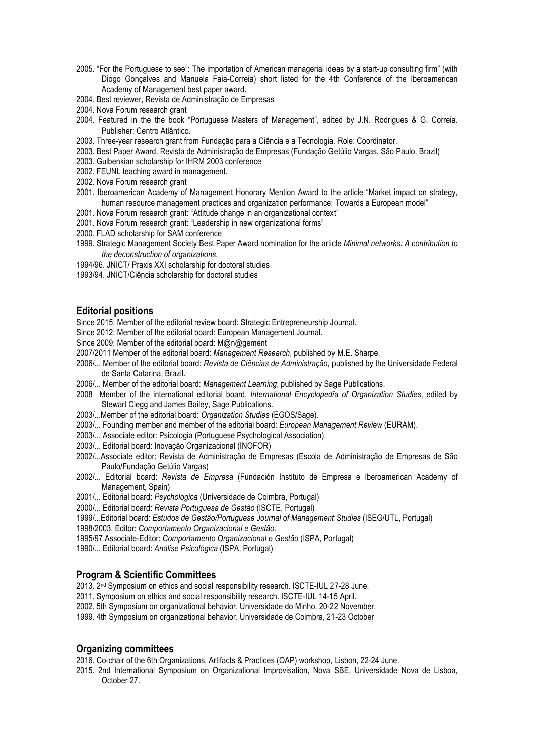2005. "For the Portuguese to see": The importation of American managerial ideas by a start-up consulting firm" (with Diogo Gonçalves and Manuela Faia-Correia) short listed for the 4th Conference of the Iberoamerican Academy of Management best paper award.

2004. Best reviewer, Revista de Administração de Empresas

2004. Nova Forum research grant

2004. Featured in the the book "Portuguese Masters of Management", edited by J.N. Rodrigues & G. Correia. Publisher: Centro Atlântico.

2003. Three-year research grant from Fundação para a Ciência e a Tecnologia. Role: Coordinator.

2003. Best Paper Award, Revista de Administração de Empresas (Fundação Getúlio Vargas, São Paulo, Brazil)

2003. Gulbenkian scholarship for IHRM 2003 conference

2002. FEUNL teaching award in management.

2002. Nova Forum research grant

2001. Iberoamerican Academy of Management Honorary Mention Award to the article "Market impact on strategy, human resource management practices and organization performance: Towards a European model"

2001. Nova Forum research grant: "Attitude change in an organizational context"

2001. Nova Forum research grant: "Leadership in new organizational forms"

2000. FLAD scholarship for SAM conference

1999. Strategic Management Society Best Paper Award nomination for the article *Minimal networks: A contribution to the deconstruction of organizations*.

1994/96. JNICT/ Praxis XXI scholarship for doctoral studies

1993/94. JNICT/Ciência scholarship for doctoral studies

## Editorial positions

Since 2015: Member of the editorial review board: Strategic Entrepreneurship Journal.

Since 2012: Member of the editorial board: European Management Journal.

Since 2009: Member of the editorial board: M@n@gement

2007/2011 Member of the editorial board: *Management Research*, published by M.E. Sharpe.

2006/... Member of the editorial board: *Revista de Ciências de Administração*, published by the Universidade Federal de Santa Catarina, Brazil.

2006/... Member of the editorial board: *Management Learning*, published by Sage Publications.

2008 Member of the international editorial board, *International Encyclopedia of Organization Studies*, edited by Stewart Clegg and James Bailey, Sage Publications.

2003/...Member of the editorial board: *Organization Studies* (EGOS/Sage).

2003/... Founding member and member of the editorial board: *European Management Review* (EURAM).

2003/... Associate editor: Psicologia (Portuguese Psychological Association).

2003/... Editorial board: Inovação Organizacional (INOFOR)

2002/...Associate editor: Revista de Administração de Empresas (Escola de Administração de Empresas de São Paulo/Fundação Getúlio Vargas)

2002/... Editorial board: *Revista de Empresa* (Fundación Instituto de Empresa e Iberoamerican Academy of Management, Spain)

2001/... Editorial board: *Psychologica* (Universidade de Coimbra, Portugal)

2000/... Editorial board: *Revista Portuguesa de Gestão* (ISCTE, Portugal)

1999/...Editorial board: *Estudos de Gestão/Portuguese Journal of Management Studies* (ISEG/UTL, Portugal)

1998/2003. Editor: *Comportamento Organizacional e Gestão.*

1995/97 Associate-Editor: *Comportamento Organizacional e Gestão* (ISPA, Portugal)

1990/... Editorial board: *Análise Psicológica* (ISPA, Portugal)

## Program & Scientific Committees

2013. 2nd Symposium on ethics and social responsibility research. ISCTE-IUL 27-28 June.

2011. Symposium on ethics and social responsibility research. ISCTE-IUL 14-15 April.

2002. 5th Symposium on organizational behavior. Universidade do Minho, 20-22 November.

1999. 4th Symposium on organizational behavior. Universidade de Coimbra, 21-23 October

## Organizing committees

2016. Co-chair of the 6th Organizations, Artifacts & Practices (OAP) workshop, Lisbon, 22-24 June.

2015. 2nd International Symposium on Organizational Improvisation, Nova SBE, Universidade Nova de Lisboa, October 27.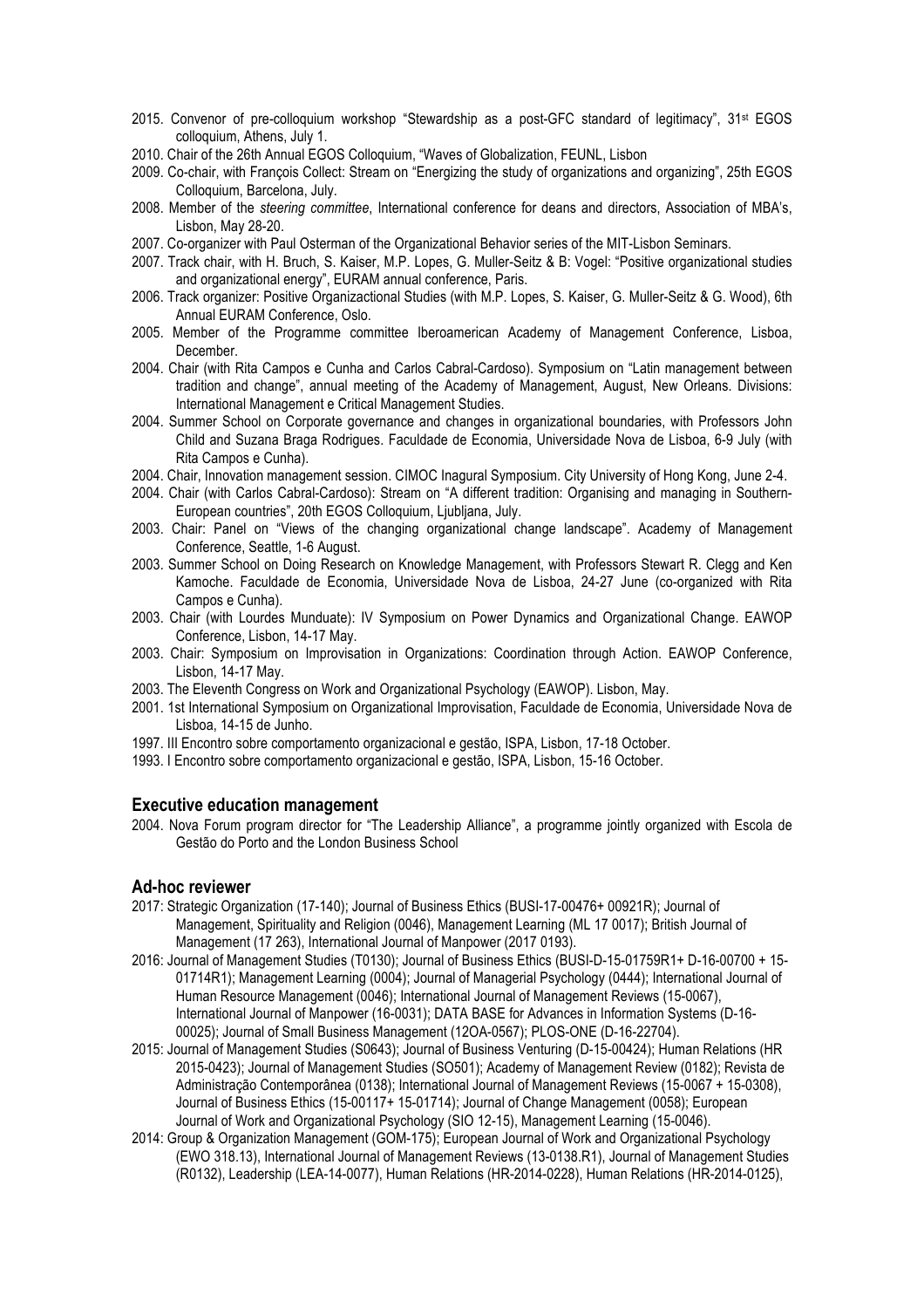2015. Convenor of pre-colloquium workshop "Stewardship as a post-GFC standard of legitimacy", 31st EGOS colloquium, Athens, July 1.

2010. Chair of the 26th Annual EGOS Colloquium, "Waves of Globalization, FEUNL, Lisbon

2009. Co-chair, with François Collect: Stream on "Energizing the study of organizations and organizing", 25th EGOS Colloquium, Barcelona, July.

2008. Member of the *steering committee*, International conference for deans and directors, Association of MBA's, Lisbon, May 28-20.

2007. Co-organizer with Paul Osterman of the Organizational Behavior series of the MIT-Lisbon Seminars.

2007. Track chair, with H. Bruch, S. Kaiser, M.P. Lopes, G. Muller-Seitz & B: Vogel: "Positive organizational studies and organizational energy", EURAM annual conference, Paris.

2006. Track organizer: Positive Organizactional Studies (with M.P. Lopes, S. Kaiser, G. Muller-Seitz & G. Wood), 6th Annual EURAM Conference, Oslo.

2005. Member of the Programme committee Iberoamerican Academy of Management Conference, Lisboa, December.

2004. Chair (with Rita Campos e Cunha and Carlos Cabral-Cardoso). Symposium on "Latin management between tradition and change", annual meeting of the Academy of Management, August, New Orleans. Divisions: International Management e Critical Management Studies.

2004. Summer School on Corporate governance and changes in organizational boundaries, with Professors John Child and Suzana Braga Rodrigues. Faculdade de Economia, Universidade Nova de Lisboa, 6-9 July (with Rita Campos e Cunha).

2004. Chair, Innovation management session. CIMOC Inagural Symposium. City University of Hong Kong, June 2-4.

2004. Chair (with Carlos Cabral-Cardoso): Stream on "A different tradition: Organising and managing in Southern-European countries", 20th EGOS Colloquium, Ljubljana, July.

2003. Chair: Panel on "Views of the changing organizational change landscape". Academy of Management Conference, Seattle, 1-6 August.

2003. Summer School on Doing Research on Knowledge Management, with Professors Stewart R. Clegg and Ken Kamoche. Faculdade de Economia, Universidade Nova de Lisboa, 24-27 June (co-organized with Rita Campos e Cunha).

2003. Chair (with Lourdes Munduate): IV Symposium on Power Dynamics and Organizational Change. EAWOP Conference, Lisbon, 14-17 May.

2003. Chair: Symposium on Improvisation in Organizations: Coordination through Action. EAWOP Conference, Lisbon, 14-17 May.

2003. The Eleventh Congress on Work and Organizational Psychology (EAWOP). Lisbon, May.

2001. 1st International Symposium on Organizational Improvisation, Faculdade de Economia, Universidade Nova de Lisboa, 14-15 de Junho.

1997. III Encontro sobre comportamento organizacional e gestão, ISPA, Lisbon, 17-18 October.

1993. I Encontro sobre comportamento organizacional e gestão, ISPA, Lisbon, 15-16 October.

## Executive education management

2004. Nova Forum program director for "The Leadership Alliance", a programme jointly organized with Escola de Gestão do Porto and the London Business School

## Ad-hoc reviewer

2017: Strategic Organization (17-140); Journal of Business Ethics (BUSI-17-00476+ 00921R); Journal of Management, Spirituality and Religion (0046), Management Learning (ML 17 0017); British Journal of Management (17 263), International Journal of Manpower (2017 0193).

2016: Journal of Management Studies (T0130); Journal of Business Ethics (BUSI-D-15-01759R1+ D-16-00700 + 15-01714R1); Management Learning (0004); Journal of Managerial Psychology (0444); International Journal of Human Resource Management (0046); International Journal of Management Reviews (15-0067), International Journal of Manpower (16-0031); DATA BASE for Advances in Information Systems (D-16-00025); Journal of Small Business Management (12OA-0567); PLOS-ONE (D-16-22704).

2015: Journal of Management Studies (S0643); Journal of Business Venturing (D-15-00424); Human Relations (HR 2015-0423); Journal of Management Studies (SO501); Academy of Management Review (0182); Revista de Administração Contemporânea (0138); International Journal of Management Reviews (15-0067 + 15-0308), Journal of Business Ethics (15-00117+ 15-01714); Journal of Change Management (0058); European Journal of Work and Organizational Psychology (SIO 12-15), Management Learning (15-0046).

2014: Group & Organization Management (GOM-175); European Journal of Work and Organizational Psychology (EWO 318.13), International Journal of Management Reviews (13-0138.R1), Journal of Management Studies (R0132), Leadership (LEA-14-0077), Human Relations (HR-2014-0228), Human Relations (HR-2014-0125),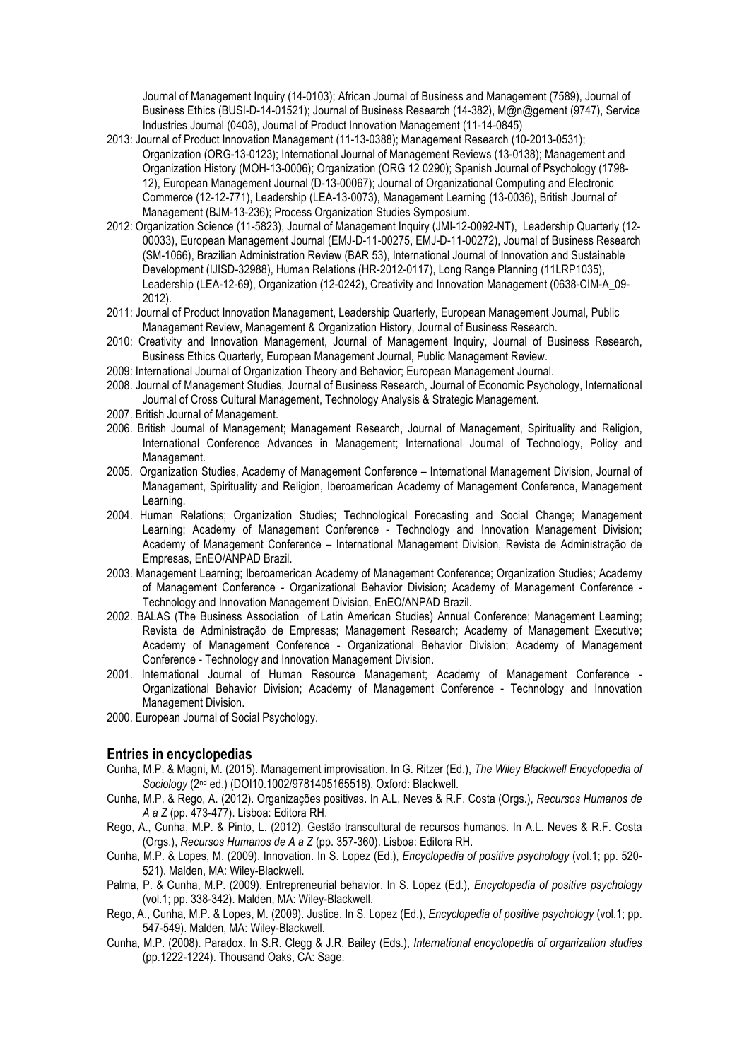Journal of Management Inquiry (14-0103); African Journal of Business and Management (7589), Journal of Business Ethics (BUSI-D-14-01521); Journal of Business Research (14-382), M@n@gement (9747), Service Industries Journal (0403), Journal of Product Innovation Management (11-14-0845)

2013: Journal of Product Innovation Management (11-13-0388); Management Research (10-2013-0531); Organization (ORG-13-0123); International Journal of Management Reviews (13-0138); Management and Organization History (MOH-13-0006); Organization (ORG 12 0290); Spanish Journal of Psychology (1798-12), European Management Journal (D-13-00067); Journal of Organizational Computing and Electronic Commerce (12-12-771), Leadership (LEA-13-0073), Management Learning (13-0036), British Journal of Management (BJM-13-236); Process Organization Studies Symposium.

2012: Organization Science (11-5823), Journal of Management Inquiry (JMI-12-0092-NT), Leadership Quarterly (12-00033), European Management Journal (EMJ-D-11-00275, EMJ-D-11-00272), Journal of Business Research (SM-1066), Brazilian Administration Review (BAR 53), International Journal of Innovation and Sustainable Development (IJISD-32988), Human Relations (HR-2012-0117), Long Range Planning (11LRP1035), Leadership (LEA-12-69), Organization (12-0242), Creativity and Innovation Management (0638-CIM-A_09-2012).

2011: Journal of Product Innovation Management, Leadership Quarterly, European Management Journal, Public Management Review, Management & Organization History, Journal of Business Research.

2010: Creativity and Innovation Management, Journal of Management Inquiry, Journal of Business Research, Business Ethics Quarterly, European Management Journal, Public Management Review.

2009: International Journal of Organization Theory and Behavior; European Management Journal.

2008. Journal of Management Studies, Journal of Business Research, Journal of Economic Psychology, International Journal of Cross Cultural Management, Technology Analysis & Strategic Management.

2007. British Journal of Management.

2006. British Journal of Management; Management Research, Journal of Management, Spirituality and Religion, International Conference Advances in Management; International Journal of Technology, Policy and Management.

2005. Organization Studies, Academy of Management Conference – International Management Division, Journal of Management, Spirituality and Religion, Iberoamerican Academy of Management Conference, Management Learning.

2004. Human Relations; Organization Studies; Technological Forecasting and Social Change; Management Learning; Academy of Management Conference - Technology and Innovation Management Division; Academy of Management Conference – International Management Division, Revista de Administração de Empresas, EnEO/ANPAD Brazil.

2003. Management Learning; Iberoamerican Academy of Management Conference; Organization Studies; Academy of Management Conference - Organizational Behavior Division; Academy of Management Conference - Technology and Innovation Management Division, EnEO/ANPAD Brazil.

2002. BALAS (The Business Association of Latin American Studies) Annual Conference; Management Learning; Revista de Administração de Empresas; Management Research; Academy of Management Executive; Academy of Management Conference - Organizational Behavior Division; Academy of Management Conference - Technology and Innovation Management Division.

2001. International Journal of Human Resource Management; Academy of Management Conference - Organizational Behavior Division; Academy of Management Conference - Technology and Innovation Management Division.

2000. European Journal of Social Psychology.

## Entries in encyclopedias

Cunha, M.P. & Magni, M. (2015). Management improvisation. In G. Ritzer (Ed.), *The Wiley Blackwell Encyclopedia of Sociology* (2nd ed.) (DOI10.1002/9781405165518). Oxford: Blackwell.

Cunha, M.P. & Rego, A. (2012). Organizações positivas. In A.L. Neves & R.F. Costa (Orgs.), *Recursos Humanos de A a Z* (pp. 473-477). Lisboa: Editora RH.

Rego, A., Cunha, M.P. & Pinto, L. (2012). Gestão transcultural de recursos humanos. In A.L. Neves & R.F. Costa (Orgs.), *Recursos Humanos de A a Z* (pp. 357-360). Lisboa: Editora RH.

Cunha, M.P. & Lopes, M. (2009). Innovation. In S. Lopez (Ed.), *Encyclopedia of positive psychology* (vol.1; pp. 520-521). Malden, MA: Wiley-Blackwell.

Palma, P. & Cunha, M.P. (2009). Entrepreneurial behavior. In S. Lopez (Ed.), *Encyclopedia of positive psychology* (vol.1; pp. 338-342). Malden, MA: Wiley-Blackwell.

Rego, A., Cunha, M.P. & Lopes, M. (2009). Justice. In S. Lopez (Ed.), *Encyclopedia of positive psychology* (vol.1; pp. 547-549). Malden, MA: Wiley-Blackwell.

Cunha, M.P. (2008). Paradox. In S.R. Clegg & J.R. Bailey (Eds.), *International encyclopedia of organization studies* (pp.1222-1224). Thousand Oaks, CA: Sage.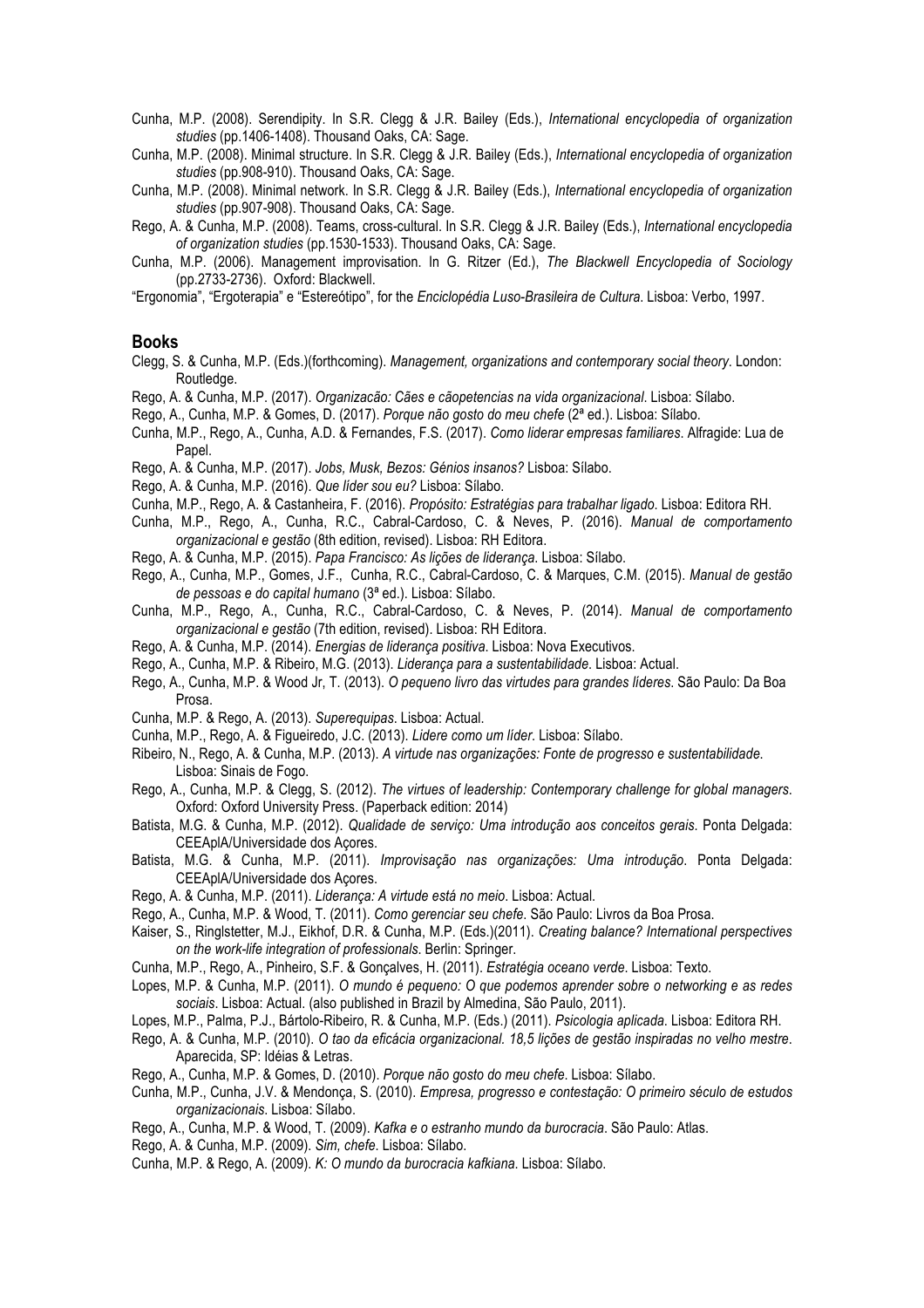Cunha, M.P. (2008). Serendipity. In S.R. Clegg & J.R. Bailey (Eds.), *International encyclopedia of organization studies* (pp.1406-1408). Thousand Oaks, CA: Sage.

Cunha, M.P. (2008). Minimal structure. In S.R. Clegg & J.R. Bailey (Eds.), *International encyclopedia of organization studies* (pp.908-910). Thousand Oaks, CA: Sage.

Cunha, M.P. (2008). Minimal network. In S.R. Clegg & J.R. Bailey (Eds.), *International encyclopedia of organization studies* (pp.907-908). Thousand Oaks, CA: Sage.

Rego, A. & Cunha, M.P. (2008). Teams, cross-cultural. In S.R. Clegg & J.R. Bailey (Eds.), *International encyclopedia of organization studies* (pp.1530-1533). Thousand Oaks, CA: Sage.

Cunha, M.P. (2006). Management improvisation. In G. Ritzer (Ed.), *The Blackwell Encyclopedia of Sociology* (pp.2733-2736). Oxford: Blackwell.

"Ergonomia", "Ergoterapia" e "Estereótipo", for the *Enciclopédia Luso-Brasileira de Cultura*. Lisboa: Verbo, 1997.

## Books

Clegg, S. & Cunha, M.P. (Eds.)(forthcoming). *Management, organizations and contemporary social theory*. London: Routledge.

Rego, A. & Cunha, M.P. (2017). *Organizacão: Cães e cãopetencias na vida organizacional*. Lisboa: Sílabo.

Rego, A., Cunha, M.P. & Gomes, D. (2017). *Porque não gosto do meu chefe* (2ª ed.). Lisboa: Sílabo.

Cunha, M.P., Rego, A., Cunha, A.D. & Fernandes, F.S. (2017). *Como liderar empresas familiares*. Alfragide: Lua de Papel.

Rego, A. & Cunha, M.P. (2017). *Jobs, Musk, Bezos: Génios insanos?* Lisboa: Sílabo.

Rego, A. & Cunha, M.P. (2016). *Que líder sou eu?* Lisboa: Sílabo.

Cunha, M.P., Rego, A. & Castanheira, F. (2016). *Propósito: Estratégias para trabalhar ligado*. Lisboa: Editora RH.

Cunha, M.P., Rego, A., Cunha, R.C., Cabral-Cardoso, C. & Neves, P. (2016). *Manual de comportamento organizacional e gestão* (8th edition, revised). Lisboa: RH Editora.

Rego, A. & Cunha, M.P. (2015). *Papa Francisco: As lições de liderança*. Lisboa: Sílabo.

Rego, A., Cunha, M.P., Gomes, J.F., Cunha, R.C., Cabral-Cardoso, C. & Marques, C.M. (2015). *Manual de gestão de pessoas e do capital humano* (3ª ed.). Lisboa: Sílabo.

Cunha, M.P., Rego, A., Cunha, R.C., Cabral-Cardoso, C. & Neves, P. (2014). *Manual de comportamento organizacional e gestão* (7th edition, revised). Lisboa: RH Editora.

Rego, A. & Cunha, M.P. (2014). *Energias de liderança positiva*. Lisboa: Nova Executivos.

Rego, A., Cunha, M.P. & Ribeiro, M.G. (2013). *Liderança para a sustentabilidade*. Lisboa: Actual.

Rego, A., Cunha, M.P. & Wood Jr, T. (2013). *O pequeno livro das virtudes para grandes líderes*. São Paulo: Da Boa Prosa.

Cunha, M.P. & Rego, A. (2013). *Superequipas*. Lisboa: Actual.

Cunha, M.P., Rego, A. & Figueiredo, J.C. (2013). *Lidere como um líder*. Lisboa: Sílabo.

Ribeiro, N., Rego, A. & Cunha, M.P. (2013). *A virtude nas organizações: Fonte de progresso e sustentabilidade*. Lisboa: Sinais de Fogo.

Rego, A., Cunha, M.P. & Clegg, S. (2012). *The virtues of leadership: Contemporary challenge for global managers*. Oxford: Oxford University Press. (Paperback edition: 2014)

Batista, M.G. & Cunha, M.P. (2012). *Qualidade de serviço: Uma introdução aos conceitos gerais*. Ponta Delgada: CEEAplA/Universidade dos Açores.

Batista, M.G. & Cunha, M.P. (2011). *Improvisação nas organizações: Uma introdução*. Ponta Delgada: CEEAplA/Universidade dos Açores.

Rego, A. & Cunha, M.P. (2011). *Liderança: A virtude está no meio*. Lisboa: Actual.

Rego, A., Cunha, M.P. & Wood, T. (2011). *Como gerenciar seu chefe*. São Paulo: Livros da Boa Prosa.

Kaiser, S., Ringlstetter, M.J., Eikhof, D.R. & Cunha, M.P. (Eds.)(2011). *Creating balance? International perspectives on the work-life integration of professionals*. Berlin: Springer.

Cunha, M.P., Rego, A., Pinheiro, S.F. & Gonçalves, H. (2011). *Estratégia oceano verde*. Lisboa: Texto.

Lopes, M.P. & Cunha, M.P. (2011). *O mundo é pequeno: O que podemos aprender sobre o networking e as redes sociais*. Lisboa: Actual. (also published in Brazil by Almedina, São Paulo, 2011).

Lopes, M.P., Palma, P.J., Bártolo-Ribeiro, R. & Cunha, M.P. (Eds.) (2011). *Psicologia aplicada*. Lisboa: Editora RH.

Rego, A. & Cunha, M.P. (2010). *O tao da eficácia organizacional. 18,5 lições de gestão inspiradas no velho mestre*. Aparecida, SP: Idéias & Letras.

Rego, A., Cunha, M.P. & Gomes, D. (2010). *Porque não gosto do meu chefe*. Lisboa: Sílabo.

Cunha, M.P., Cunha, J.V. & Mendonça, S. (2010). *Empresa, progresso e contestação: O primeiro século de estudos organizacionais*. Lisboa: Sílabo.

Rego, A., Cunha, M.P. & Wood, T. (2009). *Kafka e o estranho mundo da burocracia*. São Paulo: Atlas.

Rego, A. & Cunha, M.P. (2009). *Sim, chefe*. Lisboa: Sílabo.

Cunha, M.P. & Rego, A. (2009). *K: O mundo da burocracia kafkiana*. Lisboa: Sílabo.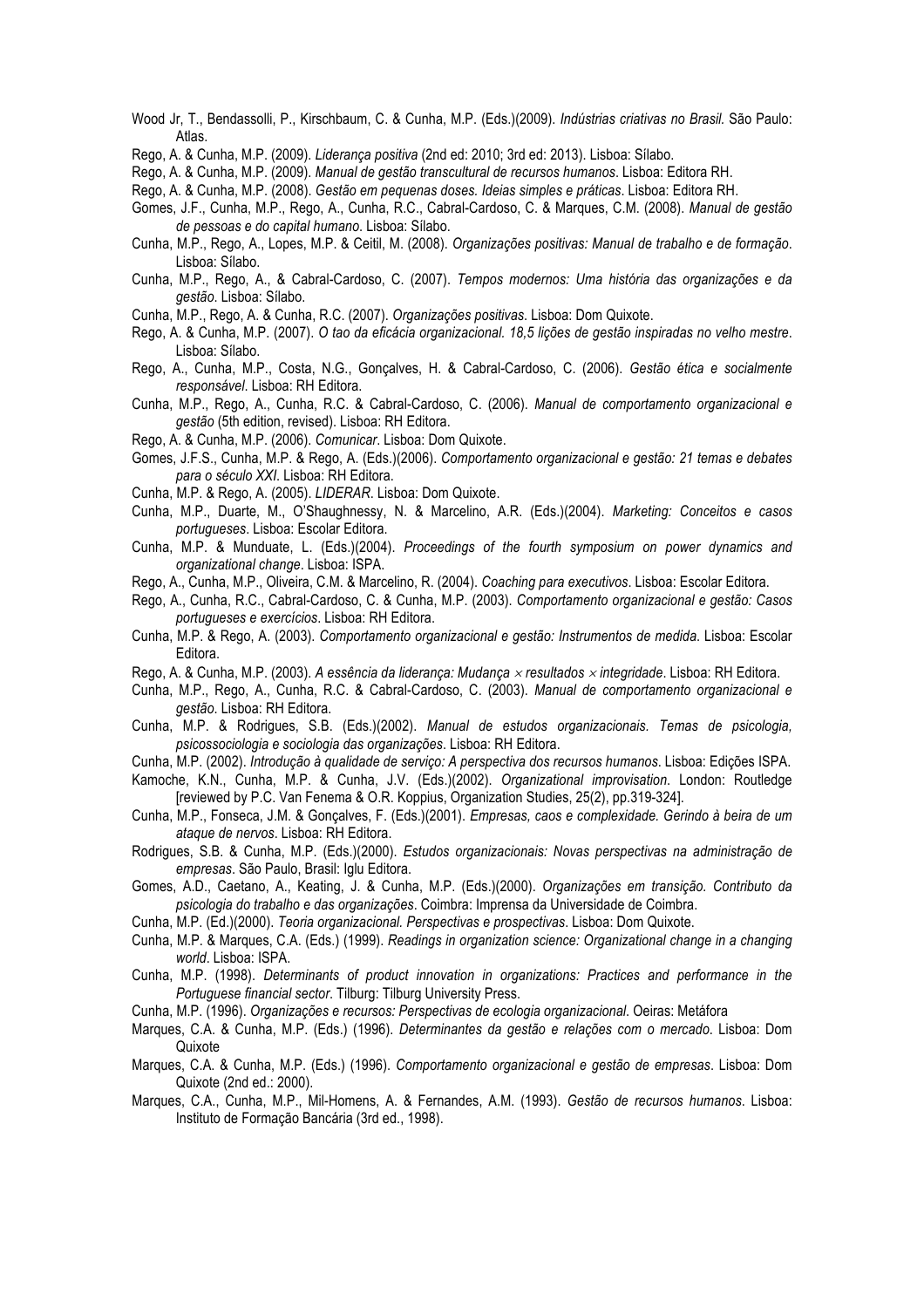Wood Jr, T., Bendassolli, P., Kirschbaum, C. & Cunha, M.P. (Eds.)(2009). *Indústrias criativas no Brasil.* São Paulo: Atlas.

Rego, A. & Cunha, M.P. (2009). *Liderança positiva* (2nd ed: 2010; 3rd ed: 2013). Lisboa: Sílabo.

Rego, A. & Cunha, M.P. (2009). *Manual de gestão transcultural de recursos humanos*. Lisboa: Editora RH.

Rego, A. & Cunha, M.P. (2008). *Gestão em pequenas doses. Ideias simples e práticas*. Lisboa: Editora RH.

Gomes, J.F., Cunha, M.P., Rego, A., Cunha, R.C., Cabral-Cardoso, C. & Marques, C.M. (2008). *Manual de gestão de pessoas e do capital humano*. Lisboa: Sílabo.

Cunha, M.P., Rego, A., Lopes, M.P. & Ceitil, M. (2008). *Organizações positivas: Manual de trabalho e de formação*. Lisboa: Sílabo.

Cunha, M.P., Rego, A., & Cabral-Cardoso, C. (2007). *Tempos modernos: Uma história das organizações e da gestão*. Lisboa: Sílabo.

Cunha, M.P., Rego, A. & Cunha, R.C. (2007). *Organizações positivas*. Lisboa: Dom Quixote.

Rego, A. & Cunha, M.P. (2007). *O tao da eficácia organizacional. 18,5 lições de gestão inspiradas no velho mestre*. Lisboa: Sílabo.

Rego, A., Cunha, M.P., Costa, N.G., Gonçalves, H. & Cabral-Cardoso, C. (2006). *Gestão ética e socialmente responsável*. Lisboa: RH Editora.

Cunha, M.P., Rego, A., Cunha, R.C. & Cabral-Cardoso, C. (2006). *Manual de comportamento organizacional e gestão* (5th edition, revised). Lisboa: RH Editora.

Rego, A. & Cunha, M.P. (2006). *Comunicar*. Lisboa: Dom Quixote.

Gomes, J.F.S., Cunha, M.P. & Rego, A. (Eds.)(2006). *Comportamento organizacional e gestão: 21 temas e debates para o século XXI*. Lisboa: RH Editora.

Cunha, M.P. & Rego, A. (2005). *LIDERAR*. Lisboa: Dom Quixote.

Cunha, M.P., Duarte, M., O'Shaughnessy, N. & Marcelino, A.R. (Eds.)(2004). *Marketing: Conceitos e casos portugueses*. Lisboa: Escolar Editora.

Cunha, M.P. & Munduate, L. (Eds.)(2004). *Proceedings of the fourth symposium on power dynamics and organizational change*. Lisboa: ISPA.

Rego, A., Cunha, M.P., Oliveira, C.M. & Marcelino, R. (2004). *Coaching para executivos*. Lisboa: Escolar Editora.

Rego, A., Cunha, R.C., Cabral-Cardoso, C. & Cunha, M.P. (2003). *Comportamento organizacional e gestão: Casos portugueses e exercícios*. Lisboa: RH Editora.

Cunha, M.P. & Rego, A. (2003). *Comportamento organizacional e gestão: Instrumentos de medida*. Lisboa: Escolar Editora.

Rego, A. & Cunha, M.P. (2003). *A essência da liderança: Mudança × resultados × integridade*. Lisboa: RH Editora.

Cunha, M.P., Rego, A., Cunha, R.C. & Cabral-Cardoso, C. (2003). *Manual de comportamento organizacional e gestão*. Lisboa: RH Editora.

Cunha, M.P. & Rodrigues, S.B. (Eds.)(2002). *Manual de estudos organizacionais. Temas de psicologia, psicossociologia e sociologia das organizações*. Lisboa: RH Editora.

Cunha, M.P. (2002). *Introdução à qualidade de serviço: A perspectiva dos recursos humanos*. Lisboa: Edições ISPA.

Kamoche, K.N., Cunha, M.P. & Cunha, J.V. (Eds.)(2002). *Organizational improvisation*. London: Routledge [reviewed by P.C. Van Fenema & O.R. Koppius, Organization Studies, 25(2), pp.319-324].

Cunha, M.P., Fonseca, J.M. & Gonçalves, F. (Eds.)(2001). *Empresas, caos e complexidade. Gerindo à beira de um ataque de nervos*. Lisboa: RH Editora.

Rodrigues, S.B. & Cunha, M.P. (Eds.)(2000). *Estudos organizacionais: Novas perspectivas na administração de empresas*. São Paulo, Brasil: Iglu Editora.

Gomes, A.D., Caetano, A., Keating, J. & Cunha, M.P. (Eds.)(2000). *Organizações em transição. Contributo da psicologia do trabalho e das organizações*. Coimbra: Imprensa da Universidade de Coimbra.

Cunha, M.P. (Ed.)(2000). *Teoria organizacional. Perspectivas e prospectivas*. Lisboa: Dom Quixote.

Cunha, M.P. & Marques, C.A. (Eds.) (1999). *Readings in organization science: Organizational change in a changing world*. Lisboa: ISPA.

Cunha, M.P. (1998). *Determinants of product innovation in organizations: Practices and performance in the Portuguese financial sector*. Tilburg: Tilburg University Press.

Cunha, M.P. (1996). *Organizações e recursos: Perspectivas de ecologia organizacional*. Oeiras: Metáfora

Marques, C.A. & Cunha, M.P. (Eds.) (1996). *Determinantes da gestão e relações com o mercado*. Lisboa: Dom Quixote

Marques, C.A. & Cunha, M.P. (Eds.) (1996). *Comportamento organizacional e gestão de empresas*. Lisboa: Dom Quixote (2nd ed.: 2000).

Marques, C.A., Cunha, M.P., Mil-Homens, A. & Fernandes, A.M. (1993). *Gestão de recursos humanos*. Lisboa: Instituto de Formação Bancária (3rd ed., 1998).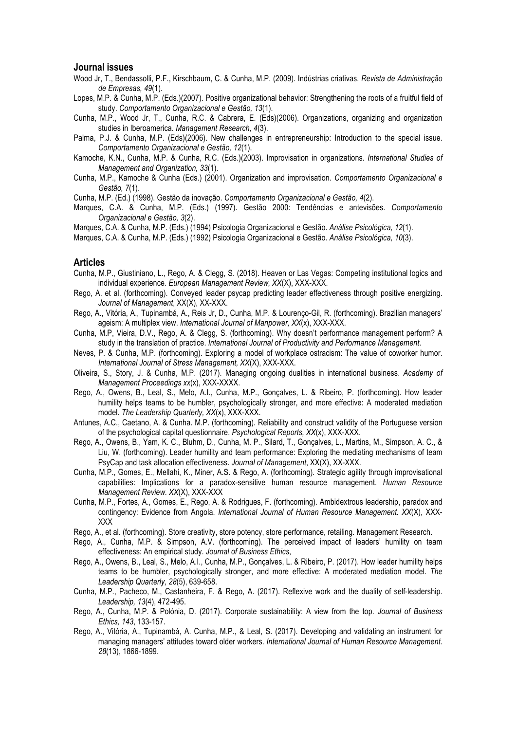## Journal issues

Wood Jr, T., Bendassolli, P.F., Kirschbaum, C. & Cunha, M.P. (2009). Indústrias criativas. *Revista de Administração de Empresas, 49*(1).

Lopes, M.P. & Cunha, M.P. (Eds.)(2007). Positive organizational behavior: Strengthening the roots of a fruitful field of study. *Comportamento Organizacional e Gestão, 13*(1).

Cunha, M.P., Wood Jr, T., Cunha, R.C. & Cabrera, E. (Eds)(2006). Organizations, organizing and organization studies in Iberoamerica. *Management Research, 4*(3).

Palma, P.J. & Cunha, M.P. (Eds)(2006). New challenges in entrepreneurship: Introduction to the special issue. *Comportamento Organizacional e Gestão, 12*(1).

Kamoche, K.N., Cunha, M.P. & Cunha, R.C. (Eds.)(2003). Improvisation in organizations. *International Studies of Management and Organization, 33*(1).

Cunha, M.P., Kamoche & Cunha (Eds.) (2001). Organization and improvisation. *Comportamento Organizacional e Gestão, 7*(1).

Cunha, M.P. (Ed.) (1998). Gestão da inovação. *Comportamento Organizacional e Gestão, 4*(2).

Marques, C.A. & Cunha, M.P. (Eds.) (1997). Gestão 2000: Tendências e antevisões. *Comportamento Organizacional e Gestão, 3*(2).

Marques, C.A. & Cunha, M.P. (Eds.) (1994) Psicologia Organizacional e Gestão. *Análise Psicológica, 12*(1).

Marques, C.A. & Cunha, M.P. (Eds.) (1992) Psicologia Organizacional e Gestão. *Análise Psicológica, 10*(3).

## Articles

Cunha, M.P., Giustiniano, L., Rego, A. & Clegg, S. (2018). Heaven or Las Vegas: Competing institutional logics and individual experience. *European Management Review, XX*(X), XXX-XXX.

Rego, A. et al. (forthcoming). Conveyed leader psycap predicting leader effectiveness through positive energizing. *Journal of Management*, XX(X), XX-XXX.

Rego, A., Vitória, A., Tupinambá, A., Reis Jr, D., Cunha, M.P. & Lourenço-Gil, R. (forthcoming). Brazilian managers' ageism: A multiplex view. *International Journal of Manpower, XX*(x), XXX-XXX.

Cunha, M.P, Vieira, D.V., Rego, A. & Clegg, S. (forthcoming). Why doesn't performance management perform? A study in the translation of practice. *International Journal of Productivity and Performance Management*.

Neves, P. & Cunha, M.P. (forthcoming). Exploring a model of workplace ostracism: The value of coworker humor. *International Journal of Stress Management, XX*(X), XXX-XXX.

Oliveira, S., Story, J. & Cunha, M.P. (2017). Managing ongoing dualities in international business. *Academy of Management Proceedings xx*(x), XXX-XXXX.

Rego, A., Owens, B., Leal, S., Melo, A.I., Cunha, M.P., Gonçalves, L. & Ribeiro, P. (forthcoming). How leader humility helps teams to be humbler, psychologically stronger, and more effective: A moderated mediation model. *The Leadership Quarterly, XX*(x), XXX-XXX.

Antunes, A.C., Caetano, A. & Cunha. M.P. (forthcoming). Reliability and construct validity of the Portuguese version of the psychological capital questionnaire. *Psychological Reports, XX*(x), XXX-XXX.

Rego, A., Owens, B., Yam, K. C., Bluhm, D., Cunha, M. P., Silard, T., Gonçalves, L., Martins, M., Simpson, A. C., & Liu, W. (forthcoming). Leader humility and team performance: Exploring the mediating mechanisms of team PsyCap and task allocation effectiveness. *Journal of Management*, XX(X), XX-XXX.

Cunha, M.P., Gomes, E., Mellahi, K., Miner, A.S. & Rego, A. (forthcoming). Strategic agility through improvisational capabilities: Implications for a paradox-sensitive human resource management. *Human Resource Management Review. XX*(X), XXX-XXX

Cunha, M.P., Fortes, A., Gomes, E., Rego, A. & Rodrigues, F. (forthcoming). Ambidextrous leadership, paradox and contingency: Evidence from Angola. *International Journal of Human Resource Management. XX*(X), XXX-XXX

Rego, A., et al. (forthcoming). Store creativity, store potency, store performance, retailing. Management Research.

Rego, A., Cunha, M.P. & Simpson, A.V. (forthcoming). The perceived impact of leaders' humility on team effectiveness: An empirical study. *Journal of Business Ethics*,

Rego, A., Owens, B., Leal, S., Melo, A.I., Cunha, M.P., Gonçalves, L. & Ribeiro, P. (2017). How leader humility helps teams to be humbler, psychologically stronger, and more effective: A moderated mediation model. *The Leadership Quarterly, 28*(5), 639-658.

Cunha, M.P., Pacheco, M., Castanheira, F. & Rego, A. (2017). Reflexive work and the duality of self-leadership. *Leadership, 13*(4), 472-495.

Rego, A., Cunha, M.P. & Polónia, D. (2017). Corporate sustainability: A view from the top. *Journal of Business Ethics, 143*, 133-157.

Rego, A., Vitória, A., Tupinambá, A. Cunha, M.P., & Leal, S. (2017). Developing and validating an instrument for managing managers' attitudes toward older workers. *International Journal of Human Resource Management. 28*(13), 1866-1899.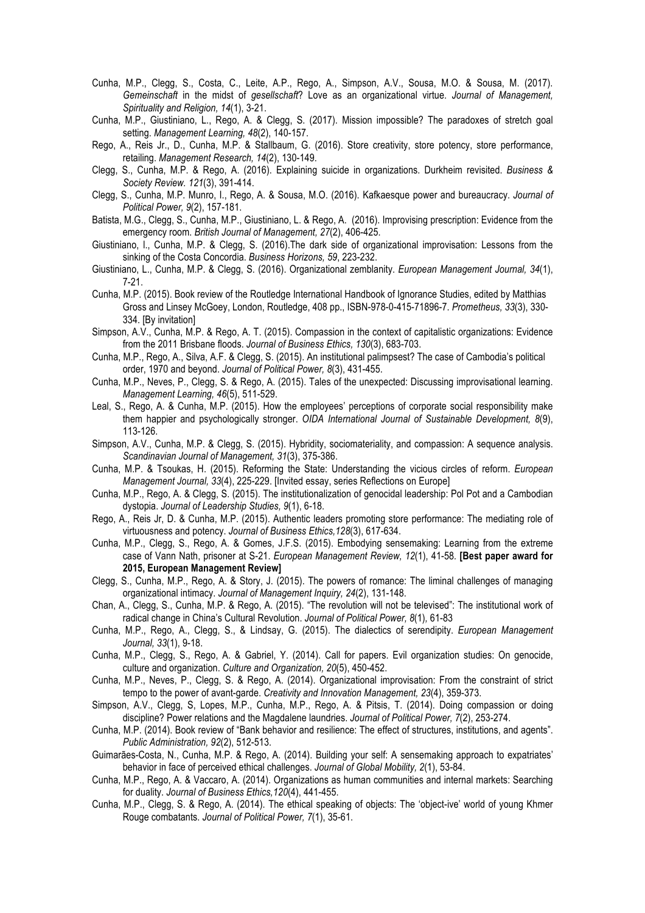Cunha, M.P., Clegg, S., Costa, C., Leite, A.P., Rego, A., Simpson, A.V., Sousa, M.O. & Sousa, M. (2017). *Gemeinschaft* in the midst of *gesellschaft*? Love as an organizational virtue. *Journal of Management, Spirituality and Religion, 14*(1), 3-21.

Cunha, M.P., Giustiniano, L., Rego, A. & Clegg, S. (2017). Mission impossible? The paradoxes of stretch goal setting. *Management Learning, 48*(2), 140-157.

Rego, A., Reis Jr., D., Cunha, M.P. & Stallbaum, G. (2016). Store creativity, store potency, store performance, retailing. *Management Research, 14*(2), 130-149.

Clegg, S., Cunha, M.P. & Rego, A. (2016). Explaining suicide in organizations. Durkheim revisited. *Business & Society Review. 121*(3), 391-414.

Clegg, S., Cunha, M.P. Munro, I., Rego, A. & Sousa, M.O. (2016). Kafkaesque power and bureaucracy. *Journal of Political Power, 9*(2), 157-181.

Batista, M.G., Clegg, S., Cunha, M.P., Giustiniano, L. & Rego, A. (2016). Improvising prescription: Evidence from the emergency room. *British Journal of Management, 27*(2), 406-425.

Giustiniano, l., Cunha, M.P. & Clegg, S. (2016).The dark side of organizational improvisation: Lessons from the sinking of the Costa Concordia. *Business Horizons, 59*, 223-232.

Giustiniano, L., Cunha, M.P. & Clegg, S. (2016). Organizational zemblanity. *European Management Journal, 34*(1), 7-21.

Cunha, M.P. (2015). Book review of the Routledge International Handbook of Ignorance Studies, edited by Matthias Gross and Linsey McGoey, London, Routledge, 408 pp., ISBN-978-0-415-71896-7. *Prometheus, 33*(3), 330-334. [By invitation]

Simpson, A.V., Cunha, M.P. & Rego, A. T. (2015). Compassion in the context of capitalistic organizations: Evidence from the 2011 Brisbane floods. *Journal of Business Ethics, 130*(3), 683-703.

Cunha, M.P., Rego, A., Silva, A.F. & Clegg, S. (2015). An institutional palimpsest? The case of Cambodia's political order, 1970 and beyond. *Journal of Political Power, 8*(3), 431-455.

Cunha, M.P., Neves, P., Clegg, S. & Rego, A. (2015). Tales of the unexpected: Discussing improvisational learning. *Management Learning, 46*(5), 511-529.

Leal, S., Rego, A. & Cunha, M.P. (2015). How the employees' perceptions of corporate social responsibility make them happier and psychologically stronger. *OIDA International Journal of Sustainable Development, 8*(9), 113-126.

Simpson, A.V., Cunha, M.P. & Clegg, S. (2015). Hybridity, sociomateriality, and compassion: A sequence analysis. *Scandinavian Journal of Management, 31*(3), 375-386.

Cunha, M.P. & Tsoukas, H. (2015). Reforming the State: Understanding the vicious circles of reform. *European Management Journal, 33*(4), 225-229. [Invited essay, series Reflections on Europe]

Cunha, M.P., Rego, A. & Clegg, S. (2015). The institutionalization of genocidal leadership: Pol Pot and a Cambodian dystopia. *Journal of Leadership Studies, 9*(1), 6-18.

Rego, A., Reis Jr, D. & Cunha, M.P. (2015). Authentic leaders promoting store performance: The mediating role of virtuousness and potency. *Journal of Business Ethics,128*(3), 617-634.

Cunha, M.P., Clegg, S., Rego, A. & Gomes, J.F.S. (2015). Embodying sensemaking: Learning from the extreme case of Vann Nath, prisoner at S-21. *European Management Review, 12*(1), 41-58. **[Best paper award for 2015, European Management Review]**

Clegg, S., Cunha, M.P., Rego, A. & Story, J. (2015). The powers of romance: The liminal challenges of managing organizational intimacy. *Journal of Management Inquiry, 24*(2), 131-148.

Chan, A., Clegg, S., Cunha, M.P. & Rego, A. (2015). "The revolution will not be televised": The institutional work of radical change in China's Cultural Revolution. *Journal of Political Power, 8*(1), 61-83

Cunha, M.P., Rego, A., Clegg, S., & Lindsay, G. (2015). The dialectics of serendipity. *European Management Journal, 33*(1), 9-18.

Cunha, M.P., Clegg, S., Rego, A. & Gabriel, Y. (2014). Call for papers. Evil organization studies: On genocide, culture and organization. *Culture and Organization, 20*(5), 450-452.

Cunha, M.P., Neves, P., Clegg, S. & Rego, A. (2014). Organizational improvisation: From the constraint of strict tempo to the power of avant-garde. *Creativity and Innovation Management, 23*(4), 359-373.

Simpson, A.V., Clegg, S, Lopes, M.P., Cunha, M.P., Rego, A. & Pitsis, T. (2014). Doing compassion or doing discipline? Power relations and the Magdalene laundries. *Journal of Political Power, 7*(2), 253-274.

Cunha, M.P. (2014). Book review of "Bank behavior and resilience: The effect of structures, institutions, and agents". *Public Administration, 92*(2), 512-513.

Guimarães-Costa, N., Cunha, M.P. & Rego, A. (2014). Building your self: A sensemaking approach to expatriates' behavior in face of perceived ethical challenges. *Journal of Global Mobility, 2*(1), 53-84.

Cunha, M.P., Rego, A. & Vaccaro, A. (2014). Organizations as human communities and internal markets: Searching for duality. *Journal of Business Ethics,120*(4), 441-455.

Cunha, M.P., Clegg, S. & Rego, A. (2014). The ethical speaking of objects: The 'object-ive' world of young Khmer Rouge combatants. *Journal of Political Power, 7*(1), 35-61.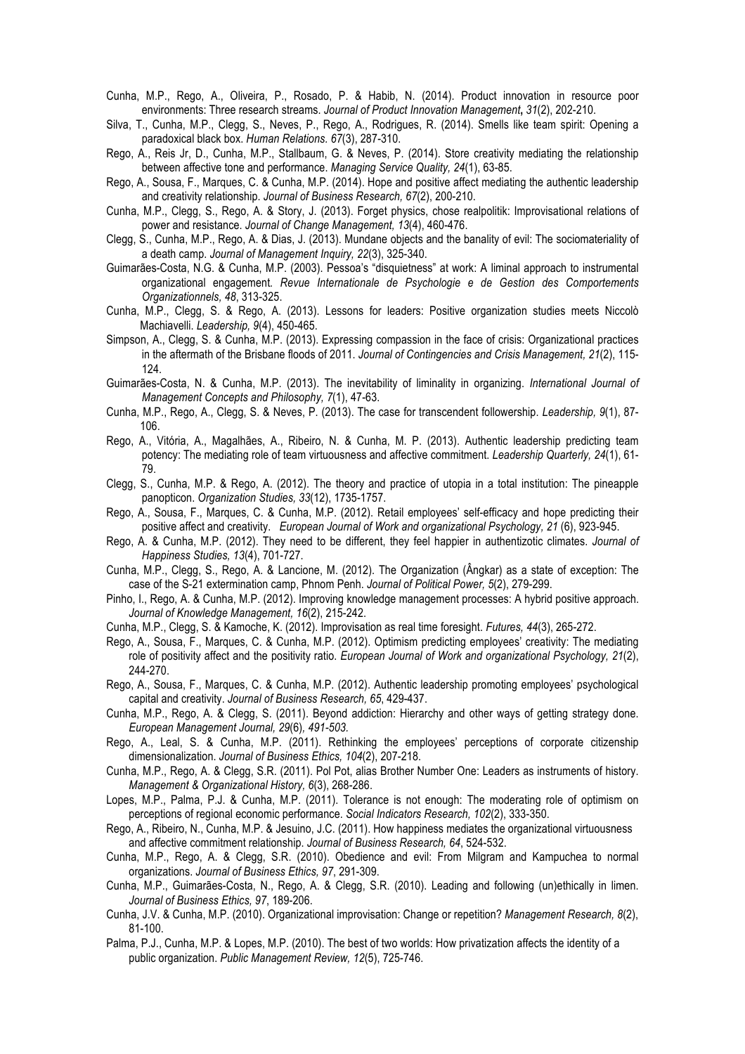Cunha, M.P., Rego, A., Oliveira, P., Rosado, P. & Habib, N. (2014). Product innovation in resource poor environments: Three research streams. *Journal of Product Innovation Management***,** *31*(2), 202-210.

Silva, T., Cunha, M.P., Clegg, S., Neves, P., Rego, A., Rodrigues, R. (2014). Smells like team spirit: Opening a paradoxical black box. *Human Relations. 67*(3), 287-310.

Rego, A., Reis Jr, D., Cunha, M.P., Stallbaum, G. & Neves, P. (2014). Store creativity mediating the relationship between affective tone and performance. *Managing Service Quality, 24*(1), 63-85.

Rego, A., Sousa, F., Marques, C. & Cunha, M.P. (2014). Hope and positive affect mediating the authentic leadership and creativity relationship. *Journal of Business Research, 67*(2), 200-210.

Cunha, M.P., Clegg, S., Rego, A. & Story, J. (2013). Forget physics, chose realpolitik: Improvisational relations of power and resistance. *Journal of Change Management, 13*(4), 460-476.

Clegg, S., Cunha, M.P., Rego, A. & Dias, J. (2013). Mundane objects and the banality of evil: The sociomateriality of a death camp. *Journal of Management Inquiry, 22*(3), 325-340.

Guimarães-Costa, N.G. & Cunha, M.P. (2003). Pessoa's "disquietness" at work: A liminal approach to instrumental organizational engagement. *Revue Internationale de Psychologie e de Gestion des Comportements Organizationnels, 48*, 313-325.

Cunha, M.P., Clegg, S. & Rego, A. (2013). Lessons for leaders: Positive organization studies meets Niccolò Machiavelli. *Leadership, 9*(4), 450-465.

Simpson, A., Clegg, S. & Cunha, M.P. (2013). Expressing compassion in the face of crisis: Organizational practices in the aftermath of the Brisbane floods of 2011. *Journal of Contingencies and Crisis Management, 21*(2), 115-124.

Guimarães-Costa, N. & Cunha, M.P. (2013). The inevitability of liminality in organizing. *International Journal of Management Concepts and Philosophy, 7*(1), 47-63.

Cunha, M.P., Rego, A., Clegg, S. & Neves, P. (2013). The case for transcendent followership. *Leadership, 9*(1), 87-106.

Rego, A., Vitória, A., Magalhães, A., Ribeiro, N. & Cunha, M. P. (2013). Authentic leadership predicting team potency: The mediating role of team virtuousness and affective commitment. *Leadership Quarterly, 24*(1), 61-79.

Clegg, S., Cunha, M.P. & Rego, A. (2012). The theory and practice of utopia in a total institution: The pineapple panopticon. *Organization Studies, 33*(12), 1735-1757.

Rego, A., Sousa, F., Marques, C. & Cunha, M.P. (2012). Retail employees' self-efficacy and hope predicting their positive affect and creativity. *European Journal of Work and organizational Psychology, 21* (6), 923-945.

Rego, A. & Cunha, M.P. (2012). They need to be different, they feel happier in authentizotic climates. *Journal of Happiness Studies, 13*(4), 701-727.

Cunha, M.P., Clegg, S., Rego, A. & Lancione, M. (2012). The Organization (Ângkar) as a state of exception: The case of the S-21 extermination camp, Phnom Penh. *Journal of Political Power, 5*(2), 279-299.

Pinho, I., Rego, A. & Cunha, M.P. (2012). Improving knowledge management processes: A hybrid positive approach. *Journal of Knowledge Management, 16*(2), 215-242.

Cunha, M.P., Clegg, S. & Kamoche, K. (2012). Improvisation as real time foresight. *Futures, 44*(3), 265-272.

Rego, A., Sousa, F., Marques, C. & Cunha, M.P. (2012). Optimism predicting employees' creativity: The mediating role of positivity affect and the positivity ratio. *European Journal of Work and organizational Psychology, 21*(2), 244-270.

Rego, A., Sousa, F., Marques, C. & Cunha, M.P. (2012). Authentic leadership promoting employees' psychological capital and creativity. *Journal of Business Research, 65*, 429-437.

Cunha, M.P., Rego, A. & Clegg, S. (2011). Beyond addiction: Hierarchy and other ways of getting strategy done. *European Management Journal, 29*(6)*, 491-503.*

Rego, A., Leal, S. & Cunha, M.P. (2011). Rethinking the employees' perceptions of corporate citizenship dimensionalization. *Journal of Business Ethics, 104*(2), 207-218.

Cunha, M.P., Rego, A. & Clegg, S.R. (2011). Pol Pot, alias Brother Number One: Leaders as instruments of history. *Management & Organizational History, 6*(3), 268-286.

Lopes, M.P., Palma, P.J. & Cunha, M.P. (2011). Tolerance is not enough: The moderating role of optimism on perceptions of regional economic performance. *Social Indicators Research, 102*(2), 333-350.

Rego, A., Ribeiro, N., Cunha, M.P. & Jesuino, J.C. (2011). How happiness mediates the organizational virtuousness and affective commitment relationship. *Journal of Business Research, 64*, 524-532.

Cunha, M.P., Rego, A. & Clegg, S.R. (2010). Obedience and evil: From Milgram and Kampuchea to normal organizations. *Journal of Business Ethics, 97*, 291-309.

Cunha, M.P., Guimarães-Costa, N., Rego, A. & Clegg, S.R. (2010). Leading and following (un)ethically in limen. *Journal of Business Ethics, 97*, 189-206.

Cunha, J.V. & Cunha, M.P. (2010). Organizational improvisation: Change or repetition? *Management Research, 8*(2), 81-100.

Palma, P.J., Cunha, M.P. & Lopes, M.P. (2010). The best of two worlds: How privatization affects the identity of a public organization. *Public Management Review, 12*(5), 725-746.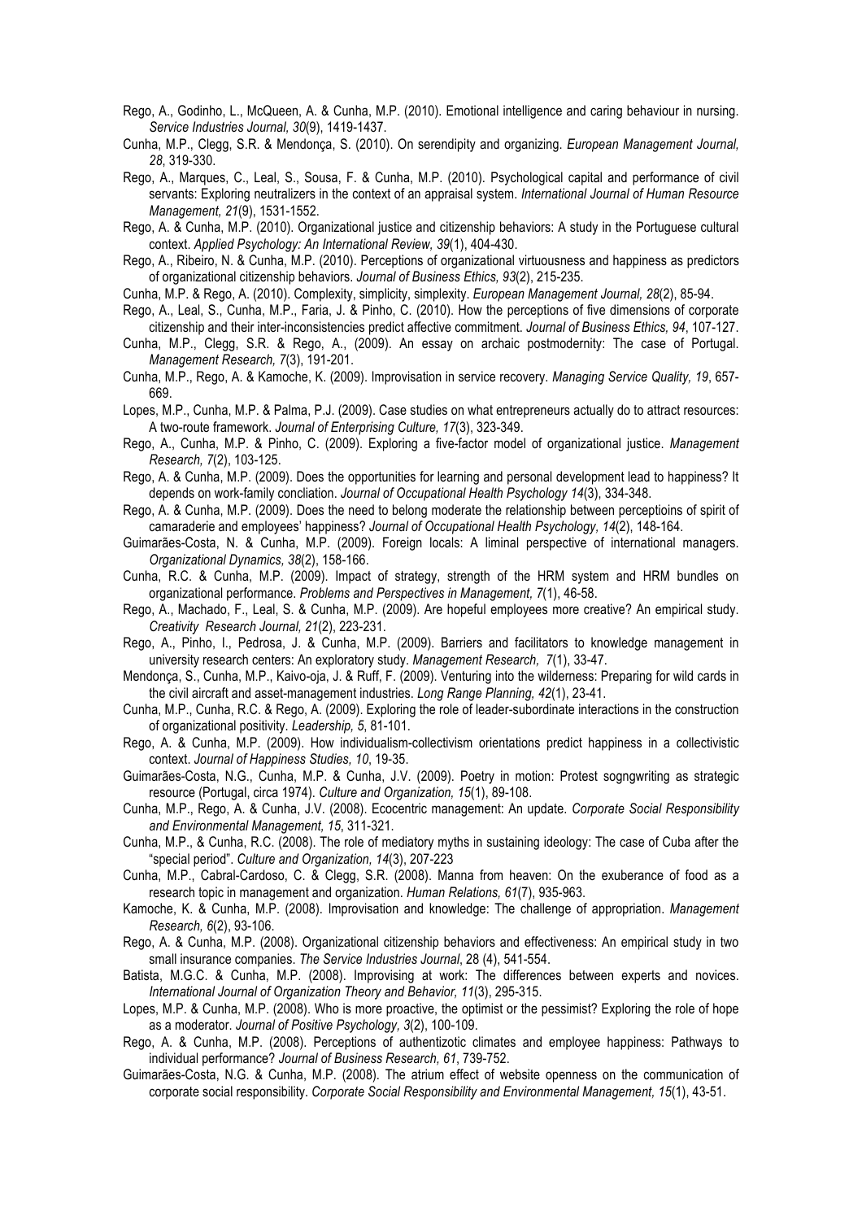Rego, A., Godinho, L., McQueen, A. & Cunha, M.P. (2010). Emotional intelligence and caring behaviour in nursing. *Service Industries Journal, 30*(9), 1419-1437.

Cunha, M.P., Clegg, S.R. & Mendonça, S. (2010). On serendipity and organizing. *European Management Journal, 28*, 319-330.

Rego, A., Marques, C., Leal, S., Sousa, F. & Cunha, M.P. (2010). Psychological capital and performance of civil servants: Exploring neutralizers in the context of an appraisal system. *International Journal of Human Resource Management, 21*(9), 1531-1552.

Rego, A. & Cunha, M.P. (2010). Organizational justice and citizenship behaviors: A study in the Portuguese cultural context. *Applied Psychology: An International Review, 39*(1), 404-430.

Rego, A., Ribeiro, N. & Cunha, M.P. (2010). Perceptions of organizational virtuousness and happiness as predictors of organizational citizenship behaviors. *Journal of Business Ethics, 93*(2), 215-235.

Cunha, M.P. & Rego, A. (2010). Complexity, simplicity, simplexity. *European Management Journal, 28*(2), 85-94.

Rego, A., Leal, S., Cunha, M.P., Faria, J. & Pinho, C. (2010). How the perceptions of five dimensions of corporate citizenship and their inter-inconsistencies predict affective commitment. *Journal of Business Ethics, 94*, 107-127.

Cunha, M.P., Clegg, S.R. & Rego, A., (2009). An essay on archaic postmodernity: The case of Portugal. *Management Research, 7*(3), 191-201.

Cunha, M.P., Rego, A. & Kamoche, K. (2009). Improvisation in service recovery. *Managing Service Quality, 19*, 657-669.

Lopes, M.P., Cunha, M.P. & Palma, P.J. (2009). Case studies on what entrepreneurs actually do to attract resources: A two-route framework. *Journal of Enterprising Culture, 17*(3), 323-349.

Rego, A., Cunha, M.P. & Pinho, C. (2009). Exploring a five-factor model of organizational justice. *Management Research, 7*(2), 103-125.

Rego, A. & Cunha, M.P. (2009). Does the opportunities for learning and personal development lead to happiness? It depends on work-family concliation. *Journal of Occupational Health Psychology 14*(3), 334-348.

Rego, A. & Cunha, M.P. (2009). Does the need to belong moderate the relationship between perceptioins of spirit of camaraderie and employees' happiness? *Journal of Occupational Health Psychology, 14*(2), 148-164.

Guimarães-Costa, N. & Cunha, M.P. (2009). Foreign locals: A liminal perspective of international managers. *Organizational Dynamics, 38*(2), 158-166.

Cunha, R.C. & Cunha, M.P. (2009). Impact of strategy, strength of the HRM system and HRM bundles on organizational performance. *Problems and Perspectives in Management, 7*(1), 46-58.

Rego, A., Machado, F., Leal, S. & Cunha, M.P. (2009). Are hopeful employees more creative? An empirical study. *Creativity Research Journal, 21*(2), 223-231.

Rego, A., Pinho, I., Pedrosa, J. & Cunha, M.P. (2009). Barriers and facilitators to knowledge management in university research centers: An exploratory study. *Management Research, 7*(1), 33-47.

Mendonça, S., Cunha, M.P., Kaivo-oja, J. & Ruff, F. (2009). Venturing into the wilderness: Preparing for wild cards in the civil aircraft and asset-management industries. *Long Range Planning, 42*(1), 23-41.

Cunha, M.P., Cunha, R.C. & Rego, A. (2009). Exploring the role of leader-subordinate interactions in the construction of organizational positivity. *Leadership, 5*, 81-101.

Rego, A. & Cunha, M.P. (2009). How individualism-collectivism orientations predict happiness in a collectivistic context. *Journal of Happiness Studies, 10*, 19-35.

Guimarães-Costa, N.G., Cunha, M.P. & Cunha, J.V. (2009). Poetry in motion: Protest songwriting as strategic resource (Portugal, circa 1974). *Culture and Organization, 15*(1), 89-108.

Cunha, M.P., Rego, A. & Cunha, J.V. (2008). Ecocentric management: An update. *Corporate Social Responsibility and Environmental Management, 15*, 311-321.

Cunha, M.P., & Cunha, R.C. (2008). The role of mediatory myths in sustaining ideology: The case of Cuba after the "special period". *Culture and Organization, 14*(3), 207-223

Cunha, M.P., Cabral-Cardoso, C. & Clegg, S.R. (2008). Manna from heaven: On the exuberance of food as a research topic in management and organization. *Human Relations, 61*(7), 935-963.

Kamoche, K. & Cunha, M.P. (2008). Improvisation and knowledge: The challenge of appropriation. *Management Research, 6*(2), 93-106.

Rego, A. & Cunha, M.P. (2008). Organizational citizenship behaviors and effectiveness: An empirical study in two small insurance companies. *The Service Industries Journal*, 28 (4), 541-554.

Batista, M.G.C. & Cunha, M.P. (2008). Improvising at work: The differences between experts and novices. *International Journal of Organization Theory and Behavior, 11*(3), 295-315.

Lopes, M.P. & Cunha, M.P. (2008). Who is more proactive, the optimist or the pessimist? Exploring the role of hope as a moderator. *Journal of Positive Psychology, 3*(2), 100-109.

Rego, A. & Cunha, M.P. (2008). Perceptions of authentizotic climates and employee happiness: Pathways to individual performance? *Journal of Business Research, 61*, 739-752.

Guimarães-Costa, N.G. & Cunha, M.P. (2008). The atrium effect of website openness on the communication of corporate social responsibility. *Corporate Social Responsibility and Environmental Management, 15*(1), 43-51.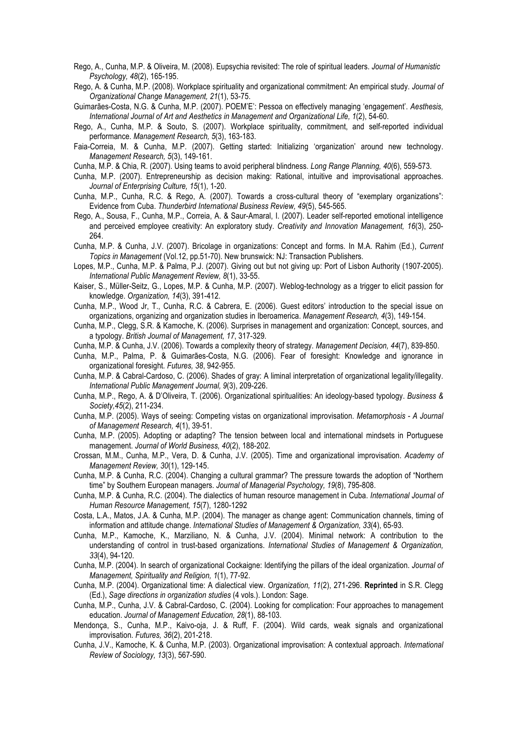Rego, A., Cunha, M.P. & Oliveira, M. (2008). Eupsychia revisited: The role of spiritual leaders. *Journal of Humanistic Psychology, 48*(2), 165-195.

Rego, A. & Cunha, M.P. (2008). Workplace spirituality and organizational commitment: An empirical study. *Journal of Organizational Change Management, 21*(1), 53-75.

Guimarães-Costa, N.G. & Cunha, M.P. (2007). POEM'E': Pessoa on effectively managing 'engagement'. *Aesthesis, International Journal of Art and Aesthetics in Management and Organizational Life, 1*(2), 54-60.

Rego, A., Cunha, M.P. & Souto, S. (2007). Workplace spirituality, commitment, and self-reported individual performance. *Management Research, 5*(3), 163-183.

Faia-Correia, M. & Cunha, M.P. (2007). Getting started: Initializing 'organization' around new technology. *Management Research, 5*(3), 149-161.

Cunha, M.P. & Chia, R. (2007). Using teams to avoid peripheral blindness. *Long Range Planning, 40*(6), 559-573.

Cunha, M.P. (2007). Entrepreneurship as decision making: Rational, intuitive and improvisational approaches. *Journal of Enterprising Culture, 15*(1), 1-20.

Cunha, M.P., Cunha, R.C. & Rego, A. (2007). Towards a cross-cultural theory of "exemplary organizations": Evidence from Cuba. *Thunderbird International Business Review, 49*(5), 545-565.

Rego, A., Sousa, F., Cunha, M.P., Correia, A. & Saur-Amaral, I. (2007). Leader self-reported emotional intelligence and perceived employee creativity: An exploratory study. *Creativity and Innovation Management, 16*(3), 250-264.

Cunha, M.P. & Cunha, J.V. (2007). Bricolage in organizations: Concept and forms. In M.A. Rahim (Ed.), *Current Topics in Management* (Vol.12, pp.51-70). New brunswick: NJ: Transaction Publishers.

Lopes, M.P., Cunha, M.P. & Palma, P.J. (2007). Giving out but not giving up: Port of Lisbon Authority (1907-2005). *International Public Management Review, 8*(1), 33-55.

Kaiser, S., Müller-Seitz, G., Lopes, M.P. & Cunha, M.P. (2007). Weblog-technology as a trigger to elicit passion for knowledge. *Organization, 14*(3), 391-412.

Cunha, M.P., Wood Jr, T., Cunha, R.C. & Cabrera, E. (2006). Guest editors' introduction to the special issue on organizations, organizing and organization studies in Iberoamerica. *Management Research, 4*(3), 149-154.

Cunha, M.P., Clegg, S.R. & Kamoche, K. (2006). Surprises in management and organization: Concept, sources, and a typology. *British Journal of Management, 17*, 317-329.

Cunha, M.P. & Cunha, J.V. (2006). Towards a complexity theory of strategy. *Management Decision, 44*(7), 839-850.

Cunha, M.P., Palma, P. & Guimarães-Costa, N.G. (2006). Fear of foresight: Knowledge and ignorance in organizational foresight. *Futures, 38*, 942-955.

Cunha, M.P. & Cabral-Cardoso, C. (2006). Shades of gray: A liminal interpretation of organizational legality/illegality. *International Public Management Journal, 9*(3), 209-226.

Cunha, M.P., Rego, A. & D'Oliveira, T. (2006). Organizational spiritualities: An ideology-based typology. *Business & Society,45*(2), 211-234.

Cunha, M.P. (2005). Ways of seeing: Competing vistas on organizational improvisation. *Metamorphosis - A Journal of Management Research, 4*(1), 39-51.

Cunha, M.P. (2005). Adopting or adapting? The tension between local and international mindsets in Portuguese management. *Journal of World Business, 40*(2), 188-202.

Crossan, M.M., Cunha, M.P., Vera, D. & Cunha, J.V. (2005). Time and organizational improvisation. *Academy of Management Review, 30*(1), 129-145.

Cunha, M.P. & Cunha, R.C. (2004). Changing a cultural grammar? The pressure towards the adoption of "Northern time" by Southern European managers. *Journal of Managerial Psychology, 19*(8), 795-808.

Cunha, M.P. & Cunha, R.C. (2004). The dialectics of human resource management in Cuba. *International Journal of Human Resource Management, 15*(7), 1280-1292

Costa, L.A., Matos, J.A. & Cunha, M.P. (2004). The manager as change agent: Communication channels, timing of information and attitude change. *International Studies of Management & Organization, 33*(4), 65-93.

Cunha, M.P., Kamoche, K., Marziliano, N. & Cunha, J.V. (2004). Minimal network: A contribution to the understanding of control in trust-based organizations. *International Studies of Management & Organization, 33*(4), 94-120.

Cunha, M.P. (2004). In search of organizational Cockaigne: Identifying the pillars of the ideal organization. *Journal of Management, Spirituality and Religion, 1*(1), 77-92.

Cunha, M.P. (2004). Organizational time: A dialectical view. *Organization, 11*(2), 271-296. **Reprinted** in S.R. Clegg (Ed.), *Sage directions in organization studies* (4 vols.). London: Sage.

Cunha, M.P., Cunha, J.V. & Cabral-Cardoso, C. (2004). Looking for complication: Four approaches to management education. *Journal of Management Education, 28*(1), 88-103.

Mendonça, S., Cunha, M.P., Kaivo-oja, J. & Ruff, F. (2004). Wild cards, weak signals and organizational improvisation. *Futures, 36*(2), 201-218.

Cunha, J.V., Kamoche, K. & Cunha, M.P. (2003). Organizational improvisation: A contextual approach. *International Review of Sociology, 13*(3), 567-590.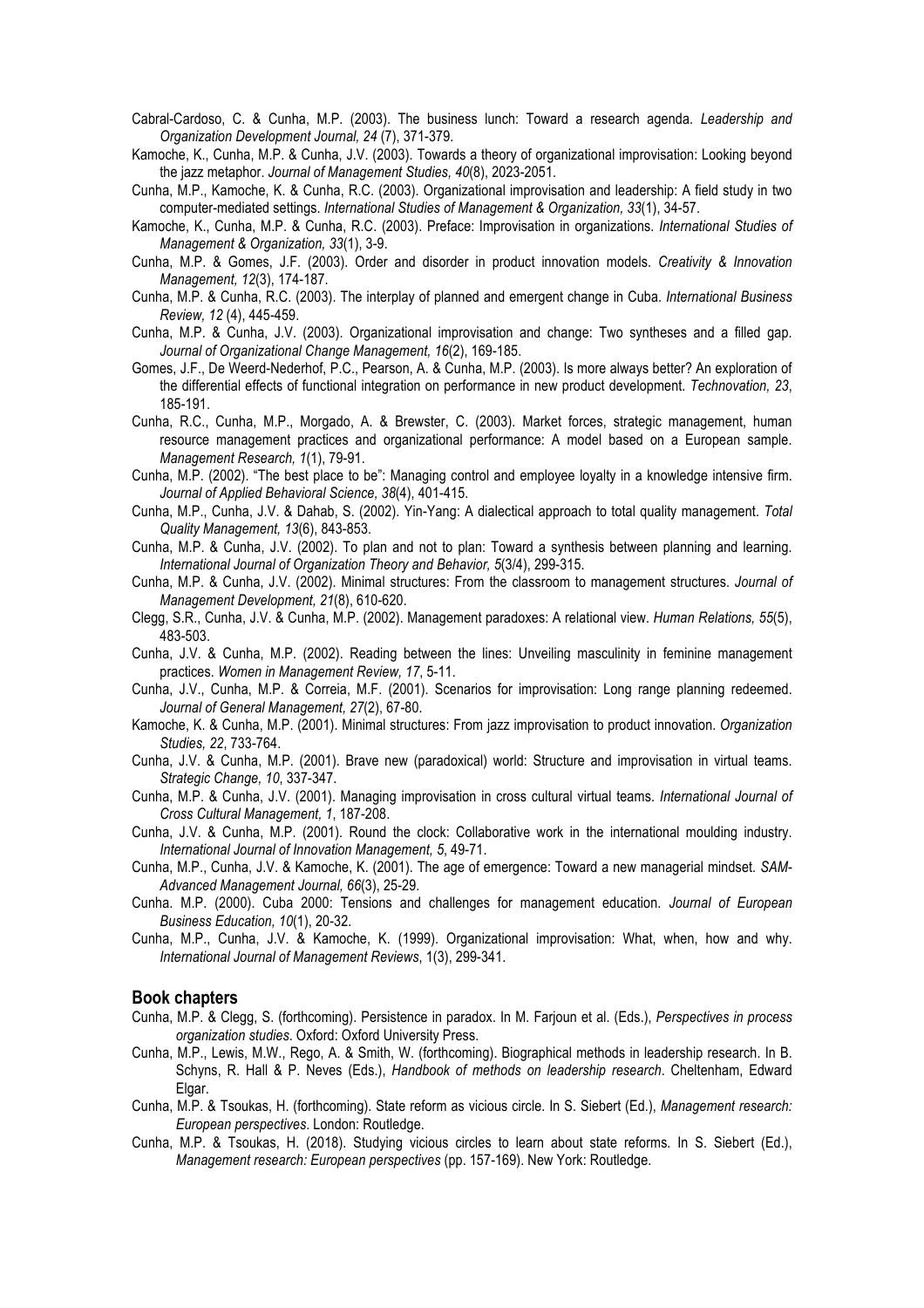Cabral-Cardoso, C. & Cunha, M.P. (2003). The business lunch: Toward a research agenda. *Leadership and Organization Development Journal, 24* (7), 371-379.

Kamoche, K., Cunha, M.P. & Cunha, J.V. (2003). Towards a theory of organizational improvisation: Looking beyond the jazz metaphor. *Journal of Management Studies, 40*(8), 2023-2051.

Cunha, M.P., Kamoche, K. & Cunha, R.C. (2003). Organizational improvisation and leadership: A field study in two computer-mediated settings. *International Studies of Management & Organization, 33*(1), 34-57.

Kamoche, K., Cunha, M.P. & Cunha, R.C. (2003). Preface: Improvisation in organizations. *International Studies of Management & Organization, 33*(1), 3-9.

Cunha, M.P. & Gomes, J.F. (2003). Order and disorder in product innovation models. *Creativity & Innovation Management, 12*(3), 174-187.

Cunha, M.P. & Cunha, R.C. (2003). The interplay of planned and emergent change in Cuba. *International Business Review, 12* (4), 445-459.

Cunha, M.P. & Cunha, J.V. (2003). Organizational improvisation and change: Two syntheses and a filled gap. *Journal of Organizational Change Management, 16*(2), 169-185.

Gomes, J.F., De Weerd-Nederhof, P.C., Pearson, A. & Cunha, M.P. (2003). Is more always better? An exploration of the differential effects of functional integration on performance in new product development. *Technovation, 23*, 185-191.

Cunha, R.C., Cunha, M.P., Morgado, A. & Brewster, C. (2003). Market forces, strategic management, human resource management practices and organizational performance: A model based on a European sample. *Management Research, 1*(1), 79-91.

Cunha, M.P. (2002). "The best place to be": Managing control and employee loyalty in a knowledge intensive firm. *Journal of Applied Behavioral Science, 38*(4), 401-415.

Cunha, M.P., Cunha, J.V. & Dahab, S. (2002). Yin-Yang: A dialectical approach to total quality management. *Total Quality Management, 13*(6), 843-853.

Cunha, M.P. & Cunha, J.V. (2002). To plan and not to plan: Toward a synthesis between planning and learning. *International Journal of Organization Theory and Behavior, 5*(3/4), 299-315.

Cunha, M.P. & Cunha, J.V. (2002). Minimal structures: From the classroom to management structures. *Journal of Management Development, 21*(8), 610-620.

Clegg, S.R., Cunha, J.V. & Cunha, M.P. (2002). Management paradoxes: A relational view. *Human Relations, 55*(5), 483-503.

Cunha, J.V. & Cunha, M.P. (2002). Reading between the lines: Unveiling masculinity in feminine management practices. *Women in Management Review, 17*, 5-11.

Cunha, J.V., Cunha, M.P. & Correia, M.F. (2001). Scenarios for improvisation: Long range planning redeemed. *Journal of General Management, 27*(2), 67-80.

Kamoche, K. & Cunha, M.P. (2001). Minimal structures: From jazz improvisation to product innovation. *Organization Studies, 22*, 733-764.

Cunha, J.V. & Cunha, M.P. (2001). Brave new (paradoxical) world: Structure and improvisation in virtual teams. *Strategic Change, 10*, 337-347.

Cunha, M.P. & Cunha, J.V. (2001). Managing improvisation in cross cultural virtual teams. *International Journal of Cross Cultural Management, 1*, 187-208.

Cunha, J.V. & Cunha, M.P. (2001). Round the clock: Collaborative work in the international moulding industry. *International Journal of Innovation Management, 5*, 49-71.

Cunha, M.P., Cunha, J.V. & Kamoche, K. (2001). The age of emergence: Toward a new managerial mindset. *SAM-Advanced Management Journal, 66*(3), 25-29.

Cunha. M.P. (2000). Cuba 2000: Tensions and challenges for management education. *Journal of European Business Education, 10*(1), 20-32.

Cunha, M.P., Cunha, J.V. & Kamoche, K. (1999). Organizational improvisation: What, when, how and why. *International Journal of Management Reviews*, 1(3), 299-341.

## Book chapters

Cunha, M.P. & Clegg, S. (forthcoming). Persistence in paradox. In M. Farjoun et al. (Eds.), *Perspectives in process organization studies*. Oxford: Oxford University Press.

Cunha, M.P., Lewis, M.W., Rego, A. & Smith, W. (forthcoming). Biographical methods in leadership research. In B. Schyns, R. Hall & P. Neves (Eds.), *Handbook of methods on leadership research*. Cheltenham, Edward Elgar.

Cunha, M.P. & Tsoukas, H. (forthcoming). State reform as vicious circle. In S. Siebert (Ed.), *Management research: European perspectives*. London: Routledge.

Cunha, M.P. & Tsoukas, H. (2018). Studying vicious circles to learn about state reforms. In S. Siebert (Ed.), *Management research: European perspectives* (pp. 157-169). New York: Routledge.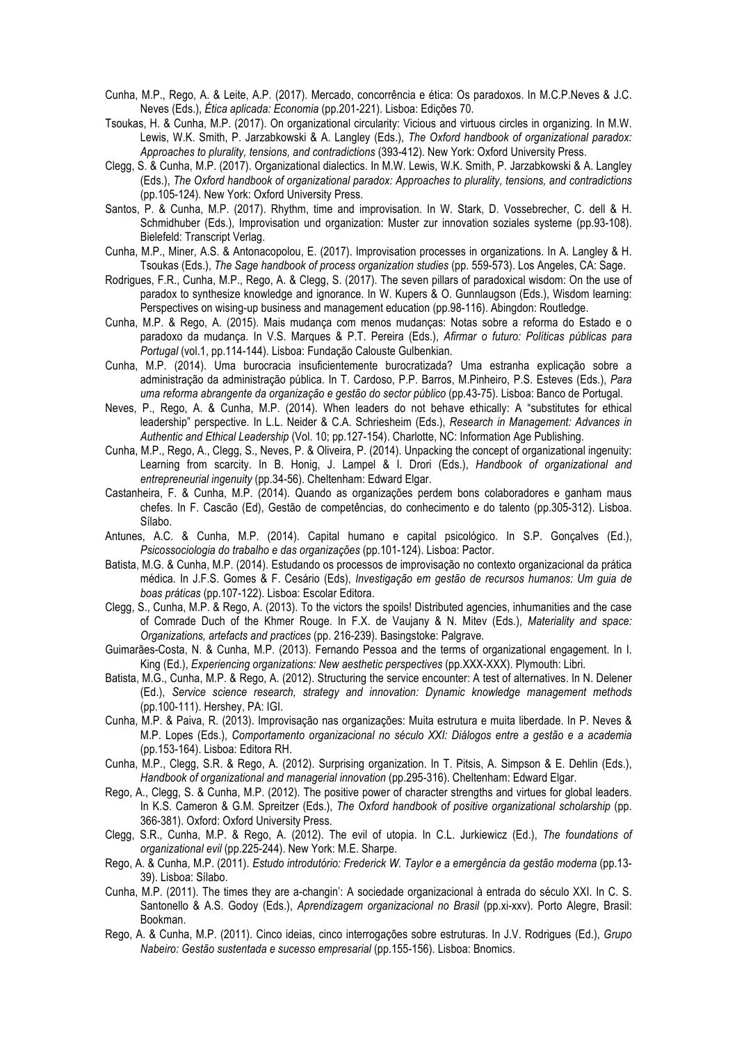Cunha, M.P., Rego, A. & Leite, A.P. (2017). Mercado, concorrência e ética: Os paradoxos. In M.C.P.Neves & J.C. Neves (Eds.), *Ética aplicada: Economia* (pp.201-221). Lisboa: Edições 70.

Tsoukas, H. & Cunha, M.P. (2017). On organizational circularity: Vicious and virtuous circles in organizing. In M.W. Lewis, W.K. Smith, P. Jarzabkowski & A. Langley (Eds.), *The Oxford handbook of organizational paradox: Approaches to plurality, tensions, and contradictions* (393-412). New York: Oxford University Press.

Clegg, S. & Cunha, M.P. (2017). Organizational dialectics. In M.W. Lewis, W.K. Smith, P. Jarzabkowski & A. Langley (Eds.), *The Oxford handbook of organizational paradox: Approaches to plurality, tensions, and contradictions* (pp.105-124). New York: Oxford University Press.

Santos, P. & Cunha, M.P. (2017). Rhythm, time and improvisation. In W. Stark, D. Vossebrecher, C. dell & H. Schmidhuber (Eds.), Improvisation und organization: Muster zur innovation soziales systeme (pp.93-108). Bielefeld: Transcript Verlag.

Cunha, M.P., Miner, A.S. & Antonacopolou, E. (2017). Improvisation processes in organizations. In A. Langley & H. Tsoukas (Eds.), *The Sage handbook of process organization studies* (pp. 559-573). Los Angeles, CA: Sage.

Rodrigues, F.R., Cunha, M.P., Rego, A. & Clegg, S. (2017). The seven pillars of paradoxical wisdom: On the use of paradox to synthesize knowledge and ignorance. In W. Kupers & O. Gunnlaugson (Eds.), Wisdom learning: Perspectives on wising-up business and management education (pp.98-116). Abingdon: Routledge.

Cunha, M.P. & Rego, A. (2015). Mais mudança com menos mudanças: Notas sobre a reforma do Estado e o paradoxo da mudança. In V.S. Marques & P.T. Pereira (Eds.), *Afirmar o futuro: Políticas públicas para Portugal* (vol.1, pp.114-144). Lisboa: Fundação Calouste Gulbenkian.

Cunha, M.P. (2014). Uma burocracia insuficientemente burocratizada? Uma estranha explicação sobre a administração da administração pública. In T. Cardoso, P.P. Barros, M.Pinheiro, P.S. Esteves (Eds.), *Para uma reforma abrangente da organização e gestão do sector público* (pp.43-75). Lisboa: Banco de Portugal.

Neves, P., Rego, A. & Cunha, M.P. (2014). When leaders do not behave ethically: A "substitutes for ethical leadership" perspective. In L.L. Neider & C.A. Schriesheim (Eds.), *Research in Management: Advances in Authentic and Ethical Leadership* (Vol. 10; pp.127-154). Charlotte, NC: Information Age Publishing.

Cunha, M.P., Rego, A., Clegg, S., Neves, P. & Oliveira, P. (2014). Unpacking the concept of organizational ingenuity: Learning from scarcity. In B. Honig, J. Lampel & I. Drori (Eds.), *Handbook of organizational and entrepreneurial ingenuity* (pp.34-56). Cheltenham: Edward Elgar.

Castanheira, F. & Cunha, M.P. (2014). Quando as organizações perdem bons colaboradores e ganham maus chefes. In F. Cascão (Ed), Gestão de competências, do conhecimento e do talento (pp.305-312). Lisboa. Sílabo.

Antunes, A.C. & Cunha, M.P. (2014). Capital humano e capital psicológico. In S.P. Gonçalves (Ed.), *Psicossociologia do trabalho e das organizações* (pp.101-124). Lisboa: Pactor.

Batista, M.G. & Cunha, M.P. (2014). Estudando os processos de improvisação no contexto organizacional da prática médica. In J.F.S. Gomes & F. Cesário (Eds), *Investigação em gestão de recursos humanos: Um guia de boas práticas* (pp.107-122). Lisboa: Escolar Editora.

Clegg, S., Cunha, M.P. & Rego, A. (2013). To the victors the spoils! Distributed agencies, inhumanities and the case of Comrade Duch of the Khmer Rouge. In F.X. de Vaujany & N. Mitev (Eds.), *Materiality and space: Organizations, artefacts and practices* (pp. 216-239). Basingstoke: Palgrave.

Guimarães-Costa, N. & Cunha, M.P. (2013). Fernando Pessoa and the terms of organizational engagement. In I. King (Ed.), *Experiencing organizations: New aesthetic perspectives* (pp.XXX-XXX). Plymouth: Libri.

Batista, M.G., Cunha, M.P. & Rego, A. (2012). Structuring the service encounter: A test of alternatives. In N. Delener (Ed.), *Service science research, strategy and innovation: Dynamic knowledge management methods* (pp.100-111). Hershey, PA: IGI.

Cunha, M.P. & Paiva, R. (2013). Improvisação nas organizações: Muita estrutura e muita liberdade. In P. Neves & M.P. Lopes (Eds.), *Comportamento organizacional no século XXI: Diálogos entre a gestão e a academia* (pp.153-164). Lisboa: Editora RH.

Cunha, M.P., Clegg, S.R. & Rego, A. (2012). Surprising organization. In T. Pitsis, A. Simpson & E. Dehlin (Eds.), *Handbook of organizational and managerial innovation* (pp.295-316). Cheltenham: Edward Elgar.

Rego, A., Clegg, S. & Cunha, M.P. (2012). The positive power of character strengths and virtues for global leaders. In K.S. Cameron & G.M. Spreitzer (Eds.), *The Oxford handbook of positive organizational scholarship* (pp. 366-381). Oxford: Oxford University Press.

Clegg, S.R., Cunha, M.P. & Rego, A. (2012). The evil of utopia. In C.L. Jurkiewicz (Ed.), *The foundations of organizational evil* (pp.225-244). New York: M.E. Sharpe.

Rego, A. & Cunha, M.P. (2011). *Estudo introdutório: Frederick W. Taylor e a emergência da gestão moderna* (pp.13-39). Lisboa: Sílabo.

Cunha, M.P. (2011). The times they are a-changin': A sociedade organizacional à entrada do século XXI. In C. S. Santonello & A.S. Godoy (Eds.), *Aprendizagem organizacional no Brasil* (pp.xi-xxv). Porto Alegre, Brasil: Bookman.

Rego, A. & Cunha, M.P. (2011). Cinco ideias, cinco interrogações sobre estruturas. In J.V. Rodrigues (Ed.), *Grupo Nabeiro: Gestão sustentada e sucesso empresarial* (pp.155-156). Lisboa: Bnomics.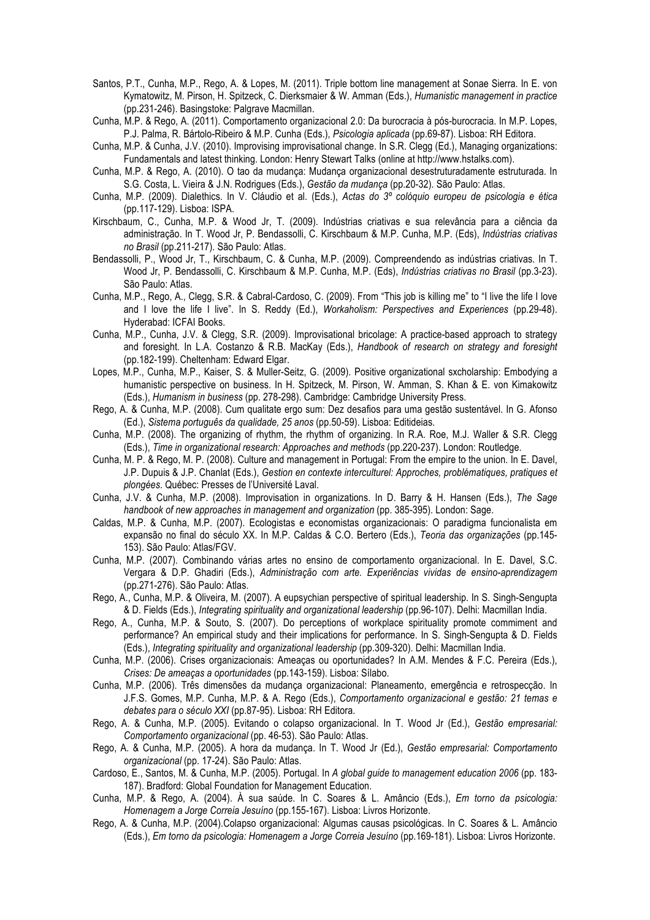Santos, P.T., Cunha, M.P., Rego, A. & Lopes, M. (2011). Triple bottom line management at Sonae Sierra. In E. von Kymatowitz, M. Pirson, H. Spitzeck, C. Dierksmaier & W. Amman (Eds.), *Humanistic management in practice* (pp.231-246). Basingstoke: Palgrave Macmillan.

Cunha, M.P. & Rego, A. (2011). Comportamento organizacional 2.0: Da burocracia à pós-burocracia. In M.P. Lopes, P.J. Palma, R. Bártolo-Ribeiro & M.P. Cunha (Eds.), *Psicologia aplicada* (pp.69-87). Lisboa: RH Editora.

Cunha, M.P. & Cunha, J.V. (2010). Improvising improvisational change. In S.R. Clegg (Ed.), Managing organizations: Fundamentals and latest thinking. London: Henry Stewart Talks (online at http://www.hstalks.com).

Cunha, M.P. & Rego, A. (2010). O tao da mudança: Mudança organizacional desestruturadamente estruturada. In S.G. Costa, L. Vieira & J.N. Rodrigues (Eds.), *Gestão da mudança* (pp.20-32). São Paulo: Atlas.

Cunha, M.P. (2009). Dialethics. In V. Cláudio et al. (Eds.), *Actas do 3º colóquio europeu de psicologia e ética* (pp.117-129). Lisboa: ISPA.

Kirschbaum, C., Cunha, M.P. & Wood Jr, T. (2009). Indústrias criativas e sua relevância para a ciência da administração. In T. Wood Jr, P. Bendassolli, C. Kirschbaum & M.P. Cunha, M.P. (Eds), *Indústrias criativas no Brasil* (pp.211-217). São Paulo: Atlas.

Bendassolli, P., Wood Jr, T., Kirschbaum, C. & Cunha, M.P. (2009). Compreendendo as indústrias criativas. In T. Wood Jr, P. Bendassolli, C. Kirschbaum & M.P. Cunha, M.P. (Eds), *Indústrias criativas no Brasil* (pp.3-23). São Paulo: Atlas.

Cunha, M.P., Rego, A., Clegg, S.R. & Cabral-Cardoso, C. (2009). From "This job is killing me" to "I live the life I love and I love the life I live". In S. Reddy (Ed.), *Workaholism: Perspectives and Experiences* (pp.29-48). Hyderabad: ICFAI Books.

Cunha, M.P., Cunha, J.V. & Clegg, S.R. (2009). Improvisational bricolage: A practice-based approach to strategy and foresight. In L.A. Costanzo & R.B. MacKay (Eds.), *Handbook of research on strategy and foresight* (pp.182-199). Cheltenham: Edward Elgar.

Lopes, M.P., Cunha, M.P., Kaiser, S. & Muller-Seitz, G. (2009). Positive organizational sxcholarship: Embodying a humanistic perspective on business. In H. Spitzeck, M. Pirson, W. Amman, S. Khan & E. von Kimakowitz (Eds.), *Humanism in business* (pp. 278-298). Cambridge: Cambridge University Press.

Rego, A. & Cunha, M.P. (2008). Cum qualitate ergo sum: Dez desafios para uma gestão sustentável. In G. Afonso (Ed.), *Sistema português da qualidade, 25 anos* (pp.50-59). Lisboa: Editideias.

Cunha, M.P. (2008). The organizing of rhythm, the rhythm of organizing. In R.A. Roe, M.J. Waller & S.R. Clegg (Eds.), *Time in organizational research: Approaches and methods* (pp.220-237). London: Routledge.

Cunha, M. P. & Rego, M. P. (2008). Culture and management in Portugal: From the empire to the union. In E. Davel, J.P. Dupuis & J.P. Chanlat (Eds.), *Gestion en contexte interculturel: Approches, problématiques, pratiques et plongées*. Québec: Presses de l'Université Laval.

Cunha, J.V. & Cunha, M.P. (2008). Improvisation in organizations. In D. Barry & H. Hansen (Eds.), *The Sage handbook of new approaches in management and organization* (pp. 385-395). London: Sage.

Caldas, M.P. & Cunha, M.P. (2007). Ecologistas e economistas organizacionais: O paradigma funcionalista em expansão no final do século XX. In M.P. Caldas & C.O. Bertero (Eds.), *Teoria das organizações* (pp.145-153). São Paulo: Atlas/FGV.

Cunha, M.P. (2007). Combinando várias artes no ensino de comportamento organizacional. In E. Davel, S.C. Vergara & D.P. Ghadiri (Eds.), *Administração com arte. Experiências vividas de ensino-aprendizagem* (pp.271-276). São Paulo: Atlas.

Rego, A., Cunha, M.P. & Oliveira, M. (2007). A eupsychian perspective of spiritual leadership. In S. Singh-Sengupta & D. Fields (Eds.), *Integrating spirituality and organizational leadership* (pp.96-107). Delhi: Macmillan India.

Rego, A., Cunha, M.P. & Souto, S. (2007). Do perceptions of workplace spirituality promote commiment and performance? An empirical study and their implications for performance. In S. Singh-Sengupta & D. Fields (Eds.), *Integrating spirituality and organizational leadership* (pp.309-320). Delhi: Macmillan India.

Cunha, M.P. (2006). Crises organizacionais: Ameaças ou oportunidades? In A.M. Mendes & F.C. Pereira (Eds.), *Crises: De ameaças a oportunidades* (pp.143-159). Lisboa: Sílabo.

Cunha, M.P. (2006). Três dimensões da mudança organizacional: Planeamento, emergência e retrospecção. In J.F.S. Gomes, M.P. Cunha, M.P. & A. Rego (Eds.), *Comportamento organizacional e gestão: 21 temas e debates para o século XXI* (pp.87-95). Lisboa: RH Editora.

Rego, A. & Cunha, M.P. (2005). Evitando o colapso organizacional. In T. Wood Jr (Ed.), *Gestão empresarial: Comportamento organizacional* (pp. 46-53). São Paulo: Atlas.

Rego, A. & Cunha, M.P. (2005). A hora da mudança. In T. Wood Jr (Ed.), *Gestão empresarial: Comportamento organizacional* (pp. 17-24). São Paulo: Atlas.

Cardoso, E., Santos, M. & Cunha, M.P. (2005). Portugal. In *A global guide to management education 2006* (pp. 183-187). Bradford: Global Foundation for Management Education.

Cunha, M.P. & Rego, A. (2004). À sua saúde. In C. Soares & L. Amâncio (Eds.), *Em torno da psicologia: Homenagem a Jorge Correia Jesuíno* (pp.155-167). Lisboa: Livros Horizonte.

Rego, A. & Cunha, M.P. (2004).Colapso organizacional: Algumas causas psicológicas. In C. Soares & L. Amâncio (Eds.), *Em torno da psicologia: Homenagem a Jorge Correia Jesuíno* (pp.169-181). Lisboa: Livros Horizonte.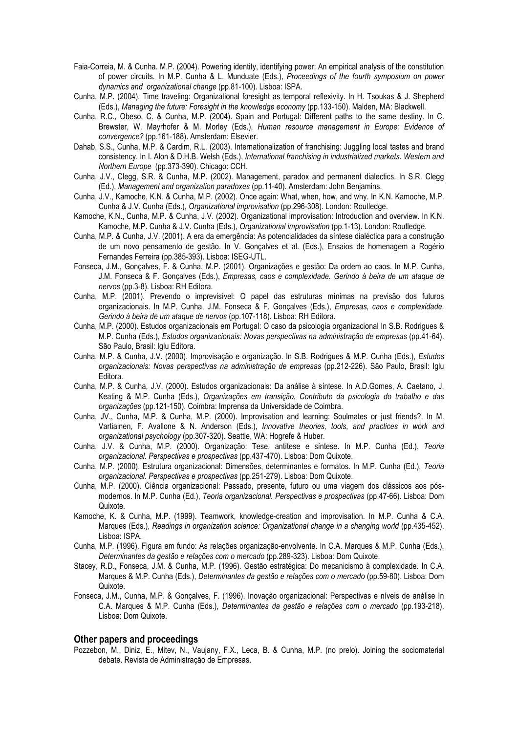Faia-Correia, M. & Cunha. M.P. (2004). Powering identity, identifying power: An empirical analysis of the constitution of power circuits. In M.P. Cunha & L. Munduate (Eds.), *Proceedings of the fourth symposium on power dynamics and organizational change* (pp.81-100). Lisboa: ISPA.

Cunha, M.P. (2004). Time traveling: Organizational foresight as temporal reflexivity. In H. Tsoukas & J. Shepherd (Eds.), *Managing the future: Foresight in the knowledge economy* (pp.133-150). Malden, MA: Blackwell.

Cunha, R.C., Obeso, C. & Cunha, M.P. (2004). Spain and Portugal: Different paths to the same destiny. In C. Brewster, W. Mayrhofer & M. Morley (Eds.), *Human resource management in Europe: Evidence of convergence?* (pp.161-188). Amsterdam: Elsevier.

Dahab, S.S., Cunha, M.P. & Cardim, R.L. (2003). Internationalization of franchising: Juggling local tastes and brand consistency. In I. Alon & D.H.B. Welsh (Eds.), *International franchising in industrialized markets. Western and Northern Europe* (pp.373-390). Chicago: CCH.

Cunha, J.V., Clegg, S.R. & Cunha, M.P. (2002). Management, paradox and permanent dialectics. In S.R. Clegg (Ed.), *Management and organization paradoxes* (pp.11-40). Amsterdam: John Benjamins.

Cunha, J.V., Kamoche, K.N. & Cunha, M.P. (2002). Once again: What, when, how, and why. In K.N. Kamoche, M.P. Cunha & J.V. Cunha (Eds.), *Organizational improvisation* (pp.296-308). London: Routledge.

Kamoche, K.N., Cunha, M.P. & Cunha, J.V. (2002). Organizational improvisation: Introduction and overview. In K.N. Kamoche, M.P. Cunha & J.V. Cunha (Eds.), *Organizational improvisation* (pp.1-13). London: Routledge.

Cunha, M.P. & Cunha, J.V. (2001). A era da emergência: As potencialidades da síntese dialéctica para a construção de um novo pensamento de gestão. In V. Gonçalves et al. (Eds.), Ensaios de homenagem a Rogério Fernandes Ferreira (pp.385-393). Lisboa: ISEG-UTL.

Fonseca, J.M., Gonçalves, F. & Cunha, M.P. (2001). Organizações e gestão: Da ordem ao caos. In M.P. Cunha, J.M. Fonseca & F. Gonçalves (Eds.), *Empresas, caos e complexidade. Gerindo à beira de um ataque de nervos* (pp.3-8). Lisboa: RH Editora.

Cunha, M.P. (2001). Prevendo o imprevisível: O papel das estruturas mínimas na previsão dos futuros organizacionais. In M.P. Cunha, J.M. Fonseca & F. Gonçalves (Eds.), *Empresas, caos e complexidade. Gerindo à beira de um ataque de nervos* (pp.107-118). Lisboa: RH Editora.

Cunha, M.P. (2000). Estudos organizacionais em Portugal: O caso da psicologia organizacional In S.B. Rodrigues & M.P. Cunha (Eds.), *Estudos organizacionais: Novas perspectivas na administração de empresas* (pp.41-64). São Paulo, Brasil: Iglu Editora.

Cunha, M.P. & Cunha, J.V. (2000). Improvisação e organização. In S.B. Rodrigues & M.P. Cunha (Eds.), *Estudos organizacionais: Novas perspectivas na administração de empresas* (pp.212-226). São Paulo, Brasil: Iglu Editora.

Cunha, M.P. & Cunha, J.V. (2000). Estudos organizacionais: Da análise à síntese. In A.D.Gomes, A. Caetano, J. Keating & M.P. Cunha (Eds.), *Organizações em transição. Contributo da psicologia do trabalho e das organizações* (pp.121-150). Coimbra: Imprensa da Universidade de Coimbra.

Cunha, JV., Cunha, M.P. & Cunha, M.P. (2000). Improvisation and learning: Soulmates or just friends?. In M. Vartiainen, F. Avallone & N. Anderson (Eds.), *Innovative theories, tools, and practices in work and organizational psychology* (pp.307-320). Seattle, WA: Hogrefe & Huber.

Cunha, J.V. & Cunha, M.P. (2000). Organização: Tese, antítese e síntese. In M.P. Cunha (Ed.), *Teoria organizacional. Perspectivas e prospectivas* (pp.437-470). Lisboa: Dom Quixote.

Cunha, M.P. (2000). Estrutura organizacional: Dimensões, determinantes e formatos. In M.P. Cunha (Ed.), *Teoria organizacional. Perspectivas e prospectivas* (pp.251-279). Lisboa: Dom Quixote.

Cunha, M.P. (2000). Ciência organizacional: Passado, presente, futuro ou uma viagem dos clássicos aos pós-modernos. In M.P. Cunha (Ed.), *Teoria organizacional. Perspectivas e prospectivas* (pp.47-66). Lisboa: Dom Quixote.

Kamoche, K. & Cunha, M.P. (1999). Teamwork, knowledge-creation and improvisation. In M.P. Cunha & C.A. Marques (Eds.), *Readings in organization science: Organizational change in a changing world* (pp.435-452). Lisboa: ISPA.

Cunha, M.P. (1996). Figura em fundo: As relações organização-envolvente. In C.A. Marques & M.P. Cunha (Eds.), *Determinantes da gestão e relações com o mercado* (pp.289-323). Lisboa: Dom Quixote.

Stacey, R.D., Fonseca, J.M. & Cunha, M.P. (1996). Gestão estratégica: Do mecanicismo à complexidade. In C.A. Marques & M.P. Cunha (Eds.), *Determinantes da gestão e relações com o mercado* (pp.59-80). Lisboa: Dom Quixote.

Fonseca, J.M., Cunha, M.P. & Gonçalves, F. (1996). Inovação organizacional: Perspectivas e níveis de análise In C.A. Marques & M.P. Cunha (Eds.), *Determinantes da gestão e relações com o mercado* (pp.193-218). Lisboa: Dom Quixote.

## Other papers and proceedings

Pozzebon, M., Diniz, E., Mitev, N., Vaujany, F.X., Leca, B. & Cunha, M.P. (no prelo). Joining the sociomaterial debate. Revista de Administração de Empresas.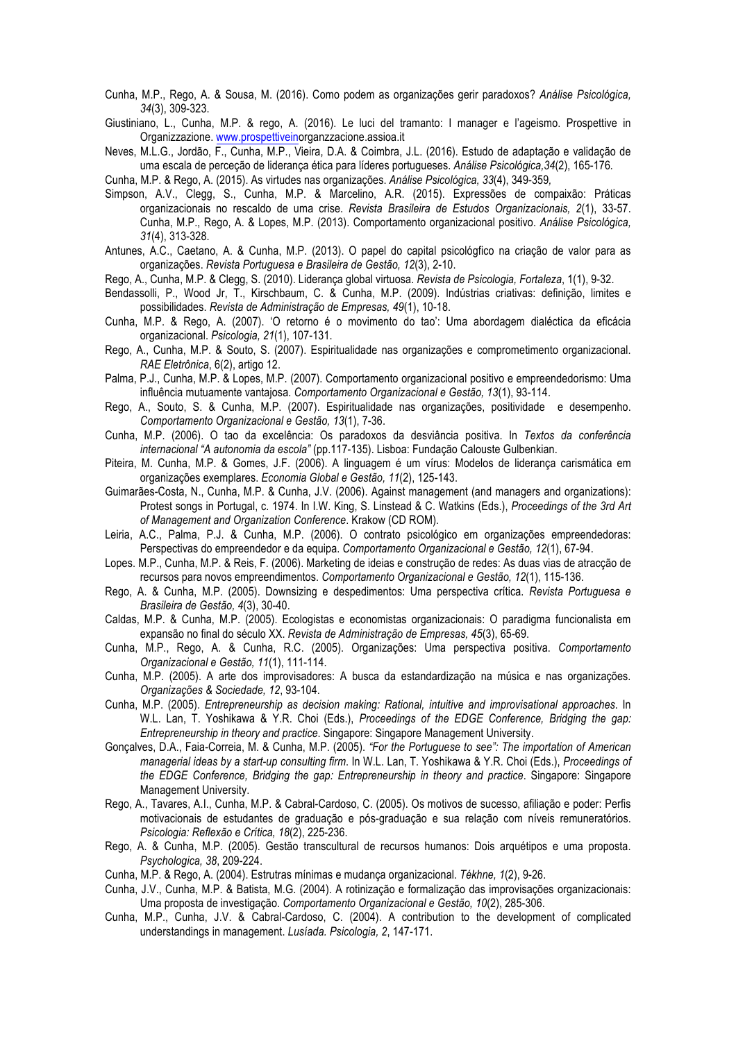Cunha, M.P., Rego, A. & Sousa, M. (2016). Como podem as organizações gerir paradoxos? *Análise Psicológica, 34*(3), 309-323.

Giustiniano, L., Cunha, M.P. & rego, A. (2016). Le luci del tramanto: I manager e l'ageismo. Prospettive in Organizzazione. www.prospettiveinorganzzacione.assioa.it

Neves, M.L.G., Jordão, F., Cunha, M.P., Vieira, D.A. & Coimbra, J.L. (2016). Estudo de adaptação e validação de uma escala de perceção de liderança ética para líderes portugueses. *Análise Psicológica,34*(2), 165-176.

Cunha, M.P. & Rego, A. (2015). As virtudes nas organizações. *Análise Psicológica, 33*(4), 349-359*,*

Simpson, A.V., Clegg, S., Cunha, M.P. & Marcelino, A.R. (2015). Expressões de compaixão: Práticas organizacionais no rescaldo de uma crise. *Revista Brasileira de Estudos Organizacionais, 2*(1), 33-57.

Cunha, M.P., Rego, A. & Lopes, M.P. (2013). Comportamento organizacional positivo. *Análise Psicológica, 31*(4), 313-328.

Antunes, A.C., Caetano, A. & Cunha, M.P. (2013). O papel do capital psicológfico na criação de valor para as organizações. *Revista Portuguesa e Brasileira de Gestão, 12*(3), 2-10.

Rego, A., Cunha, M.P. & Clegg, S. (2010). Liderança global virtuosa. *Revista de Psicologia, Fortaleza*, 1(1), 9-32.

Bendassolli, P., Wood Jr, T., Kirschbaum, C. & Cunha, M.P. (2009). Indústrias criativas: definição, limites e possibilidades. *Revista de Administração de Empresas, 49*(1), 10-18.

Cunha, M.P. & Rego, A. (2007). 'O retorno é o movimento do tao': Uma abordagem dialéctica da eficácia organizacional. *Psicologia, 21*(1), 107-131.

Rego, A., Cunha, M.P. & Souto, S. (2007). Espiritualidade nas organizações e comprometimento organizacional. *RAE Eletrônica*, 6(2), artigo 12.

Palma, P.J., Cunha, M.P. & Lopes, M.P. (2007). Comportamento organizacional positivo e empreendedorismo: Uma influência mutuamente vantajosa. *Comportamento Organizacional e Gestão, 13*(1), 93-114.

Rego, A., Souto, S. & Cunha, M.P. (2007). Espiritualidade nas organizações, positividade e desempenho. *Comportamento Organizacional e Gestão, 13*(1), 7-36.

Cunha, M.P. (2006). O tao da excelência: Os paradoxos da desviância positiva. In *Textos da conferência internacional "A autonomia da escola"* (pp.117-135). Lisboa: Fundação Calouste Gulbenkian.

Piteira, M. Cunha, M.P. & Gomes, J.F. (2006). A linguagem é um vírus: Modelos de liderança carismática em organizações exemplares. *Economia Global e Gestão, 11*(2), 125-143.

Guimarães-Costa, N., Cunha, M.P. & Cunha, J.V. (2006). Against management (and managers and organizations): Protest songs in Portugal, c. 1974. In I.W. King, S. Linstead & C. Watkins (Eds.), *Proceedings of the 3rd Art of Management and Organization Conference*. Krakow (CD ROM).

Leiria, A.C., Palma, P.J. & Cunha, M.P. (2006). O contrato psicológico em organizações empreendedoras: Perspectivas do empreendedor e da equipa. *Comportamento Organizacional e Gestão, 12*(1), 67-94.

Lopes. M.P., Cunha, M.P. & Reis, F. (2006). Marketing de ideias e construção de redes: As duas vias de atracção de recursos para novos empreendimentos. *Comportamento Organizacional e Gestão, 12*(1), 115-136.

Rego, A. & Cunha, M.P. (2005). Downsizing e despedimentos: Uma perspectiva crítica. *Revista Portuguesa e Brasileira de Gestão, 4*(3), 30-40.

Caldas, M.P. & Cunha, M.P. (2005). Ecologistas e economistas organizacionais: O paradigma funcionalista em expansão no final do século XX. *Revista de Administração de Empresas, 45*(3), 65-69.

Cunha, M.P., Rego, A. & Cunha, R.C. (2005). Organizações: Uma perspectiva positiva. *Comportamento Organizacional e Gestão, 11*(1), 111-114.

Cunha, M.P. (2005). A arte dos improvisadores: A busca da estandardização na música e nas organizações. *Organizações & Sociedade, 12*, 93-104.

Cunha, M.P. (2005). *Entrepreneurship as decision making: Rational, intuitive and improvisational approaches*. In W.L. Lan, T. Yoshikawa & Y.R. Choi (Eds.), *Proceedings of the EDGE Conference, Bridging the gap: Entrepreneurship in theory and practice*. Singapore: Singapore Management University.

Gonçalves, D.A., Faia-Correia, M. & Cunha, M.P. (2005). *"For the Portuguese to see": The importation of American managerial ideas by a start-up consulting firm*. In W.L. Lan, T. Yoshikawa & Y.R. Choi (Eds.), *Proceedings of the EDGE Conference, Bridging the gap: Entrepreneurship in theory and practice*. Singapore: Singapore Management University.

Rego, A., Tavares, A.I., Cunha, M.P. & Cabral-Cardoso, C. (2005). Os motivos de sucesso, afiliação e poder: Perfis motivacionais de estudantes de graduação e pós-graduação e sua relação com níveis remuneratórios. *Psicologia: Reflexão e Crítica, 18*(2), 225-236.

Rego, A. & Cunha, M.P. (2005). Gestão transcultural de recursos humanos: Dois arquétipos e uma proposta. *Psychologica, 38*, 209-224.

Cunha, M.P. & Rego, A. (2004). Estrutras mínimas e mudança organizacional. *Tékhne, 1*(2), 9-26.

Cunha, J.V., Cunha, M.P. & Batista, M.G. (2004). A rotinização e formalização das improvisações organizacionais: Uma proposta de investigação. *Comportamento Organizacional e Gestão, 10*(2), 285-306.

Cunha, M.P., Cunha, J.V. & Cabral-Cardoso, C. (2004). A contribution to the development of complicated understandings in management. *Lusíada. Psicologia, 2*, 147-171.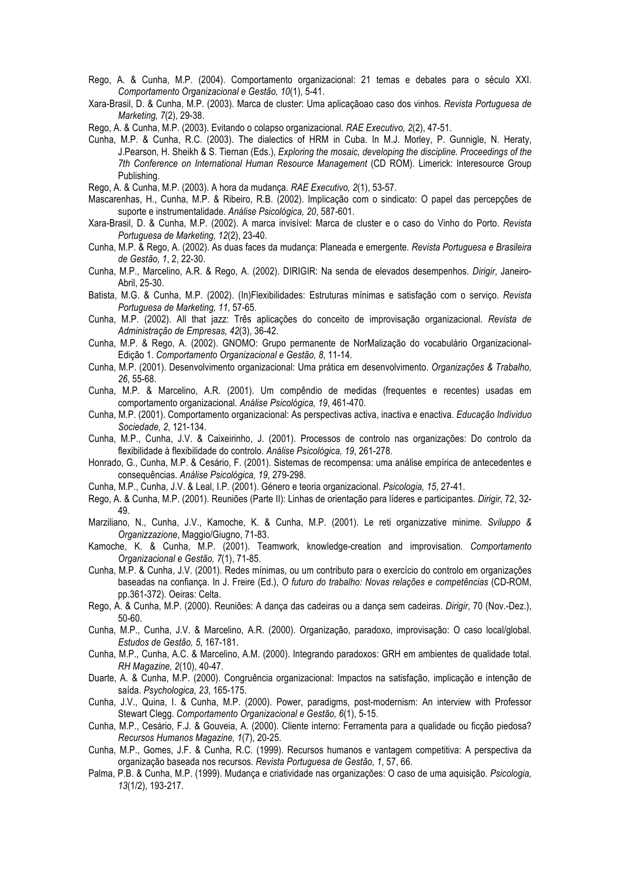Rego, A. & Cunha, M.P. (2004). Comportamento organizacional: 21 temas e debates para o século XXI. *Comportamento Organizacional e Gestão, 10*(1), 5-41.

Xara-Brasil, D. & Cunha, M.P. (2003). Marca de cluster: Uma aplicaçãoao caso dos vinhos. *Revista Portuguesa de Marketing, 7*(2), 29-38.

Rego, A. & Cunha, M.P. (2003). Evitando o colapso organizacional. *RAE Executivo, 2*(2), 47-51.

Cunha, M.P. & Cunha, R.C. (2003). The dialectics of HRM in Cuba. In M.J. Morley, P. Gunnigle, N. Heraty, J.Pearson, H. Sheikh & S. Tiernan (Eds.), *Exploring the mosaic, developing the discipline. Proceedings of the 7th Conference on International Human Resource Management* (CD ROM). Limerick: Interesource Group Publishing.

Rego, A. & Cunha, M.P. (2003). A hora da mudança. *RAE Executivo, 2*(1), 53-57.

Mascarenhas, H., Cunha, M.P. & Ribeiro, R.B. (2002). Implicação com o sindicato: O papel das percepções de suporte e instrumentalidade. *Análise Psicológica, 20*, 587-601.

Xara-Brasil, D. & Cunha, M.P. (2002). A marca invisível: Marca de cluster e o caso do Vinho do Porto. *Revista Portuguesa de Marketing, 12*(2), 23-40.

Cunha, M.P. & Rego, A. (2002). As duas faces da mudança: Planeada e emergente. *Revista Portuguesa e Brasileira de Gestão, 1*, 2, 22-30.

Cunha, M.P., Marcelino, A.R. & Rego, A. (2002). DIRIGIR: Na senda de elevados desempenhos. *Dirigir*, Janeiro-Abril, 25-30.

Batista, M.G. & Cunha, M.P. (2002). (In)Flexibilidades: Estruturas mínimas e satisfação com o serviço. *Revista Portuguesa de Marketing, 11*, 57-65.

Cunha, M.P. (2002). All that jazz: Três aplicações do conceito de improvisação organizacional. *Revista de Administração de Empresas, 42*(3), 36-42.

Cunha, M.P. & Rego, A. (2002). GNOMO: Grupo permanente de NorMalização do vocabulário Organizacional-Edição 1. *Comportamento Organizacional e Gestão, 8*, 11-14.

Cunha, M.P. (2001). Desenvolvimento organizacional: Uma prática em desenvolvimento. *Organizações & Trabalho, 26*, 55-68.

Cunha, M.P. & Marcelino, A.R. (2001). Um compêndio de medidas (frequentes e recentes) usadas em comportamento organizacional. *Análise Psicológica, 19*, 461-470.

Cunha, M.P. (2001). Comportamento organizacional: As perspectivas activa, inactiva e enactiva. *Educação Indíviduo Sociedade, 2*, 121-134.

Cunha, M.P., Cunha, J.V. & Caixeirinho, J. (2001). Processos de controlo nas organizações: Do controlo da flexibilidade à flexibilidade do controlo. *Análise Psicológica, 19*, 261-278.

Honrado, G., Cunha, M.P. & Cesário, F. (2001). Sistemas de recompensa: uma análise empírica de antecedentes e consequências. *Análise Psicológica, 19*, 279-298.

Cunha, M.P., Cunha, J.V. & Leal, I.P. (2001). Género e teoria organizacional. *Psicologia, 15*, 27-41.

Rego, A. & Cunha, M.P. (2001). Reuniões (Parte II): Linhas de orientação para líderes e participantes. *Dirigir*, 72, 32-49.

Marziliano, N., Cunha, J.V., Kamoche, K. & Cunha, M.P. (2001). Le reti organizzative minime. *Sviluppo & Organizzazione*, Maggio/Giugno, 71-83.

Kamoche, K. & Cunha, M.P. (2001). Teamwork, knowledge-creation and improvisation. *Comportamento Organizacional e Gestão, 7*(1), 71-85.

Cunha, M.P. & Cunha, J.V. (2001). Redes mínimas, ou um contributo para o exercício do controlo em organizações baseadas na confiança. In J. Freire (Ed.), *O futuro do trabalho: Novas relações e competências* (CD-ROM, pp.361-372). Oeiras: Celta.

Rego, A. & Cunha, M.P. (2000). Reuniões: A dança das cadeiras ou a dança sem cadeiras. *Dirigir*, 70 (Nov.-Dez.), 50-60.

Cunha, M.P., Cunha, J.V. & Marcelino, A.R. (2000). Organização, paradoxo, improvisação: O caso local/global. *Estudos de Gestão, 5*, 167-181.

Cunha, M.P., Cunha, A.C. & Marcelino, A.M. (2000). Integrando paradoxos: GRH em ambientes de qualidade total. *RH Magazine, 2*(10), 40-47.

Duarte, A. & Cunha, M.P. (2000). Congruência organizacional: Impactos na satisfação, implicação e intenção de saída. *Psychologica, 23*, 165-175.

Cunha, J.V., Quina, I. & Cunha, M.P. (2000). Power, paradigms, post-modernism: An interview with Professor Stewart Clegg. *Comportamento Organizacional e Gestão, 6*(1), 5-15.

Cunha, M.P., Cesário, F.J. & Gouveia, A. (2000). Cliente interno: Ferramenta para a qualidade ou ficção piedosa? *Recursos Humanos Magazine, 1*(7), 20-25.

Cunha, M.P., Gomes, J.F. & Cunha, R.C. (1999). Recursos humanos e vantagem competitiva: A perspectiva da organização baseada nos recursos. *Revista Portuguesa de Gestão, 1*, 57, 66.

Palma, P.B. & Cunha, M.P. (1999). Mudança e criatividade nas organizações: O caso de uma aquisição. *Psicologia, 13*(1/2), 193-217.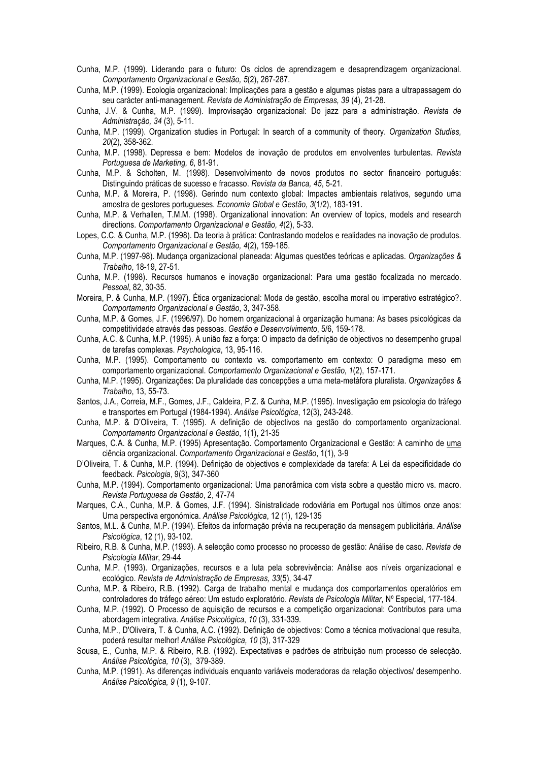Cunha, M.P. (1999). Liderando para o futuro: Os ciclos de aprendizagem e desaprendizagem organizacional. *Comportamento Organizacional e Gestão, 5*(2), 267-287.

Cunha, M.P. (1999). Ecologia organizacional: Implicações para a gestão e algumas pistas para a ultrapassagem do seu carácter anti-management. *Revista de Administração de Empresas, 39* (4), 21-28.

Cunha, J.V. & Cunha, M.P. (1999). Improvisação organizacional: Do jazz para a administração. *Revista de Administração, 34* (3), 5-11.

Cunha, M.P. (1999). Organization studies in Portugal: In search of a community of theory. *Organization Studies, 20*(2), 358-362.

Cunha, M.P. (1998). Depressa e bem: Modelos de inovação de produtos em envolventes turbulentas. *Revista Portuguesa de Marketing, 6*, 81-91.

Cunha, M.P. & Scholten, M. (1998). Desenvolvimento de novos produtos no sector financeiro português: Distinguindo práticas de sucesso e fracasso. *Revista da Banca, 45*, 5-21.

Cunha, M.P. & Moreira, P. (1998). Gerindo num contexto global: Impactes ambientais relativos, segundo uma amostra de gestores portugueses. *Economia Global e Gestão, 3*(1/2), 183-191.

Cunha, M.P. & Verhallen, T.M.M. (1998). Organizational innovation: An overview of topics, models and research directions. *Comportamento Organizacional e Gestão, 4*(2), 5-33.

Lopes, C.C. & Cunha, M.P. (1998). Da teoria à prática: Contrastando modelos e realidades na inovação de produtos. *Comportamento Organizacional e Gestão, 4*(2), 159-185.

Cunha, M.P. (1997-98). Mudança organizacional planeada: Algumas questões teóricas e aplicadas. *Organizações & Trabalho*, 18-19, 27-51.

Cunha, M.P. (1998). Recursos humanos e inovação organizacional: Para uma gestão focalizada no mercado. *Pessoal*, 82, 30-35.

Moreira, P. & Cunha, M.P. (1997). Ética organizacional: Moda de gestão, escolha moral ou imperativo estratégico?. *Comportamento Organizacional e Gestão*, 3, 347-358.

Cunha, M.P. & Gomes, J.F. (1996/97). Do homem organizacional à organização humana: As bases psicológicas da competitividade através das pessoas. *Gestão e Desenvolvimento*, 5/6, 159-178.

Cunha, A.C. & Cunha, M.P. (1995). A união faz a força: O impacto da definição de objectivos no desempenho grupal de tarefas complexas. *Psychologica*, 13, 95-116.

Cunha, M.P. (1995). Comportamento ou contexto vs. comportamento em contexto: O paradigma meso em comportamento organizacional. *Comportamento Organizacional e Gestão, 1*(2), 157-171.

Cunha, M.P. (1995). Organizações: Da pluralidade das concepções a uma meta-metáfora pluralista. *Organizações & Trabalho*, 13, 55-73.

Santos, J.A., Correia, M.F., Gomes, J.F., Caldeira, P.Z. & Cunha, M.P. (1995). Investigação em psicologia do tráfego e transportes em Portugal (1984-1994). *Análise Psicológica*, 12(3), 243-248.

Cunha, M.P. & D'Oliveira, T. (1995). A definição de objectivos na gestão do comportamento organizacional. *Comportamento Organizacional e Gestão*, 1(1), 21-35

Marques, C.A. & Cunha, M.P. (1995) Apresentação. Comportamento Organizacional e Gestão: A caminho de uma ciência organizacional. *Comportamento Organizacional e Gestão*, 1(1), 3-9

D'Oliveira, T. & Cunha, M.P. (1994). Definição de objectivos e complexidade da tarefa: A Lei da especificidade do feedback. *Psicologia*, 9(3), 347-360

Cunha, M.P. (1994). Comportamento organizacional: Uma panorâmica com vista sobre a questão micro vs. macro. *Revista Portuguesa de Gestão*, 2, 47-74

Marques, C.A., Cunha, M.P. & Gomes, J.F. (1994). Sinistralidade rodoviária em Portugal nos últimos onze anos: Uma perspectiva ergonómica. *Análise Psicológica*, 12 (1), 129-135

Santos, M.L. & Cunha, M.P. (1994). Efeitos da informação prévia na recuperação da mensagem publicitária. *Análise Psicológica*, 12 (1), 93-102.

Ribeiro, R.B. & Cunha, M.P. (1993). A selecção como processo no processo de gestão: Análise de caso. *Revista de Psicologia Militar*, 29-44

Cunha, M.P. (1993). Organizações, recursos e a luta pela sobrevivência: Análise aos níveis organizacional e ecológico. *Revista de Administração de Empresas, 33*(5), 34-47

Cunha, M.P. & Ribeiro, R.B. (1992). Carga de trabalho mental e mudança dos comportamentos operatórios em controladores do tráfego aéreo: Um estudo exploratório. *Revista de Psicologia Militar*, Nº Especial, 177-184.

Cunha, M.P. (1992). O Processo de aquisição de recursos e a competição organizacional: Contributos para uma abordagem integrativa. *Análise Psicológica*, *10* (3), 331-339.

Cunha, M.P., D'Oliveira, T. & Cunha, A.C. (1992). Definição de objectivos: Como a técnica motivacional que resulta, poderá resultar melhor! *Análise Psicológica, 10* (3), 317-329

Sousa, E., Cunha, M.P. & Ribeiro, R.B. (1992). Expectativas e padrões de atribuição num processo de selecção. *Análise Psicológica, 10* (3), 379-389.

Cunha, M.P. (1991). As diferenças individuais enquanto variáveis moderadoras da relação objectivos/ desempenho. *Análise Psicológica, 9* (1), 9-107.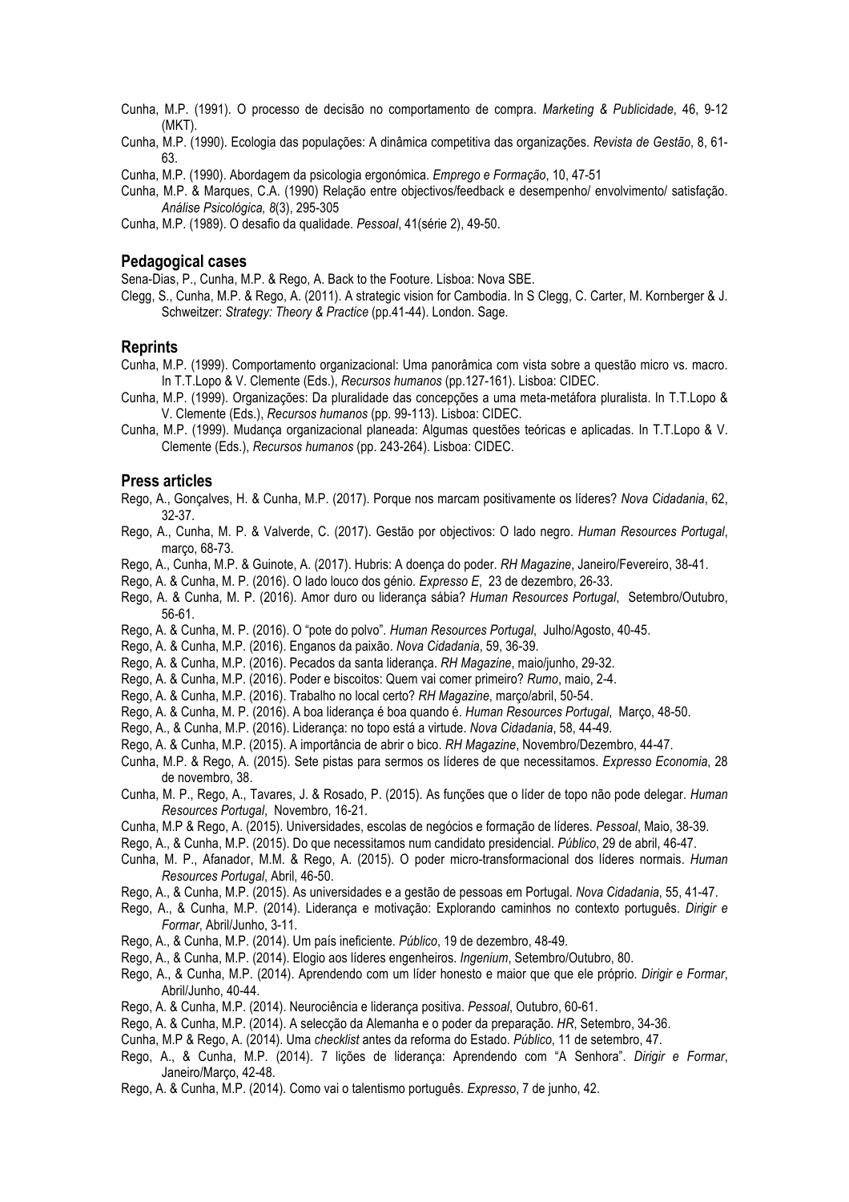Cunha, M.P. (1991). O processo de decisão no comportamento de compra. *Marketing & Publicidade*, 46, 9-12 (MKT).

Cunha, M.P. (1990). Ecologia das populações: A dinâmica competitiva das organizações. *Revista de Gestão*, 8, 61-63.

Cunha, M.P. (1990). Abordagem da psicologia ergonómica. *Emprego e Formação*, 10, 47-51

Cunha, M.P. & Marques, C.A. (1990) Relação entre objectivos/feedback e desempenho/ envolvimento/ satisfação. *Análise Psicológica, 8*(3), 295-305

Cunha, M.P. (1989). O desafio da qualidade. *Pessoal*, 41(série 2), 49-50.

## Pedagogical cases

Sena-Dias, P., Cunha, M.P. & Rego, A. Back to the Footure. Lisboa: Nova SBE.

Clegg, S., Cunha, M.P. & Rego, A. (2011). A strategic vision for Cambodia. In S Clegg, C. Carter, M. Kornberger & J. Schweitzer: *Strategy: Theory & Practice* (pp.41-44). London. Sage.

## Reprints

Cunha, M.P. (1999). Comportamento organizacional: Uma panorâmica com vista sobre a questão micro vs. macro. In T.T.Lopo & V. Clemente (Eds.), *Recursos humanos* (pp.127-161). Lisboa: CIDEC.

Cunha, M.P. (1999). Organizações: Da pluralidade das concepções a uma meta-metáfora pluralista. In T.T.Lopo & V. Clemente (Eds.), *Recursos humanos* (pp. 99-113). Lisboa: CIDEC.

Cunha, M.P. (1999). Mudança organizacional planeada: Algumas questões teóricas e aplicadas. In T.T.Lopo & V. Clemente (Eds.), *Recursos humanos* (pp. 243-264). Lisboa: CIDEC.

## Press articles

Rego, A., Gonçalves, H. & Cunha, M.P. (2017). Porque nos marcam positivamente os líderes? *Nova Cidadania*, 62, 32-37.

Rego, A., Cunha, M. P. & Valverde, C. (2017). Gestão por objectivos: O lado negro. *Human Resources Portugal*, março, 68-73.

Rego, A., Cunha, M.P. & Guinote, A. (2017). Hubris: A doença do poder. *RH Magazine*, Janeiro/Fevereiro, 38-41.

Rego, A. & Cunha, M. P. (2016). O lado louco dos génio. *Expresso E*, 23 de dezembro, 26-33.

Rego, A. & Cunha, M. P. (2016). Amor duro ou liderança sábia? *Human Resources Portugal*, Setembro/Outubro, 56-61.

Rego, A. & Cunha, M. P. (2016). O "pote do polvo". *Human Resources Portugal*, Julho/Agosto, 40-45.

Rego, A. & Cunha, M.P. (2016). Enganos da paixão. *Nova Cidadania*, 59, 36-39.

Rego, A. & Cunha, M.P. (2016). Pecados da santa liderança. *RH Magazine*, maio/junho, 29-32.

Rego, A. & Cunha, M.P. (2016). Poder e biscoitos: Quem vai comer primeiro? *Rumo*, maio, 2-4.

Rego, A. & Cunha, M.P. (2016). Trabalho no local certo? *RH Magazine*, março/abril, 50-54.

Rego, A. & Cunha, M. P. (2016). A boa liderança é boa quando é. *Human Resources Portugal*, Março, 48-50.

Rego, A., & Cunha, M.P. (2016). Liderança: no topo está a virtude. *Nova Cidadania*, 58, 44-49.

Rego, A. & Cunha, M.P. (2015). A importância de abrir o bico. *RH Magazine*, Novembro/Dezembro, 44-47.

Cunha, M.P. & Rego, A. (2015). Sete pistas para sermos os líderes de que necessitamos. *Expresso Economia*, 28 de novembro, 38.

Cunha, M. P., Rego, A., Tavares, J. & Rosado, P. (2015). As funções que o líder de topo não pode delegar. *Human Resources Portugal*, Novembro, 16-21.

Cunha, M.P & Rego, A. (2015). Universidades, escolas de negócios e formação de líderes. *Pessoal*, Maio, 38-39.

Rego, A., & Cunha, M.P. (2015). Do que necessitamos num candidato presidencial. *Público*, 29 de abril, 46-47.

Cunha, M. P., Afanador, M.M. & Rego, A. (2015). O poder micro-transformacional dos líderes normais. *Human Resources Portugal*, Abril, 46-50.

Rego, A., & Cunha, M.P. (2015). As universidades e a gestão de pessoas em Portugal. *Nova Cidadania*, 55, 41-47.

Rego, A., & Cunha, M.P. (2014). Liderança e motivação: Explorando caminhos no contexto português. *Dirigir e Formar*, Abril/Junho, 3-11.

Rego, A., & Cunha, M.P. (2014). Um país ineficiente. *Público*, 19 de dezembro, 48-49.

Rego, A., & Cunha, M.P. (2014). Elogio aos líderes engenheiros. *Ingenium*, Setembro/Outubro, 80.

Rego, A., & Cunha, M.P. (2014). Aprendendo com um líder honesto e maior que que ele próprio. *Dirigir e Formar*, Abril/Junho, 40-44.

Rego, A. & Cunha, M.P. (2014). Neurociência e liderança positiva. *Pessoal*, Outubro, 60-61.

Rego, A. & Cunha, M.P. (2014). A selecção da Alemanha e o poder da preparação. *HR*, Setembro, 34-36.

Cunha, M.P & Rego, A. (2014). Uma *checklist* antes da reforma do Estado. *Público*, 11 de setembro, 47.

Rego, A., & Cunha, M.P. (2014). 7 lições de liderança: Aprendendo com "A Senhora". *Dirigir e Formar*, Janeiro/Março, 42-48.

Rego, A. & Cunha, M.P. (2014). Como vai o talentismo português. *Expresso*, 7 de junho, 42.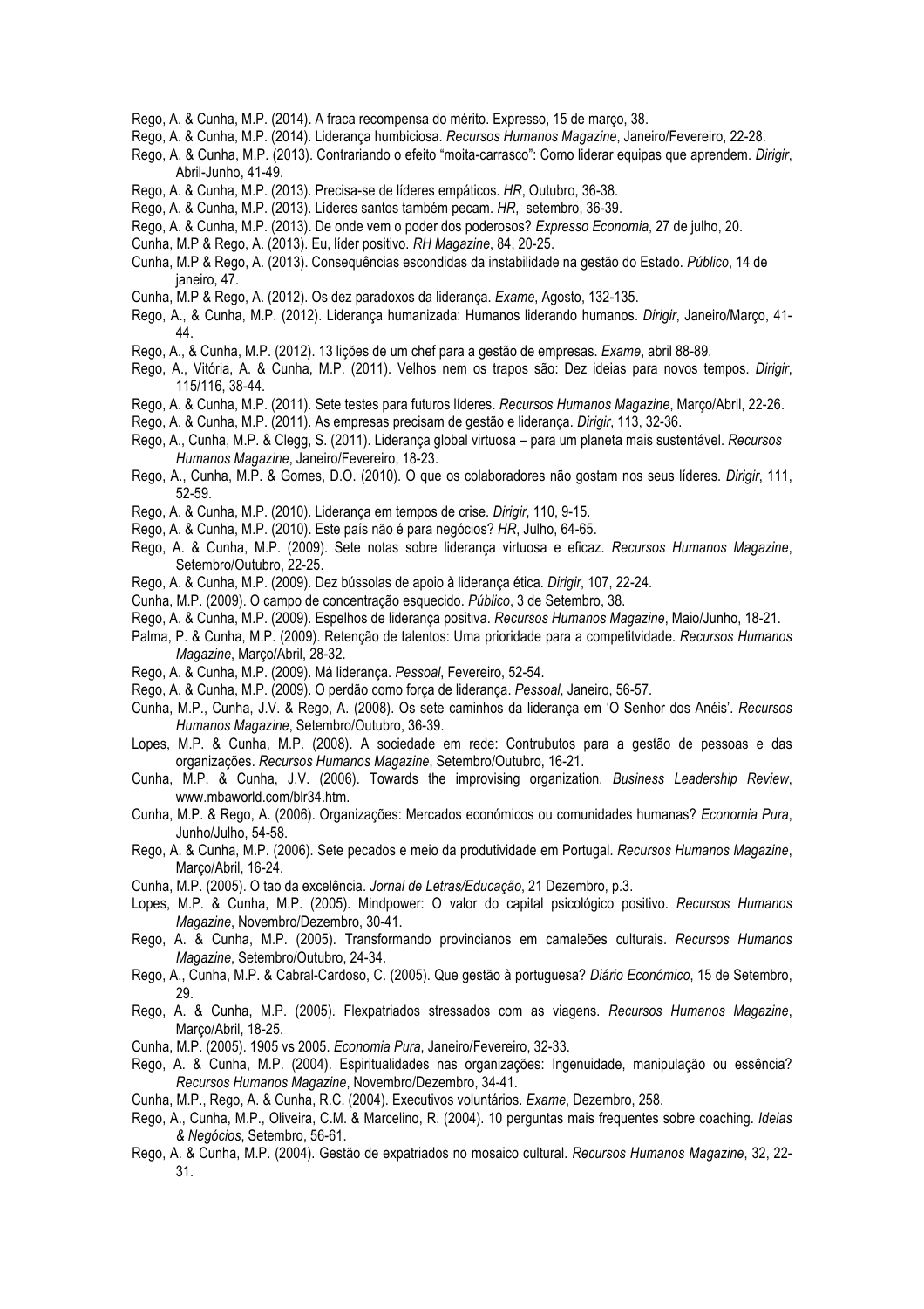Rego, A. & Cunha, M.P. (2014). A fraca recompensa do mérito. Expresso, 15 de março, 38.

Rego, A. & Cunha, M.P. (2014). Liderança humbiciosa. *Recursos Humanos Magazine*, Janeiro/Fevereiro, 22-28.

Rego, A. & Cunha, M.P. (2013). Contrariando o efeito "moita-carrasco": Como liderar equipas que aprendem. *Dirigir*, Abril-Junho, 41-49.

Rego, A. & Cunha, M.P. (2013). Precisa-se de líderes empáticos. *HR*, Outubro, 36-38.

Rego, A. & Cunha, M.P. (2013). Líderes santos também pecam. *HR*, setembro, 36-39.

Rego, A. & Cunha, M.P. (2013). De onde vem o poder dos poderosos? *Expresso Economia*, 27 de julho, 20.

Cunha, M.P & Rego, A. (2013). Eu, líder positivo. *RH Magazine*, 84, 20-25.

Cunha, M.P & Rego, A. (2013). Consequências escondidas da instabilidade na gestão do Estado. *Público*, 14 de janeiro, 47.

Cunha, M.P & Rego, A. (2012). Os dez paradoxos da liderança. *Exame*, Agosto, 132-135.

Rego, A., & Cunha, M.P. (2012). Liderança humanizada: Humanos liderando humanos. *Dirigir*, Janeiro/Março, 41-44.

Rego, A., & Cunha, M.P. (2012). 13 lições de um chef para a gestão de empresas. *Exame*, abril 88-89.

Rego, A., Vitória, A. & Cunha, M.P. (2011). Velhos nem os trapos são: Dez ideias para novos tempos. *Dirigir*, 115/116, 38-44.

Rego, A. & Cunha, M.P. (2011). Sete testes para futuros líderes. *Recursos Humanos Magazine*, Março/Abril, 22-26.

Rego, A. & Cunha, M.P. (2011). As empresas precisam de gestão e liderança. *Dirigir*, 113, 32-36.

Rego, A., Cunha, M.P. & Clegg, S. (2011). Liderança global virtuosa – para um planeta mais sustentável. *Recursos Humanos Magazine*, Janeiro/Fevereiro, 18-23.

Rego, A., Cunha, M.P. & Gomes, D.O. (2010). O que os colaboradores não gostam nos seus líderes. *Dirigir*, 111, 52-59.

Rego, A. & Cunha, M.P. (2010). Liderança em tempos de crise. *Dirigir*, 110, 9-15.

Rego, A. & Cunha, M.P. (2010). Este país não é para negócios? *HR*, Julho, 64-65.

Rego, A. & Cunha, M.P. (2009). Sete notas sobre liderança virtuosa e eficaz. *Recursos Humanos Magazine*, Setembro/Outubro, 22-25.

Rego, A. & Cunha, M.P. (2009). Dez bússolas de apoio à liderança ética. *Dirigir*, 107, 22-24.

Cunha, M.P. (2009). O campo de concentração esquecido. *Público*, 3 de Setembro, 38.

Rego, A. & Cunha, M.P. (2009). Espelhos de liderança positiva. *Recursos Humanos Magazine*, Maio/Junho, 18-21.

Palma, P. & Cunha, M.P. (2009). Retenção de talentos: Uma prioridade para a competitvidade. *Recursos Humanos Magazine*, Março/Abril, 28-32.

Rego, A. & Cunha, M.P. (2009). Má liderança. *Pessoal*, Fevereiro, 52-54.

Rego, A. & Cunha, M.P. (2009). O perdão como força de liderança. *Pessoal*, Janeiro, 56-57.

Cunha, M.P., Cunha, J.V. & Rego, A. (2008). Os sete caminhos da liderança em 'O Senhor dos Anéis'. *Recursos Humanos Magazine*, Setembro/Outubro, 36-39.

Lopes, M.P. & Cunha, M.P. (2008). A sociedade em rede: Contrubutos para a gestão de pessoas e das organizações. *Recursos Humanos Magazine*, Setembro/Outubro, 16-21.

Cunha, M.P. & Cunha, J.V. (2006). Towards the improvising organization. *Business Leadership Review*, www.mbaworld.com/blr34.htm.

Cunha, M.P. & Rego, A. (2006). Organizações: Mercados económicos ou comunidades humanas? *Economia Pura*, Junho/Julho, 54-58.

Rego, A. & Cunha, M.P. (2006). Sete pecados e meio da produtividade em Portugal. *Recursos Humanos Magazine*, Março/Abril, 16-24.

Cunha, M.P. (2005). O tao da excelência. *Jornal de Letras/Educação*, 21 Dezembro, p.3.

Lopes, M.P. & Cunha, M.P. (2005). Mindpower: O valor do capital psicológico positivo. *Recursos Humanos Magazine*, Novembro/Dezembro, 30-41.

Rego, A. & Cunha, M.P. (2005). Transformando provincianos em camaleões culturais. *Recursos Humanos Magazine*, Setembro/Outubro, 24-34.

Rego, A., Cunha, M.P. & Cabral-Cardoso, C. (2005). Que gestão à portuguesa? *Diário Económico*, 15 de Setembro, 29.

Rego, A. & Cunha, M.P. (2005). Flexpatriados stressados com as viagens. *Recursos Humanos Magazine*, Março/Abril, 18-25.

Cunha, M.P. (2005). 1905 vs 2005. *Economia Pura*, Janeiro/Fevereiro, 32-33.

Rego, A. & Cunha, M.P. (2004). Espiritualidades nas organizações: Ingenuidade, manipulação ou essência? *Recursos Humanos Magazine*, Novembro/Dezembro, 34-41.

Cunha, M.P., Rego, A. & Cunha, R.C. (2004). Executivos voluntários. *Exame*, Dezembro, 258.

Rego, A., Cunha, M.P., Oliveira, C.M. & Marcelino, R. (2004). 10 perguntas mais frequentes sobre coaching. *Ideias & Negócios*, Setembro, 56-61.

Rego, A. & Cunha, M.P. (2004). Gestão de expatriados no mosaico cultural. *Recursos Humanos Magazine*, 32, 22-31.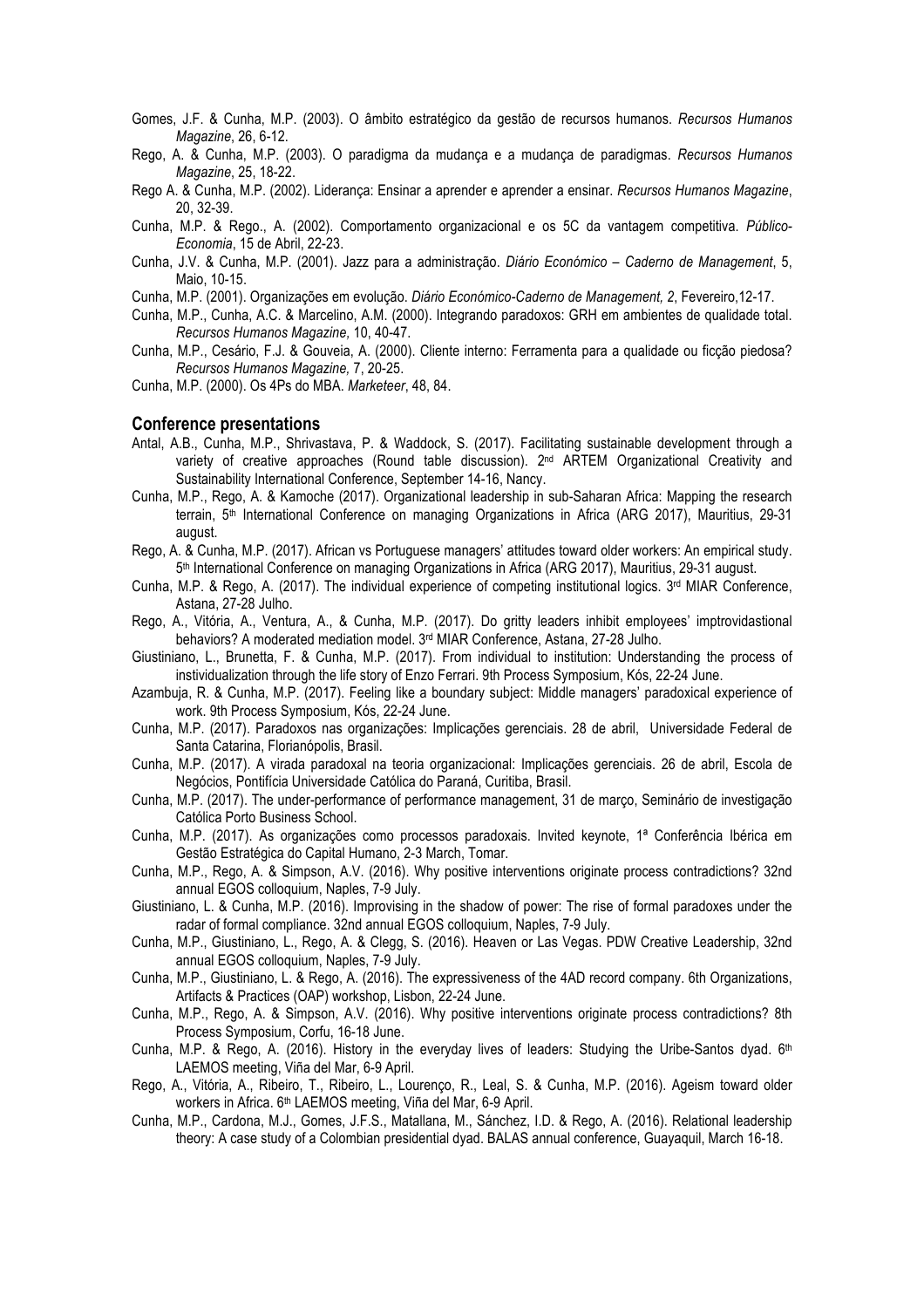Gomes, J.F. & Cunha, M.P. (2003). O âmbito estratégico da gestão de recursos humanos. *Recursos Humanos Magazine*, 26, 6-12.

Rego, A. & Cunha, M.P. (2003). O paradigma da mudança e a mudança de paradigmas. *Recursos Humanos Magazine*, 25, 18-22.

Rego A. & Cunha, M.P. (2002). Liderança: Ensinar a aprender e aprender a ensinar. *Recursos Humanos Magazine*, 20, 32-39.

Cunha, M.P. & Rego., A. (2002). Comportamento organizacional e os 5C da vantagem competitiva. *Público-Economia*, 15 de Abril, 22-23.

Cunha, J.V. & Cunha, M.P. (2001). Jazz para a administração. *Diário Económico – Caderno de Management*, 5, Maio, 10-15.

Cunha, M.P. (2001). Organizações em evolução. *Diário Económico-Caderno de Management, 2*, Fevereiro,12-17.

Cunha, M.P., Cunha, A.C. & Marcelino, A.M. (2000). Integrando paradoxos: GRH em ambientes de qualidade total. *Recursos Humanos Magazine,* 10, 40-47.

Cunha, M.P., Cesário, F.J. & Gouveia, A. (2000). Cliente interno: Ferramenta para a qualidade ou ficção piedosa? *Recursos Humanos Magazine,* 7, 20-25.

Cunha, M.P. (2000). Os 4Ps do MBA. *Marketeer*, 48, 84.

## Conference presentations

Antal, A.B., Cunha, M.P., Shrivastava, P. & Waddock, S. (2017). Facilitating sustainable development through a variety of creative approaches (Round table discussion). 2nd ARTEM Organizational Creativity and Sustainability International Conference, September 14-16, Nancy.

Cunha, M.P., Rego, A. & Kamoche (2017). Organizational leadership in sub-Saharan Africa: Mapping the research terrain, 5th International Conference on managing Organizations in Africa (ARG 2017), Mauritius, 29-31 august.

Rego, A. & Cunha, M.P. (2017). African vs Portuguese managers' attitudes toward older workers: An empirical study. 5th International Conference on managing Organizations in Africa (ARG 2017), Mauritius, 29-31 august.

Cunha, M.P. & Rego, A. (2017). The individual experience of competing institutional logics. 3rd MIAR Conference, Astana, 27-28 Julho.

Rego, A., Vitória, A., Ventura, A., & Cunha, M.P. (2017). Do gritty leaders inhibit employees' imptrovidastional behaviors? A moderated mediation model. 3rd MIAR Conference, Astana, 27-28 Julho.

Giustiniano, L., Brunetta, F. & Cunha, M.P. (2017). From individual to institution: Understanding the process of instividualization through the life story of Enzo Ferrari. 9th Process Symposium, Kós, 22-24 June.

Azambuja, R. & Cunha, M.P. (2017). Feeling like a boundary subject: Middle managers' paradoxical experience of work. 9th Process Symposium, Kós, 22-24 June.

Cunha, M.P. (2017). Paradoxos nas organizações: Implicações gerenciais. 28 de abril, Universidade Federal de Santa Catarina, Florianópolis, Brasil.

Cunha, M.P. (2017). A virada paradoxal na teoria organizacional: Implicações gerenciais. 26 de abril, Escola de Negócios, Pontifícia Universidade Católica do Paraná, Curitiba, Brasil.

Cunha, M.P. (2017). The under-performance of performance management, 31 de março, Seminário de investigação Católica Porto Business School.

Cunha, M.P. (2017). As organizações como processos paradoxais. Invited keynote, 1ª Conferência Ibérica em Gestão Estratégica do Capital Humano, 2-3 March, Tomar.

Cunha, M.P., Rego, A. & Simpson, A.V. (2016). Why positive interventions originate process contradictions? 32nd annual EGOS colloquium, Naples, 7-9 July.

Giustiniano, L. & Cunha, M.P. (2016). Improvising in the shadow of power: The rise of formal paradoxes under the radar of formal compliance. 32nd annual EGOS colloquium, Naples, 7-9 July.

Cunha, M.P., Giustiniano, L., Rego, A. & Clegg, S. (2016). Heaven or Las Vegas. PDW Creative Leadership, 32nd annual EGOS colloquium, Naples, 7-9 July.

Cunha, M.P., Giustiniano, L. & Rego, A. (2016). The expressiveness of the 4AD record company. 6th Organizations, Artifacts & Practices (OAP) workshop, Lisbon, 22-24 June.

Cunha, M.P., Rego, A. & Simpson, A.V. (2016). Why positive interventions originate process contradictions? 8th Process Symposium, Corfu, 16-18 June.

Cunha, M.P. & Rego, A. (2016). History in the everyday lives of leaders: Studying the Uribe-Santos dyad. 6th LAEMOS meeting, Viña del Mar, 6-9 April.

Rego, A., Vitória, A., Ribeiro, T., Ribeiro, L., Lourenço, R., Leal, S. & Cunha, M.P. (2016). Ageism toward older workers in Africa. 6th LAEMOS meeting, Viña del Mar, 6-9 April.

Cunha, M.P., Cardona, M.J., Gomes, J.F.S., Matallana, M., Sánchez, I.D. & Rego, A. (2016). Relational leadership theory: A case study of a Colombian presidential dyad. BALAS annual conference, Guayaquil, March 16-18.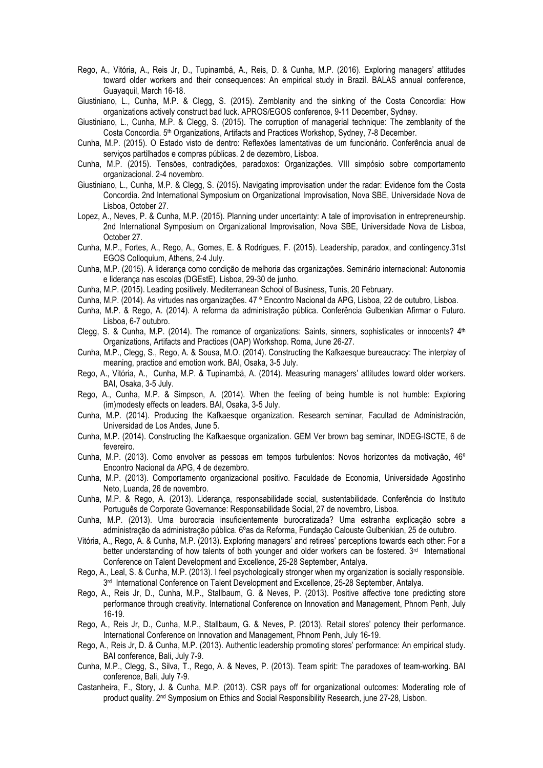Rego, A., Vitória, A., Reis Jr, D., Tupinambá, A., Reis, D. & Cunha, M.P. (2016). Exploring managers' attitudes toward older workers and their consequences: An empirical study in Brazil. BALAS annual conference, Guayaquil, March 16-18.

Giustiniano, L., Cunha, M.P. & Clegg, S. (2015). Zemblanity and the sinking of the Costa Concordia: How organizations actively construct bad luck. APROS/EGOS conference, 9-11 December, Sydney.

Giustiniano, L., Cunha, M.P. & Clegg, S. (2015). The corruption of managerial technique: The zemblanity of the Costa Concordia. 5th Organizations, Artifacts and Practices Workshop, Sydney, 7-8 December.

Cunha, M.P. (2015). O Estado visto de dentro: Reflexões lamentativas de um funcionário. Conferência anual de serviços partilhados e compras públicas. 2 de dezembro, Lisboa.

Cunha, M.P. (2015). Tensões, contradições, paradoxos: Organizações. VIII simpósio sobre comportamento organizacional. 2-4 novembro.

Giustiniano, L., Cunha, M.P. & Clegg, S. (2015). Navigating improvisation under the radar: Evidence fom the Costa Concordia. 2nd International Symposium on Organizational Improvisation, Nova SBE, Universidade Nova de Lisboa, October 27.

Lopez, A., Neves, P. & Cunha, M.P. (2015). Planning under uncertainty: A tale of improvisation in entrepreneurship. 2nd International Symposium on Organizational Improvisation, Nova SBE, Universidade Nova de Lisboa, October 27.

Cunha, M.P., Fortes, A., Rego, A., Gomes, E. & Rodrigues, F. (2015). Leadership, paradox, and contingency.31st EGOS Colloquium, Athens, 2-4 July.

Cunha, M.P. (2015). A liderança como condição de melhoria das organizações. Seminário internacional: Autonomia e liderança nas escolas (DGEstE). Lisboa, 29-30 de junho.

Cunha, M.P. (2015). Leading positively. Mediterranean School of Business, Tunis, 20 February.

Cunha, M.P. (2014). As virtudes nas organizações. 47 º Encontro Nacional da APG, Lisboa, 22 de outubro, Lisboa.

Cunha, M.P. & Rego, A. (2014). A reforma da administração pública. Conferência Gulbenkian Afirmar o Futuro. Lisboa, 6-7 outubro.

Clegg, S. & Cunha, M.P. (2014). The romance of organizations: Saints, sinners, sophisticates or innocents? 4th Organizations, Artifacts and Practices (OAP) Workshop. Roma, June 26-27.

Cunha, M.P., Clegg, S., Rego, A. & Sousa, M.O. (2014). Constructing the Kafkaesque bureaucracy: The interplay of meaning, practice and emotion work. BAI, Osaka, 3-5 July.

Rego, A., Vitória, A., Cunha, M.P. & Tupinambá, A. (2014). Measuring managers' attitudes toward older workers. BAI, Osaka, 3-5 July.

Rego, A., Cunha, M.P. & Simpson, A. (2014). When the feeling of being humble is not humble: Exploring (im)modesty effects on leaders. BAI, Osaka, 3-5 July.

Cunha, M.P. (2014). Producing the Kafkaesque organization. Research seminar, Facultad de Administración, Universidad de Los Andes, June 5.

Cunha, M.P. (2014). Constructing the Kafkaesque organization. GEM Ver brown bag seminar, INDEG-ISCTE, 6 de fevereiro.

Cunha, M.P. (2013). Como envolver as pessoas em tempos turbulentos: Novos horizontes da motivação, 46º Encontro Nacional da APG, 4 de dezembro.

Cunha, M.P. (2013). Comportamento organizacional positivo. Faculdade de Economia, Universidade Agostinho Neto, Luanda, 26 de novembro.

Cunha, M.P. & Rego, A. (2013). Liderança, responsabilidade social, sustentabilidade. Conferência do Instituto Português de Corporate Governance: Responsabilidade Social, 27 de novembro, Lisboa.

Cunha, M.P. (2013). Uma burocracia insuficientemente burocratizada? Uma estranha explicação sobre a administração da administração pública. 6ºas da Reforma, Fundação Calouste Gulbenkian, 25 de outubro.

Vitória, A., Rego, A. & Cunha, M.P. (2013). Exploring managers' and retirees' perceptions towards each other: For a better understanding of how talents of both younger and older workers can be fostered. 3rd International Conference on Talent Development and Excellence, 25-28 September, Antalya.

Rego, A., Leal, S. & Cunha, M.P. (2013). I feel psychologically stronger when my organization is socially responsible. 3rd International Conference on Talent Development and Excellence, 25-28 September, Antalya.

Rego, A., Reis Jr, D., Cunha, M.P., Stallbaum, G. & Neves, P. (2013). Positive affective tone predicting store performance through creativity. International Conference on Innovation and Management, Phnom Penh, July 16-19.

Rego, A., Reis Jr, D., Cunha, M.P., Stallbaum, G. & Neves, P. (2013). Retail stores' potency their performance. International Conference on Innovation and Management, Phnom Penh, July 16-19.

Rego, A., Reis Jr, D. & Cunha, M.P. (2013). Authentic leadership promoting stores' performance: An empirical study. BAI conference, Bali, July 7-9.

Cunha, M.P., Clegg, S., Silva, T., Rego, A. & Neves, P. (2013). Team spirit: The paradoxes of team-working. BAI conference, Bali, July 7-9.

Castanheira, F., Story, J. & Cunha, M.P. (2013). CSR pays off for organizational outcomes: Moderating role of product quality. 2nd Symposium on Ethics and Social Responsibility Research, june 27-28, Lisbon.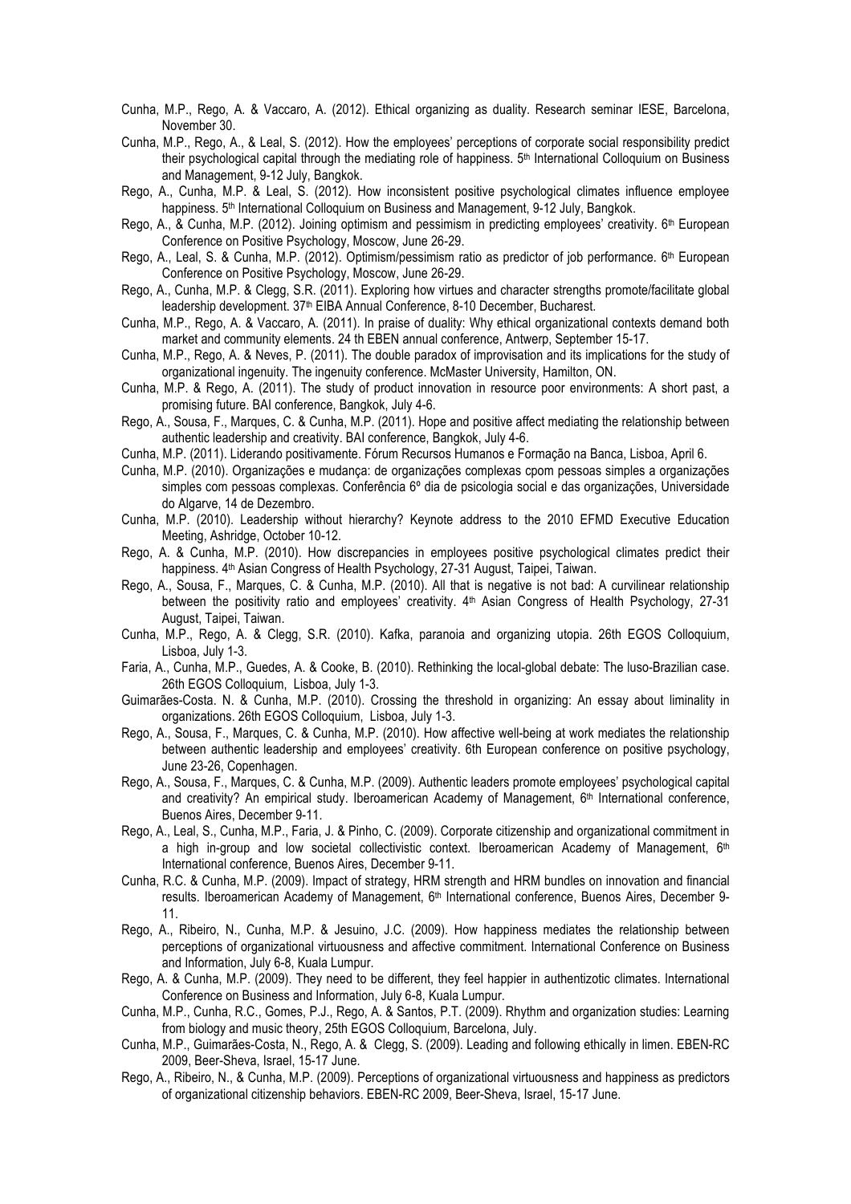Cunha, M.P., Rego, A. & Vaccaro, A. (2012). Ethical organizing as duality. Research seminar IESE, Barcelona, November 30.

Cunha, M.P., Rego, A., & Leal, S. (2012). How the employees' perceptions of corporate social responsibility predict their psychological capital through the mediating role of happiness. 5th International Colloquium on Business and Management, 9-12 July, Bangkok.

Rego, A., Cunha, M.P. & Leal, S. (2012). How inconsistent positive psychological climates influence employee happiness. 5th International Colloquium on Business and Management, 9-12 July, Bangkok.

Rego, A., & Cunha, M.P. (2012). Joining optimism and pessimism in predicting employees' creativity. 6th European Conference on Positive Psychology, Moscow, June 26-29.

Rego, A., Leal, S. & Cunha, M.P. (2012). Optimism/pessimism ratio as predictor of job performance. 6th European Conference on Positive Psychology, Moscow, June 26-29.

Rego, A., Cunha, M.P. & Clegg, S.R. (2011). Exploring how virtues and character strengths promote/facilitate global leadership development. 37th EIBA Annual Conference, 8-10 December, Bucharest.

Cunha, M.P., Rego, A. & Vaccaro, A. (2011). In praise of duality: Why ethical organizational contexts demand both market and community elements. 24 th EBEN annual conference, Antwerp, September 15-17.

Cunha, M.P., Rego, A. & Neves, P. (2011). The double paradox of improvisation and its implications for the study of organizational ingenuity. The ingenuity conference. McMaster University, Hamilton, ON.

Cunha, M.P. & Rego, A. (2011). The study of product innovation in resource poor environments: A short past, a promising future. BAI conference, Bangkok, July 4-6.

Rego, A., Sousa, F., Marques, C. & Cunha, M.P. (2011). Hope and positive affect mediating the relationship between authentic leadership and creativity. BAI conference, Bangkok, July 4-6.

Cunha, M.P. (2011). Liderando positivamente. Fórum Recursos Humanos e Formação na Banca, Lisboa, April 6.

Cunha, M.P. (2010). Organizações e mudança: de organizações complexas cpom pessoas simples a organizações simples com pessoas complexas. Conferência 6º dia de psicologia social e das organizações, Universidade do Algarve, 14 de Dezembro.

Cunha, M.P. (2010). Leadership without hierarchy? Keynote address to the 2010 EFMD Executive Education Meeting, Ashridge, October 10-12.

Rego, A. & Cunha, M.P. (2010). How discrepancies in employees positive psychological climates predict their happiness. 4th Asian Congress of Health Psychology, 27-31 August, Taipei, Taiwan.

Rego, A., Sousa, F., Marques, C. & Cunha, M.P. (2010). All that is negative is not bad: A curvilinear relationship between the positivity ratio and employees' creativity. 4th Asian Congress of Health Psychology, 27-31 August, Taipei, Taiwan.

Cunha, M.P., Rego, A. & Clegg, S.R. (2010). Kafka, paranoia and organizing utopia. 26th EGOS Colloquium, Lisboa, July 1-3.

Faria, A., Cunha, M.P., Guedes, A. & Cooke, B. (2010). Rethinking the local-global debate: The luso-Brazilian case. 26th EGOS Colloquium, Lisboa, July 1-3.

Guimarães-Costa. N. & Cunha, M.P. (2010). Crossing the threshold in organizing: An essay about liminality in organizations. 26th EGOS Colloquium, Lisboa, July 1-3.

Rego, A., Sousa, F., Marques, C. & Cunha, M.P. (2010). How affective well-being at work mediates the relationship between authentic leadership and employees' creativity. 6th European conference on positive psychology, June 23-26, Copenhagen.

Rego, A., Sousa, F., Marques, C. & Cunha, M.P. (2009). Authentic leaders promote employees' psychological capital and creativity? An empirical study. Iberoamerican Academy of Management, 6th International conference, Buenos Aires, December 9-11.

Rego, A., Leal, S., Cunha, M.P., Faria, J. & Pinho, C. (2009). Corporate citizenship and organizational commitment in a high in-group and low societal collectivistic context. Iberoamerican Academy of Management, 6th International conference, Buenos Aires, December 9-11.

Cunha, R.C. & Cunha, M.P. (2009). Impact of strategy, HRM strength and HRM bundles on innovation and financial results. Iberoamerican Academy of Management, 6th International conference, Buenos Aires, December 9-11.

Rego, A., Ribeiro, N., Cunha, M.P. & Jesuino, J.C. (2009). How happiness mediates the relationship between perceptions of organizational virtuousness and affective commitment. International Conference on Business and Information, July 6-8, Kuala Lumpur.

Rego, A. & Cunha, M.P. (2009). They need to be different, they feel happier in authentizotic climates. International Conference on Business and Information, July 6-8, Kuala Lumpur.

Cunha, M.P., Cunha, R.C., Gomes, P.J., Rego, A. & Santos, P.T. (2009). Rhythm and organization studies: Learning from biology and music theory, 25th EGOS Colloquium, Barcelona, July.

Cunha, M.P., Guimarães-Costa, N., Rego, A. & Clegg, S. (2009). Leading and following ethically in limen. EBEN-RC 2009, Beer-Sheva, Israel, 15-17 June.

Rego, A., Ribeiro, N., & Cunha, M.P. (2009). Perceptions of organizational virtuousness and happiness as predictors of organizational citizenship behaviors. EBEN-RC 2009, Beer-Sheva, Israel, 15-17 June.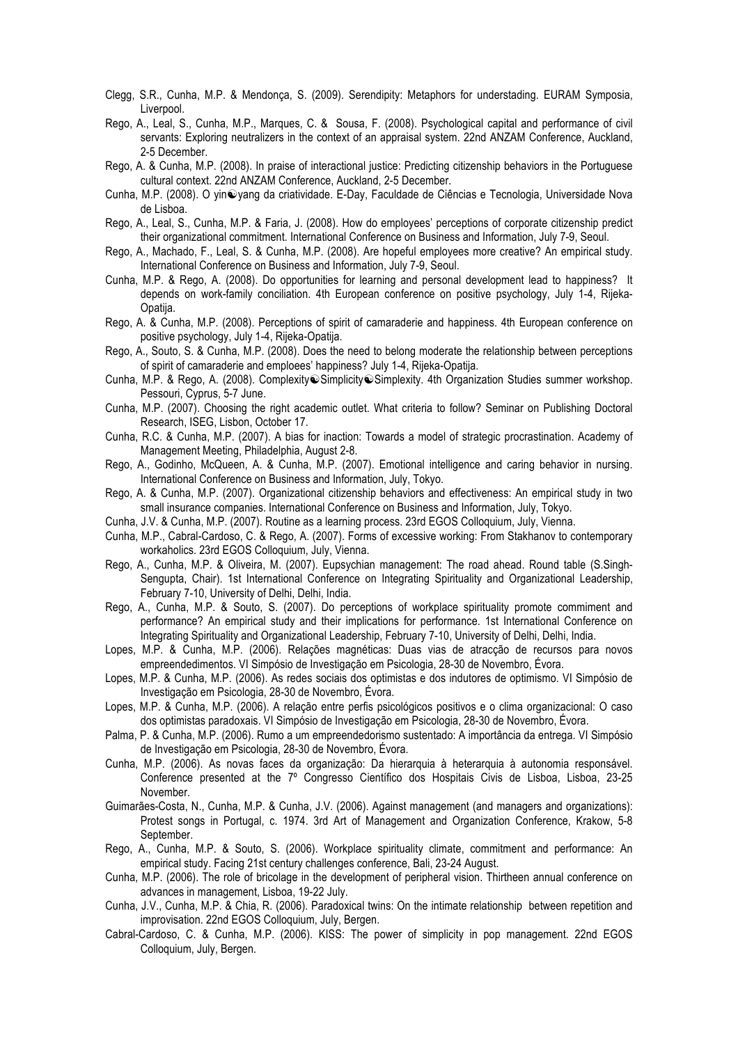Clegg, S.R., Cunha, M.P. & Mendonça, S. (2009). Serendipity: Metaphors for understading. EURAM Symposia, Liverpool.

Rego, A., Leal, S., Cunha, M.P., Marques, C. & Sousa, F. (2008). Psychological capital and performance of civil servants: Exploring neutralizers in the context of an appraisal system. 22nd ANZAM Conference, Auckland, 2-5 December.

Rego, A. & Cunha, M.P. (2008). In praise of interactional justice: Predicting citizenship behaviors in the Portuguese cultural context. 22nd ANZAM Conference, Auckland, 2-5 December.

Cunha, M.P. (2008). O yin☯yang da criatividade. E-Day, Faculdade de Ciências e Tecnologia, Universidade Nova de Lisboa.

Rego, A., Leal, S., Cunha, M.P. & Faria, J. (2008). How do employees' perceptions of corporate citizenship predict their organizational commitment. International Conference on Business and Information, July 7-9, Seoul.

Rego, A., Machado, F., Leal, S. & Cunha, M.P. (2008). Are hopeful employees more creative? An empirical study. International Conference on Business and Information, July 7-9, Seoul.

Cunha, M.P. & Rego, A. (2008). Do opportunities for learning and personal development lead to happiness? It depends on work-family conciliation. 4th European conference on positive psychology, July 1-4, Rijeka-Opatija.

Rego, A. & Cunha, M.P. (2008). Perceptions of spirit of camaraderie and happiness. 4th European conference on positive psychology, July 1-4, Rijeka-Opatija.

Rego, A., Souto, S. & Cunha, M.P. (2008). Does the need to belong moderate the relationship between perceptions of spirit of camaraderie and emploees' happiness? July 1-4, Rijeka-Opatija.

Cunha, M.P. & Rego, A. (2008). Complexity☯Simplicity☯Simplexity. 4th Organization Studies summer workshop. Pessouri, Cyprus, 5-7 June.

Cunha, M.P. (2007). Choosing the right academic outlet. What criteria to follow? Seminar on Publishing Doctoral Research, ISEG, Lisbon, October 17.

Cunha, R.C. & Cunha, M.P. (2007). A bias for inaction: Towards a model of strategic procrastination. Academy of Management Meeting, Philadelphia, August 2-8.

Rego, A., Godinho, McQueen, A. & Cunha, M.P. (2007). Emotional intelligence and caring behavior in nursing. International Conference on Business and Information, July, Tokyo.

Rego, A. & Cunha, M.P. (2007). Organizational citizenship behaviors and effectiveness: An empirical study in two small insurance companies. International Conference on Business and Information, July, Tokyo.

Cunha, J.V. & Cunha, M.P. (2007). Routine as a learning process. 23rd EGOS Colloquium, July, Vienna.

Cunha, M.P., Cabral-Cardoso, C. & Rego, A. (2007). Forms of excessive working: From Stakhanov to contemporary workaholics. 23rd EGOS Colloquium, July, Vienna.

Rego, A., Cunha, M.P. & Oliveira, M. (2007). Eupsychian management: The road ahead. Round table (S.Singh-Sengupta, Chair). 1st International Conference on Integrating Spirituality and Organizational Leadership, February 7-10, University of Delhi, Delhi, India.

Rego, A., Cunha, M.P. & Souto, S. (2007). Do perceptions of workplace spirituality promote commiment and performance? An empirical study and their implications for performance. 1st International Conference on Integrating Spirituality and Organizational Leadership, February 7-10, University of Delhi, Delhi, India.

Lopes, M.P. & Cunha, M.P. (2006). Relações magnéticas: Duas vias de atracção de recursos para novos empreendedimentos. VI Simpósio de Investigação em Psicologia, 28-30 de Novembro, Évora.

Lopes, M.P. & Cunha, M.P. (2006). As redes sociais dos optimistas e dos indutores de optimismo. VI Simpósio de Investigação em Psicologia, 28-30 de Novembro, Évora.

Lopes, M.P. & Cunha, M.P. (2006). A relação entre perfis psicológicos positivos e o clima organizacional: O caso dos optimistas paradoxais. VI Simpósio de Investigação em Psicologia, 28-30 de Novembro, Évora.

Palma, P. & Cunha, M.P. (2006). Rumo a um empreendedorismo sustentado: A importância da entrega. VI Simpósio de Investigação em Psicologia, 28-30 de Novembro, Évora.

Cunha, M.P. (2006). As novas faces da organização: Da hierarquia à heterarquia à autonomia responsável. Conference presented at the 7º Congresso Científico dos Hospitais Civis de Lisboa, Lisboa, 23-25 November.

Guimarães-Costa, N., Cunha, M.P. & Cunha, J.V. (2006). Against management (and managers and organizations): Protest songs in Portugal, c. 1974. 3rd Art of Management and Organization Conference, Krakow, 5-8 September.

Rego, A., Cunha, M.P. & Souto, S. (2006). Workplace spirituality climate, commitment and performance: An empirical study. Facing 21st century challenges conference, Bali, 23-24 August.

Cunha, M.P. (2006). The role of bricolage in the development of peripheral vision. Thirtheen annual conference on advances in management, Lisboa, 19-22 July.

Cunha, J.V., Cunha, M.P. & Chia, R. (2006). Paradoxical twins: On the intimate relationship between repetition and improvisation. 22nd EGOS Colloquium, July, Bergen.

Cabral-Cardoso, C. & Cunha, M.P. (2006). KISS: The power of simplicity in pop management. 22nd EGOS Colloquium, July, Bergen.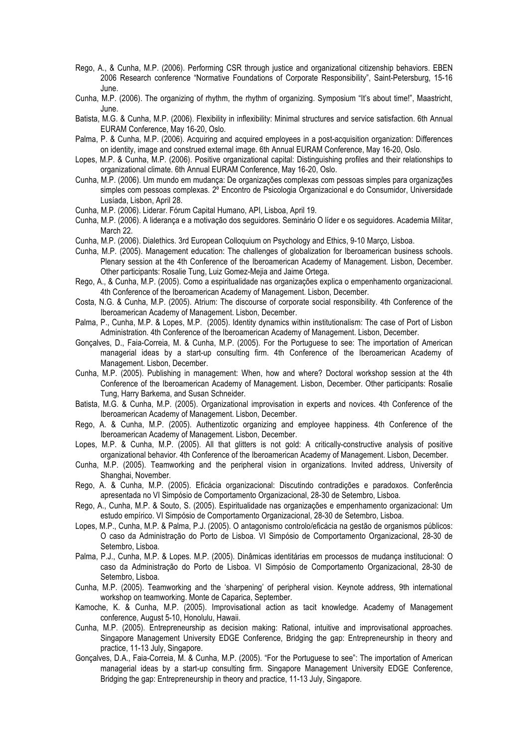Rego, A., & Cunha, M.P. (2006). Performing CSR through justice and organizational citizenship behaviors. EBEN 2006 Research conference "Normative Foundations of Corporate Responsibility", Saint-Petersburg, 15-16 June.

Cunha, M.P. (2006). The organizing of rhythm, the rhythm of organizing. Symposium "It's about time!", Maastricht, June.

Batista, M.G. & Cunha, M.P. (2006). Flexibility in inflexibility: Minimal structures and service satisfaction. 6th Annual EURAM Conference, May 16-20, Oslo.

Palma, P. & Cunha, M.P. (2006). Acquiring and acquired employees in a post-acquisition organization: Differences on identity, image and construed external image. 6th Annual EURAM Conference, May 16-20, Oslo.

Lopes, M.P. & Cunha, M.P. (2006). Positive organizational capital: Distinguishing profiles and their relationships to organizational climate. 6th Annual EURAM Conference, May 16-20, Oslo.

Cunha, M.P. (2006). Um mundo em mudança: De organizações complexas com pessoas simples para organizações simples com pessoas complexas. 2º Encontro de Psicologia Organizacional e do Consumidor, Universidade Lusíada, Lisbon, April 28.

Cunha, M.P. (2006). Liderar. Fórum Capital Humano, API, Lisboa, April 19.

Cunha, M.P. (2006). A liderança e a motivação dos seguidores. Seminário O líder e os seguidores. Academia Militar, March 22.

Cunha, M.P. (2006). Dialethics. 3rd European Colloquium on Psychology and Ethics, 9-10 Março, Lisboa.

Cunha, M.P. (2005). Management education: The challenges of globalization for Iberoamerican business schools. Plenary session at the 4th Conference of the Iberoamerican Academy of Management. Lisbon, December. Other participants: Rosalie Tung, Luiz Gomez-Mejia and Jaime Ortega.

Rego, A., & Cunha, M.P. (2005). Como a espiritualidade nas organizações explica o empenhamento organizacional. 4th Conference of the Iberoamerican Academy of Management. Lisbon, December.

Costa, N.G. & Cunha, M.P. (2005). Atrium: The discourse of corporate social responsibility. 4th Conference of the Iberoamerican Academy of Management. Lisbon, December.

Palma, P., Cunha, M.P. & Lopes, M.P. (2005). Identity dynamics within institutionalism: The case of Port of Lisbon Administration. 4th Conference of the Iberoamerican Academy of Management. Lisbon, December.

Gonçalves, D., Faia-Correia, M. & Cunha, M.P. (2005). For the Portuguese to see: The importation of American managerial ideas by a start-up consulting firm. 4th Conference of the Iberoamerican Academy of Management. Lisbon, December.

Cunha, M.P. (2005). Publishing in management: When, how and where? Doctoral workshop session at the 4th Conference of the Iberoamerican Academy of Management. Lisbon, December. Other participants: Rosalie Tung, Harry Barkema, and Susan Schneider.

Batista, M.G. & Cunha, M.P. (2005). Organizational improvisation in experts and novices. 4th Conference of the Iberoamerican Academy of Management. Lisbon, December.

Rego, A. & Cunha, M.P. (2005). Authentizotic organizing and employee happiness. 4th Conference of the Iberoamerican Academy of Management. Lisbon, December.

Lopes, M.P. & Cunha, M.P. (2005). All that glitters is not gold: A critically-constructive analysis of positive organizational behavior. 4th Conference of the Iberoamerican Academy of Management. Lisbon, December.

Cunha, M.P. (2005). Teamworking and the peripheral vision in organizations. Invited address, University of Shanghai, November.

Rego, A. & Cunha, M.P. (2005). Eficácia organizacional: Discutindo contradições e paradoxos. Conferência apresentada no VI Simpósio de Comportamento Organizacional, 28-30 de Setembro, Lisboa.

Rego, A., Cunha, M.P. & Souto, S. (2005). Espiritualidade nas organizações e empenhamento organizacional: Um estudo empírico. VI Simpósio de Comportamento Organizacional, 28-30 de Setembro, Lisboa.

Lopes, M.P., Cunha, M.P. & Palma, P.J. (2005). O antagonismo controlo/eficácia na gestão de organismos públicos: O caso da Administração do Porto de Lisboa. VI Simpósio de Comportamento Organizacional, 28-30 de Setembro, Lisboa.

Palma, P.J., Cunha, M.P. & Lopes. M.P. (2005). Dinâmicas identitárias em processos de mudança institucional: O caso da Administração do Porto de Lisboa. VI Simpósio de Comportamento Organizacional, 28-30 de Setembro, Lisboa.

Cunha, M.P. (2005). Teamworking and the 'sharpening' of peripheral vision. Keynote address, 9th international workshop on teamworking. Monte de Caparica, September.

Kamoche, K. & Cunha, M.P. (2005). Improvisational action as tacit knowledge. Academy of Management conference, August 5-10, Honolulu, Hawaii.

Cunha, M.P. (2005). Entrepreneurship as decision making: Rational, intuitive and improvisational approaches. Singapore Management University EDGE Conference, Bridging the gap: Entrepreneurship in theory and practice, 11-13 July, Singapore.

Gonçalves, D.A., Faia-Correia, M. & Cunha, M.P. (2005). "For the Portuguese to see": The importation of American managerial ideas by a start-up consulting firm. Singapore Management University EDGE Conference, Bridging the gap: Entrepreneurship in theory and practice, 11-13 July, Singapore.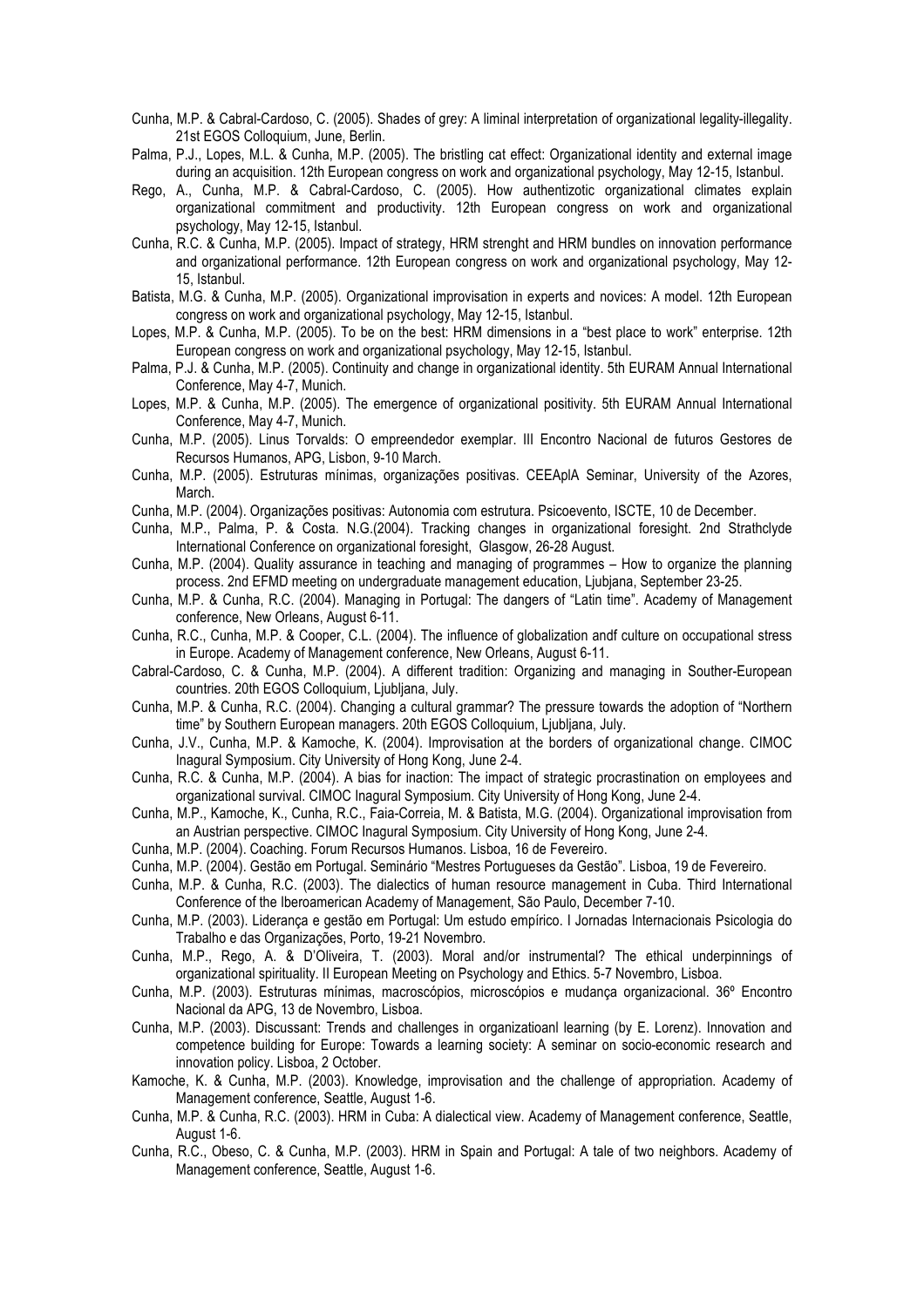Cunha, M.P. & Cabral-Cardoso, C. (2005). Shades of grey: A liminal interpretation of organizational legality-illegality. 21st EGOS Colloquium, June, Berlin.

Palma, P.J., Lopes, M.L. & Cunha, M.P. (2005). The bristling cat effect: Organizational identity and external image during an acquisition. 12th European congress on work and organizational psychology, May 12-15, Istanbul.

Rego, A., Cunha, M.P. & Cabral-Cardoso, C. (2005). How authentizotic organizational climates explain organizational commitment and productivity. 12th European congress on work and organizational psychology, May 12-15, Istanbul.

Cunha, R.C. & Cunha, M.P. (2005). Impact of strategy, HRM strenght and HRM bundles on innovation performance and organizational performance. 12th European congress on work and organizational psychology, May 12-15, Istanbul.

Batista, M.G. & Cunha, M.P. (2005). Organizational improvisation in experts and novices: A model. 12th European congress on work and organizational psychology, May 12-15, Istanbul.

Lopes, M.P. & Cunha, M.P. (2005). To be on the best: HRM dimensions in a "best place to work" enterprise. 12th European congress on work and organizational psychology, May 12-15, Istanbul.

Palma, P.J. & Cunha, M.P. (2005). Continuity and change in organizational identity. 5th EURAM Annual International Conference, May 4-7, Munich.

Lopes, M.P. & Cunha, M.P. (2005). The emergence of organizational positivity. 5th EURAM Annual International Conference, May 4-7, Munich.

Cunha, M.P. (2005). Linus Torvalds: O empreendedor exemplar. III Encontro Nacional de futuros Gestores de Recursos Humanos, APG, Lisbon, 9-10 March.

Cunha, M.P. (2005). Estruturas mínimas, organizações positivas. CEEAplA Seminar, University of the Azores, March.

Cunha, M.P. (2004). Organizações positivas: Autonomia com estrutura. Psicoevento, ISCTE, 10 de December.

Cunha, M.P., Palma, P. & Costa. N.G.(2004). Tracking changes in organizational foresight. 2nd Strathclyde International Conference on organizational foresight, Glasgow, 26-28 August.

Cunha, M.P. (2004). Quality assurance in teaching and managing of programmes – How to organize the planning process. 2nd EFMD meeting on undergraduate management education, Ljubjana, September 23-25.

Cunha, M.P. & Cunha, R.C. (2004). Managing in Portugal: The dangers of "Latin time". Academy of Management conference, New Orleans, August 6-11.

Cunha, R.C., Cunha, M.P. & Cooper, C.L. (2004). The influence of globalization andf culture on occupational stress in Europe. Academy of Management conference, New Orleans, August 6-11.

Cabral-Cardoso, C. & Cunha, M.P. (2004). A different tradition: Organizing and managing in Souther-European countries. 20th EGOS Colloquium, Ljubljana, July.

Cunha, M.P. & Cunha, R.C. (2004). Changing a cultural grammar? The pressure towards the adoption of "Northern time" by Southern European managers. 20th EGOS Colloquium, Ljubljana, July.

Cunha, J.V., Cunha, M.P. & Kamoche, K. (2004). Improvisation at the borders of organizational change. CIMOC Inagural Symposium. City University of Hong Kong, June 2-4.

Cunha, R.C. & Cunha, M.P. (2004). A bias for inaction: The impact of strategic procrastination on employees and organizational survival. CIMOC Inagural Symposium. City University of Hong Kong, June 2-4.

Cunha, M.P., Kamoche, K., Cunha, R.C., Faia-Correia, M. & Batista, M.G. (2004). Organizational improvisation from an Austrian perspective. CIMOC Inagural Symposium. City University of Hong Kong, June 2-4.

Cunha, M.P. (2004). Coaching. Forum Recursos Humanos. Lisboa, 16 de Fevereiro.

Cunha, M.P. (2004). Gestão em Portugal. Seminário "Mestres Portugueses da Gestão". Lisboa, 19 de Fevereiro.

Cunha, M.P. & Cunha, R.C. (2003). The dialectics of human resource management in Cuba. Third International Conference of the Iberoamerican Academy of Management, São Paulo, December 7-10.

Cunha, M.P. (2003). Liderança e gestão em Portugal: Um estudo empírico. I Jornadas Internacionais Psicologia do Trabalho e das Organizações, Porto, 19-21 Novembro.

Cunha, M.P., Rego, A. & D'Oliveira, T. (2003). Moral and/or instrumental? The ethical underpinnings of organizational spirituality. II European Meeting on Psychology and Ethics. 5-7 Novembro, Lisboa.

Cunha, M.P. (2003). Estruturas mínimas, macroscópios, microscópios e mudança organizacional. 36º Encontro Nacional da APG, 13 de Novembro, Lisboa.

Cunha, M.P. (2003). Discussant: Trends and challenges in organizatioanl learning (by E. Lorenz). Innovation and competence building for Europe: Towards a learning society: A seminar on socio-economic research and innovation policy. Lisboa, 2 October.

Kamoche, K. & Cunha, M.P. (2003). Knowledge, improvisation and the challenge of appropriation. Academy of Management conference, Seattle, August 1-6.

Cunha, M.P. & Cunha, R.C. (2003). HRM in Cuba: A dialectical view. Academy of Management conference, Seattle, August 1-6.

Cunha, R.C., Obeso, C. & Cunha, M.P. (2003). HRM in Spain and Portugal: A tale of two neighbors. Academy of Management conference, Seattle, August 1-6.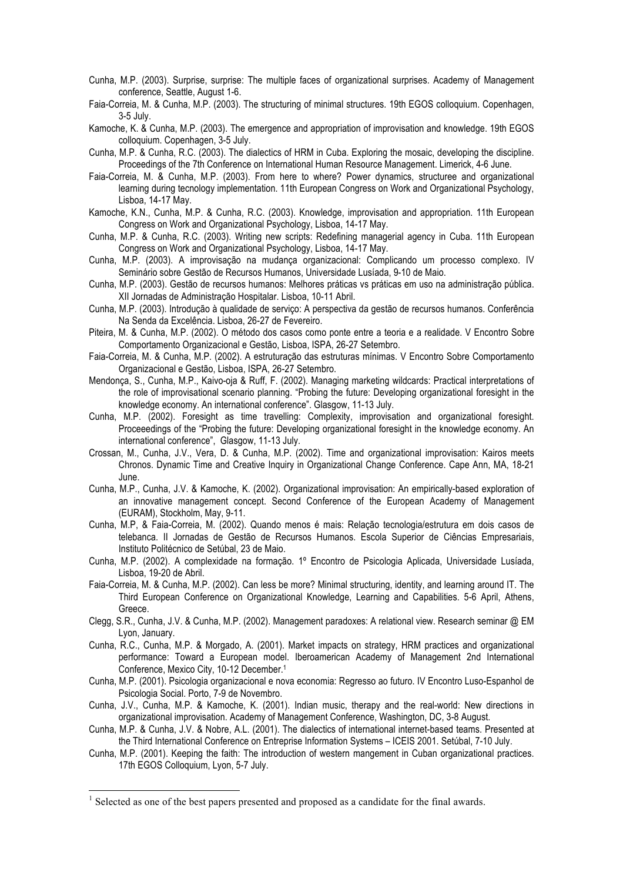Cunha, M.P. (2003). Surprise, surprise: The multiple faces of organizational surprises. Academy of Management conference, Seattle, August 1-6.

Faia-Correia, M. & Cunha, M.P. (2003). The structuring of minimal structures. 19th EGOS colloquium. Copenhagen, 3-5 July.

Kamoche, K. & Cunha, M.P. (2003). The emergence and appropriation of improvisation and knowledge. 19th EGOS colloquium. Copenhagen, 3-5 July.

Cunha, M.P. & Cunha, R.C. (2003). The dialectics of HRM in Cuba. Exploring the mosaic, developing the discipline. Proceedings of the 7th Conference on International Human Resource Management. Limerick, 4-6 June.

Faia-Correia, M. & Cunha, M.P. (2003). From here to where? Power dynamics, structuree and organizational learning during tecnology implementation. 11th European Congress on Work and Organizational Psychology, Lisboa, 14-17 May.

Kamoche, K.N., Cunha, M.P. & Cunha, R.C. (2003). Knowledge, improvisation and appropriation. 11th European Congress on Work and Organizational Psychology, Lisboa, 14-17 May.

Cunha, M.P. & Cunha, R.C. (2003). Writing new scripts: Redefining managerial agency in Cuba. 11th European Congress on Work and Organizational Psychology, Lisboa, 14-17 May.

Cunha, M.P. (2003). A improvisação na mudança organizacional: Complicando um processo complexo. IV Seminário sobre Gestão de Recursos Humanos, Universidade Lusíada, 9-10 de Maio.

Cunha, M.P. (2003). Gestão de recursos humanos: Melhores práticas vs práticas em uso na administração pública. XII Jornadas de Administração Hospitalar. Lisboa, 10-11 Abril.

Cunha, M.P. (2003). Introdução à qualidade de serviço: A perspectiva da gestão de recursos humanos. Conferência Na Senda da Excelência. Lisboa, 26-27 de Fevereiro.

Piteira, M. & Cunha, M.P. (2002). O método dos casos como ponte entre a teoria e a realidade. V Encontro Sobre Comportamento Organizacional e Gestão, Lisboa, ISPA, 26-27 Setembro.

Faia-Correia, M. & Cunha, M.P. (2002). A estruturação das estruturas mínimas. V Encontro Sobre Comportamento Organizacional e Gestão, Lisboa, ISPA, 26-27 Setembro.

Mendonça, S., Cunha, M.P., Kaivo-oja & Ruff, F. (2002). Managing marketing wildcards: Practical interpretations of the role of improvisational scenario planning. "Probing the future: Developing organizational foresight in the knowledge economy. An international conference". Glasgow, 11-13 July.

Cunha, M.P. (2002). Foresight as time travelling: Complexity, improvisation and organizational foresight. Proceeedings of the "Probing the future: Developing organizational foresight in the knowledge economy. An international conference", Glasgow, 11-13 July.

Crossan, M., Cunha, J.V., Vera, D. & Cunha, M.P. (2002). Time and organizational improvisation: Kairos meets Chronos. Dynamic Time and Creative Inquiry in Organizational Change Conference. Cape Ann, MA, 18-21 June.

Cunha, M.P., Cunha, J.V. & Kamoche, K. (2002). Organizational improvisation: An empirically-based exploration of an innovative management concept. Second Conference of the European Academy of Management (EURAM), Stockholm, May, 9-11.

Cunha, M.P, & Faia-Correia, M. (2002). Quando menos é mais: Relação tecnologia/estrutura em dois casos de telebanca. II Jornadas de Gestão de Recursos Humanos. Escola Superior de Ciências Empresariais, Instituto Politécnico de Setúbal, 23 de Maio.

Cunha, M.P. (2002). A complexidade na formação. 1º Encontro de Psicologia Aplicada, Universidade Lusíada, Lisboa, 19-20 de Abril.

Faia-Correia, M. & Cunha, M.P. (2002). Can less be more? Minimal structuring, identity, and learning around IT. The Third European Conference on Organizational Knowledge, Learning and Capabilities. 5-6 April, Athens, Greece.

Clegg, S.R., Cunha, J.V. & Cunha, M.P. (2002). Management paradoxes: A relational view. Research seminar @ EM Lyon, January.

Cunha, R.C., Cunha, M.P. & Morgado, A. (2001). Market impacts on strategy, HRM practices and organizational performance: Toward a European model. Iberoamerican Academy of Management 2nd International Conference, Mexico City, 10-12 December.[1]

Cunha, M.P. (2001). Psicologia organizacional e nova economia: Regresso ao futuro. IV Encontro Luso-Espanhol de Psicologia Social. Porto, 7-9 de Novembro.

Cunha, J.V., Cunha, M.P. & Kamoche, K. (2001). Indian music, therapy and the real-world: New directions in organizational improvisation. Academy of Management Conference, Washington, DC, 3-8 August.

Cunha, M.P. & Cunha, J.V. & Nobre, A.L. (2001). The dialectics of international internet-based teams. Presented at the Third International Conference on Entreprise Information Systems – ICEIS 2001. Setúbal, 7-10 July.

Cunha, M.P. (2001). Keeping the faith: The introduction of western mangement in Cuban organizational practices. 17th EGOS Colloquium, Lyon, 5-7 July.

---

[1] Selected as one of the best papers presented and proposed as a candidate for the final awards.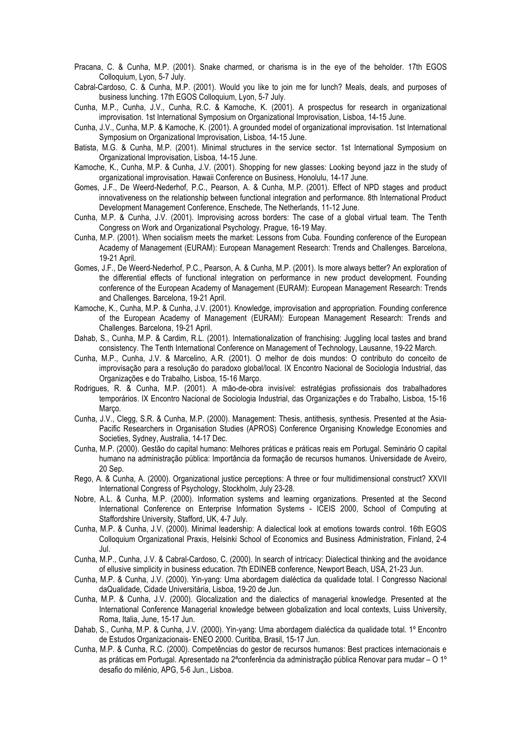Pracana, C. & Cunha, M.P. (2001). Snake charmed, or charisma is in the eye of the beholder. 17th EGOS Colloquium, Lyon, 5-7 July.

Cabral-Cardoso, C. & Cunha, M.P. (2001). Would you like to join me for lunch? Meals, deals, and purposes of business lunching. 17th EGOS Colloquium, Lyon, 5-7 July.

Cunha, M.P., Cunha, J.V., Cunha, R.C. & Kamoche, K. (2001). A prospectus for research in organizational improvisation. 1st International Symposium on Organizational Improvisation, Lisboa, 14-15 June.

Cunha, J.V., Cunha, M.P. & Kamoche, K. (2001). A grounded model of organizational improvisation. 1st International Symposium on Organizational Improvisation, Lisboa, 14-15 June.

Batista, M.G. & Cunha, M.P. (2001). Minimal structures in the service sector. 1st International Symposium on Organizational Improvisation, Lisboa, 14-15 June.

Kamoche, K., Cunha, M.P. & Cunha, J.V. (2001). Shopping for new glasses: Looking beyond jazz in the study of organizational improvisation. Hawaii Conference on Business, Honolulu, 14-17 June.

Gomes, J.F., De Weerd-Nederhof, P.C., Pearson, A. & Cunha, M.P. (2001). Effect of NPD stages and product innovativeness on the relationship between functional integration and performance. 8th International Product Development Management Conference, Enschede, The Netherlands, 11-12 June.

Cunha, M.P. & Cunha, J.V. (2001). Improvising across borders: The case of a global virtual team. The Tenth Congress on Work and Organizational Psychology. Prague, 16-19 May.

Cunha, M.P. (2001). When socialism meets the market: Lessons from Cuba. Founding conference of the European Academy of Management (EURAM): European Management Research: Trends and Challenges. Barcelona, 19-21 April.

Gomes, J.F., De Weerd-Nederhof, P.C., Pearson, A. & Cunha, M.P. (2001). Is more always better? An exploration of the differential effects of functional integration on performance in new product development. Founding conference of the European Academy of Management (EURAM): European Management Research: Trends and Challenges. Barcelona, 19-21 April.

Kamoche, K., Cunha, M.P. & Cunha, J.V. (2001). Knowledge, improvisation and appropriation. Founding conference of the European Academy of Management (EURAM): European Management Research: Trends and Challenges. Barcelona, 19-21 April.

Dahab, S., Cunha, M.P. & Cardim, R.L. (2001). Internationalization of franchising: Juggling local tastes and brand consistency. The Tenth International Conference on Management of Technology, Lausanne, 19-22 March.

Cunha, M.P., Cunha, J.V. & Marcelino, A.R. (2001). O melhor de dois mundos: O contributo do conceito de improvisação para a resolução do paradoxo global/local. IX Encontro Nacional de Sociologia Industrial, das Organizações e do Trabalho, Lisboa, 15-16 Março.

Rodrigues, R. & Cunha, M.P. (2001). A mão-de-obra invisível: estratégias profissionais dos trabalhadores temporários. IX Encontro Nacional de Sociologia Industrial, das Organizações e do Trabalho, Lisboa, 15-16 Março.

Cunha, J.V., Clegg, S.R. & Cunha, M.P. (2000). Management: Thesis, antithesis, synthesis. Presented at the Asia-Pacific Researchers in Organisation Studies (APROS) Conference Organising Knowledge Economies and Societies, Sydney, Australia, 14-17 Dec.

Cunha, M.P. (2000). Gestão do capital humano: Melhores práticas e práticas reais em Portugal. Seminário O capital humano na administração pública: Importância da formação de recursos humanos. Universidade de Aveiro, 20 Sep.

Rego, A. & Cunha, A. (2000). Organizational justice perceptions: A three or four multidimensional construct? XXVII International Congress of Psychology, Stockholm, July 23-28.

Nobre, A.L. & Cunha, M.P. (2000). Information systems and learning organizations. Presented at the Second International Conference on Enterprise Information Systems - ICEIS 2000, School of Computing at Staffordshire University, Stafford, UK, 4-7 July.

Cunha, M.P. & Cunha, J.V. (2000). Minimal leadership: A dialectical look at emotions towards control. 16th EGOS Colloquium Organizational Praxis, Helsinki School of Economics and Business Administration, Finland, 2-4 Jul.

Cunha, M.P., Cunha, J.V. & Cabral-Cardoso, C. (2000). In search of intricacy: Dialectical thinking and the avoidance of ellusive simplicity in business education. 7th EDINEB conference, Newport Beach, USA, 21-23 Jun.

Cunha, M.P. & Cunha, J.V. (2000). Yin-yang: Uma abordagem dialéctica da qualidade total. I Congresso Nacional daQualidade, Cidade Universitária, Lisboa, 19-20 de Jun.

Cunha, M.P. & Cunha, J.V. (2000). Glocalization and the dialectics of managerial knowledge. Presented at the International Conference Managerial knowledge between globalization and local contexts, Luiss University, Roma, Italia, June, 15-17 Jun.

Dahab, S., Cunha, M.P. & Cunha, J.V. (2000). Yin-yang: Uma abordagem dialéctica da qualidade total. 1º Encontro de Estudos Organizacionais- ENEO 2000. Curitiba, Brasil, 15-17 Jun.

Cunha, M.P. & Cunha, R.C. (2000). Competências do gestor de recursos humanos: Best practices internacionais e as práticas em Portugal. Apresentado na 2ªconferência da administração pública Renovar para mudar – O 1º desafio do milénio, APG, 5-6 Jun., Lisboa.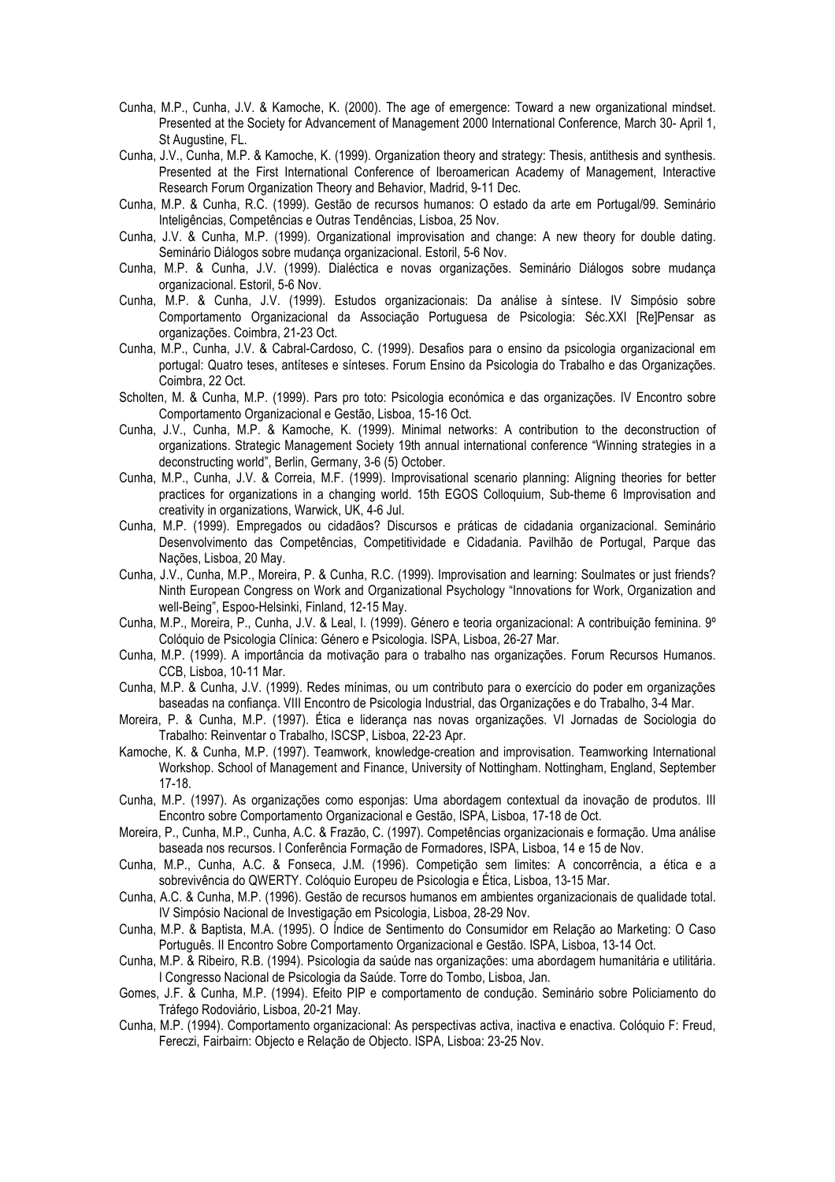Cunha, M.P., Cunha, J.V. & Kamoche, K. (2000). The age of emergence: Toward a new organizational mindset. Presented at the Society for Advancement of Management 2000 International Conference, March 30- April 1, St Augustine, FL.

Cunha, J.V., Cunha, M.P. & Kamoche, K. (1999). Organization theory and strategy: Thesis, antithesis and synthesis. Presented at the First International Conference of Iberoamerican Academy of Management, Interactive Research Forum Organization Theory and Behavior, Madrid, 9-11 Dec.

Cunha, M.P. & Cunha, R.C. (1999). Gestão de recursos humanos: O estado da arte em Portugal/99. Seminário Inteligências, Competências e Outras Tendências, Lisboa, 25 Nov.

Cunha, J.V. & Cunha, M.P. (1999). Organizational improvisation and change: A new theory for double dating. Seminário Diálogos sobre mudança organizacional. Estoril, 5-6 Nov.

Cunha, M.P. & Cunha, J.V. (1999). Dialéctica e novas organizações. Seminário Diálogos sobre mudança organizacional. Estoril, 5-6 Nov.

Cunha, M.P. & Cunha, J.V. (1999). Estudos organizacionais: Da análise à síntese. IV Simpósio sobre Comportamento Organizacional da Associação Portuguesa de Psicologia: Séc.XXI [Re]Pensar as organizações. Coimbra, 21-23 Oct.

Cunha, M.P., Cunha, J.V. & Cabral-Cardoso, C. (1999). Desafios para o ensino da psicologia organizacional em portugal: Quatro teses, antíteses e sínteses. Forum Ensino da Psicologia do Trabalho e das Organizações. Coimbra, 22 Oct.

Scholten, M. & Cunha, M.P. (1999). Pars pro toto: Psicologia económica e das organizações. IV Encontro sobre Comportamento Organizacional e Gestão, Lisboa, 15-16 Oct.

Cunha, J.V., Cunha, M.P. & Kamoche, K. (1999). Minimal networks: A contribution to the deconstruction of organizations. Strategic Management Society 19th annual international conference "Winning strategies in a deconstructing world", Berlin, Germany, 3-6 (5) October.

Cunha, M.P., Cunha, J.V. & Correia, M.F. (1999). Improvisational scenario planning: Aligning theories for better practices for organizations in a changing world. 15th EGOS Colloquium, Sub-theme 6 Improvisation and creativity in organizations, Warwick, UK, 4-6 Jul.

Cunha, M.P. (1999). Empregados ou cidadãos? Discursos e práticas de cidadania organizacional. Seminário Desenvolvimento das Competências, Competitividade e Cidadania. Pavilhão de Portugal, Parque das Nações, Lisboa, 20 May.

Cunha, J.V., Cunha, M.P., Moreira, P. & Cunha, R.C. (1999). Improvisation and learning: Soulmates or just friends? Ninth European Congress on Work and Organizational Psychology "Innovations for Work, Organization and well-Being", Espoo-Helsinki, Finland, 12-15 May.

Cunha, M.P., Moreira, P., Cunha, J.V. & Leal, I. (1999). Género e teoria organizacional: A contribuição feminina. 9º Colóquio de Psicologia Clínica: Género e Psicologia. ISPA, Lisboa, 26-27 Mar.

Cunha, M.P. (1999). A importância da motivação para o trabalho nas organizações. Forum Recursos Humanos. CCB, Lisboa, 10-11 Mar.

Cunha, M.P. & Cunha, J.V. (1999). Redes mínimas, ou um contributo para o exercício do poder em organizações baseadas na confiança. VIII Encontro de Psicologia Industrial, das Organizações e do Trabalho, 3-4 Mar.

Moreira, P. & Cunha, M.P. (1997). Ética e liderança nas novas organizações. VI Jornadas de Sociologia do Trabalho: Reinventar o Trabalho, ISCSP, Lisboa, 22-23 Apr.

Kamoche, K. & Cunha, M.P. (1997). Teamwork, knowledge-creation and improvisation. Teamworking International Workshop. School of Management and Finance, University of Nottingham. Nottingham, England, September 17-18.

Cunha, M.P. (1997). As organizações como esponjas: Uma abordagem contextual da inovação de produtos. III Encontro sobre Comportamento Organizacional e Gestão, ISPA, Lisboa, 17-18 de Oct.

Moreira, P., Cunha, M.P., Cunha, A.C. & Frazão, C. (1997). Competências organizacionais e formação. Uma análise baseada nos recursos. I Conferência Formação de Formadores, ISPA, Lisboa, 14 e 15 de Nov.

Cunha, M.P., Cunha, A.C. & Fonseca, J.M. (1996). Competição sem limites: A concorrência, a ética e a sobrevivência do QWERTY. Colóquio Europeu de Psicologia e Ética, Lisboa, 13-15 Mar.

Cunha, A.C. & Cunha, M.P. (1996). Gestão de recursos humanos em ambientes organizacionais de qualidade total. IV Simpósio Nacional de Investigação em Psicologia, Lisboa, 28-29 Nov.

Cunha, M.P. & Baptista, M.A. (1995). O Índice de Sentimento do Consumidor em Relação ao Marketing: O Caso Português. II Encontro Sobre Comportamento Organizacional e Gestão. ISPA, Lisboa, 13-14 Oct.

Cunha, M.P. & Ribeiro, R.B. (1994). Psicologia da saúde nas organizações: uma abordagem humanitária e utilitária. I Congresso Nacional de Psicologia da Saúde. Torre do Tombo, Lisboa, Jan.

Gomes, J.F. & Cunha, M.P. (1994). Efeito PIP e comportamento de condução. Seminário sobre Policiamento do Tráfego Rodoviário, Lisboa, 20-21 May.

Cunha, M.P. (1994). Comportamento organizacional: As perspectivas activa, inactiva e enactiva. Colóquio F: Freud, Fereczi, Fairbairn: Objecto e Relação de Objecto. ISPA, Lisboa: 23-25 Nov.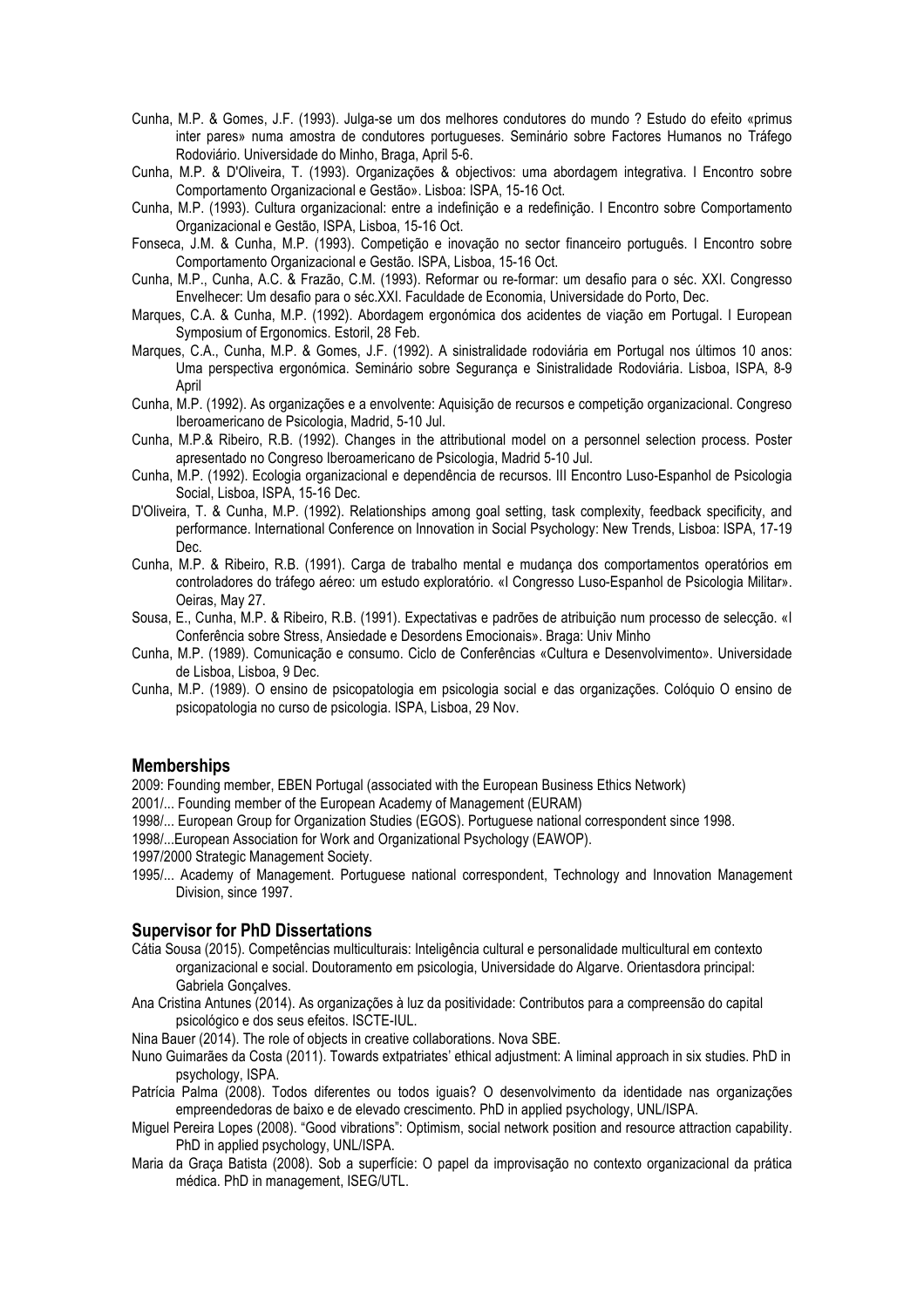Cunha, M.P. & Gomes, J.F. (1993). Julga-se um dos melhores condutores do mundo ? Estudo do efeito «primus inter pares» numa amostra de condutores portugueses. Seminário sobre Factores Humanos no Tráfego Rodoviário. Universidade do Minho, Braga, April 5-6.

Cunha, M.P. & D'Oliveira, T. (1993). Organizações & objectivos: uma abordagem integrativa. I Encontro sobre Comportamento Organizacional e Gestão». Lisboa: ISPA, 15-16 Oct.

Cunha, M.P. (1993). Cultura organizacional: entre a indefinição e a redefinição. I Encontro sobre Comportamento Organizacional e Gestão, ISPA, Lisboa, 15-16 Oct.

Fonseca, J.M. & Cunha, M.P. (1993). Competição e inovação no sector financeiro português. I Encontro sobre Comportamento Organizacional e Gestão. ISPA, Lisboa, 15-16 Oct.

Cunha, M.P., Cunha, A.C. & Frazão, C.M. (1993). Reformar ou re-formar: um desafio para o séc. XXI. Congresso Envelhecer: Um desafio para o séc.XXI. Faculdade de Economia, Universidade do Porto, Dec.

Marques, C.A. & Cunha, M.P. (1992). Abordagem ergonómica dos acidentes de viação em Portugal. I European Symposium of Ergonomics. Estoril, 28 Feb.

Marques, C.A., Cunha, M.P. & Gomes, J.F. (1992). A sinistralidade rodoviária em Portugal nos últimos 10 anos: Uma perspectiva ergonómica. Seminário sobre Segurança e Sinistralidade Rodoviária. Lisboa, ISPA, 8-9 April

Cunha, M.P. (1992). As organizações e a envolvente: Aquisição de recursos e competição organizacional. Congreso Iberoamericano de Psicologia, Madrid, 5-10 Jul.

Cunha, M.P.& Ribeiro, R.B. (1992). Changes in the attributional model on a personnel selection process. Poster apresentado no Congreso Iberoamericano de Psicologia, Madrid 5-10 Jul.

Cunha, M.P. (1992). Ecologia organizacional e dependência de recursos. III Encontro Luso-Espanhol de Psicologia Social, Lisboa, ISPA, 15-16 Dec.

D'Oliveira, T. & Cunha, M.P. (1992). Relationships among goal setting, task complexity, feedback specificity, and performance. International Conference on Innovation in Social Psychology: New Trends, Lisboa: ISPA, 17-19 Dec.

Cunha, M.P. & Ribeiro, R.B. (1991). Carga de trabalho mental e mudança dos comportamentos operatórios em controladores do tráfego aéreo: um estudo exploratório. «I Congresso Luso-Espanhol de Psicologia Militar». Oeiras, May 27.

Sousa, E., Cunha, M.P. & Ribeiro, R.B. (1991). Expectativas e padrões de atribuição num processo de selecção. «I Conferência sobre Stress, Ansiedade e Desordens Emocionais». Braga: Univ Minho

Cunha, M.P. (1989). Comunicação e consumo. Ciclo de Conferências «Cultura e Desenvolvimento». Universidade de Lisboa, Lisboa, 9 Dec.

Cunha, M.P. (1989). O ensino de psicopatologia em psicologia social e das organizações. Colóquio O ensino de psicopatologia no curso de psicologia. ISPA, Lisboa, 29 Nov.

## Memberships

2009: Founding member, EBEN Portugal (associated with the European Business Ethics Network)

2001/... Founding member of the European Academy of Management (EURAM)

1998/... European Group for Organization Studies (EGOS). Portuguese national correspondent since 1998.

1998/...European Association for Work and Organizational Psychology (EAWOP).

1997/2000 Strategic Management Society.

1995/... Academy of Management. Portuguese national correspondent, Technology and Innovation Management Division, since 1997.

## Supervisor for PhD Dissertations

Cátia Sousa (2015). Competências multiculturais: Inteligência cultural e personalidade multicultural em contexto organizacional e social. Doutoramento em psicologia, Universidade do Algarve. Orientasdora principal: Gabriela Gonçalves.

Ana Cristina Antunes (2014). As organizações à luz da positividade: Contributos para a compreensão do capital psicológico e dos seus efeitos. ISCTE-IUL.

Nina Bauer (2014). The role of objects in creative collaborations. Nova SBE.

Nuno Guimarães da Costa (2011). Towards extpatriates' ethical adjustment: A liminal approach in six studies. PhD in psychology, ISPA.

Patrícia Palma (2008). Todos diferentes ou todos iguais? O desenvolvimento da identidade nas organizações empreendedoras de baixo e de elevado crescimento. PhD in applied psychology, UNL/ISPA.

Miguel Pereira Lopes (2008). "Good vibrations": Optimism, social network position and resource attraction capability. PhD in applied psychology, UNL/ISPA.

Maria da Graça Batista (2008). Sob a superfície: O papel da improvisação no contexto organizacional da prática médica. PhD in management, ISEG/UTL.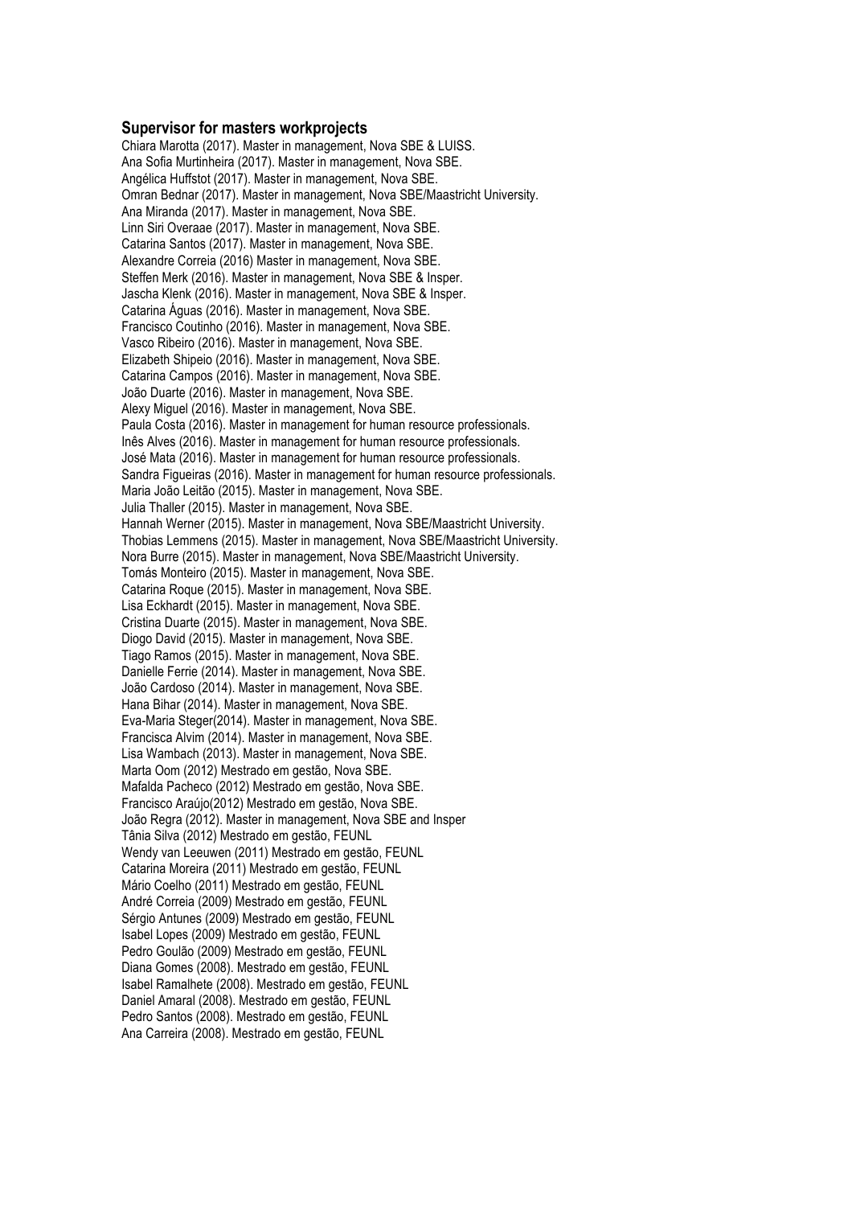### Supervisor for masters workprojects

Chiara Marotta (2017). Master in management, Nova SBE & LUISS.
Ana Sofia Murtinheira (2017). Master in management, Nova SBE.
Angélica Huffstot (2017). Master in management, Nova SBE.
Omran Bednar (2017). Master in management, Nova SBE/Maastricht University.
Ana Miranda (2017). Master in management, Nova SBE.
Linn Siri Overaae (2017). Master in management, Nova SBE.
Catarina Santos (2017). Master in management, Nova SBE.
Alexandre Correia (2016) Master in management, Nova SBE.
Steffen Merk (2016). Master in management, Nova SBE & Insper.
Jascha Klenk (2016). Master in management, Nova SBE & Insper.
Catarina Águas (2016). Master in management, Nova SBE.
Francisco Coutinho (2016). Master in management, Nova SBE.
Vasco Ribeiro (2016). Master in management, Nova SBE.
Elizabeth Shipeio (2016). Master in management, Nova SBE.
Catarina Campos (2016). Master in management, Nova SBE.
João Duarte (2016). Master in management, Nova SBE.
Alexy Miguel (2016). Master in management, Nova SBE.
Paula Costa (2016). Master in management for human resource professionals.
Inês Alves (2016). Master in management for human resource professionals.
José Mata (2016). Master in management for human resource professionals.
Sandra Figueiras (2016). Master in management for human resource professionals.
Maria João Leitão (2015). Master in management, Nova SBE.
Julia Thaller (2015). Master in management, Nova SBE.
Hannah Werner (2015). Master in management, Nova SBE/Maastricht University.
Thobias Lemmens (2015). Master in management, Nova SBE/Maastricht University.
Nora Burre (2015). Master in management, Nova SBE/Maastricht University.
Tomás Monteiro (2015). Master in management, Nova SBE.
Catarina Roque (2015). Master in management, Nova SBE.
Lisa Eckhardt (2015). Master in management, Nova SBE.
Cristina Duarte (2015). Master in management, Nova SBE.
Diogo David (2015). Master in management, Nova SBE.
Tiago Ramos (2015). Master in management, Nova SBE.
Danielle Ferrie (2014). Master in management, Nova SBE.
João Cardoso (2014). Master in management, Nova SBE.
Hana Bihar (2014). Master in management, Nova SBE.
Eva-Maria Steger(2014). Master in management, Nova SBE.
Francisca Alvim (2014). Master in management, Nova SBE.
Lisa Wambach (2013). Master in management, Nova SBE.
Marta Oom (2012) Mestrado em gestão, Nova SBE.
Mafalda Pacheco (2012) Mestrado em gestão, Nova SBE.
Francisco Araújo(2012) Mestrado em gestão, Nova SBE.
João Regra (2012). Master in management, Nova SBE and Insper
Tânia Silva (2012) Mestrado em gestão, FEUNL
Wendy van Leeuwen (2011) Mestrado em gestão, FEUNL
Catarina Moreira (2011) Mestrado em gestão, FEUNL
Mário Coelho (2011) Mestrado em gestão, FEUNL
André Correia (2009) Mestrado em gestão, FEUNL
Sérgio Antunes (2009) Mestrado em gestão, FEUNL
Isabel Lopes (2009) Mestrado em gestão, FEUNL
Pedro Goulão (2009) Mestrado em gestão, FEUNL
Diana Gomes (2008). Mestrado em gestão, FEUNL
Isabel Ramalhete (2008). Mestrado em gestão, FEUNL
Daniel Amaral (2008). Mestrado em gestão, FEUNL
Pedro Santos (2008). Mestrado em gestão, FEUNL
Ana Carreira (2008). Mestrado em gestão, FEUNL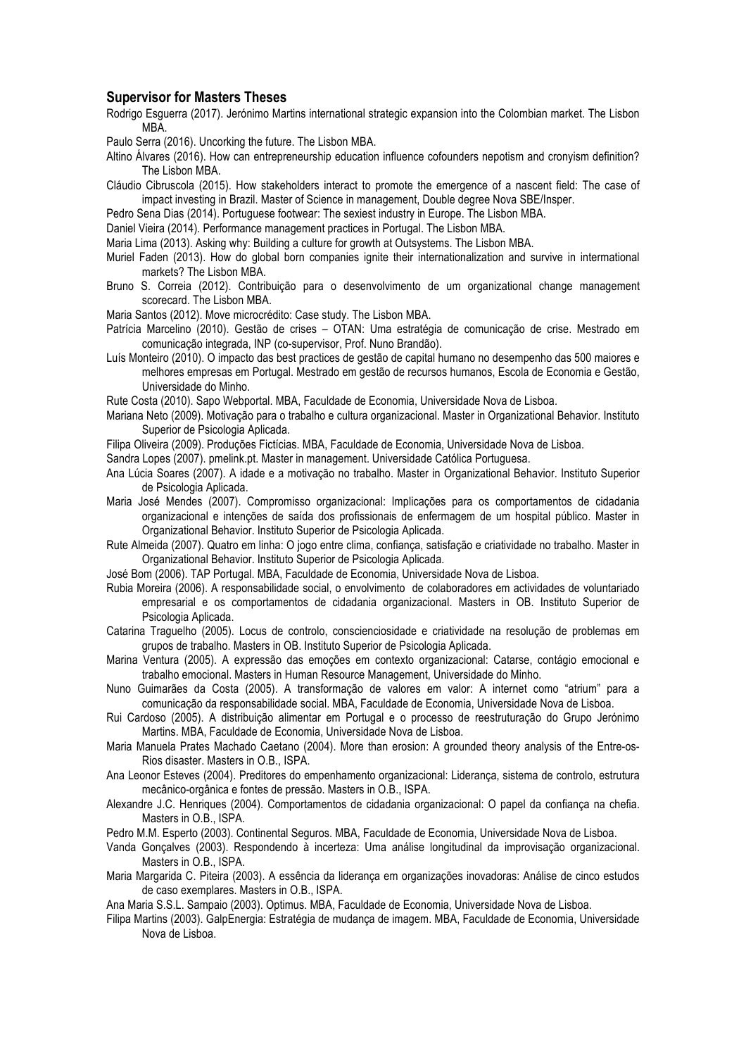### Supervisor for Masters Theses

Rodrigo Esguerra (2017). Jerónimo Martins international strategic expansion into the Colombian market. The Lisbon MBA.

Paulo Serra (2016). Uncorking the future. The Lisbon MBA.

Altino Álvares (2016). How can entrepreneurship education influence cofounders nepotism and cronyism definition? The Lisbon MBA.

Cláudio Cibruscola (2015). How stakeholders interact to promote the emergence of a nascent field: The case of impact investing in Brazil. Master of Science in management, Double degree Nova SBE/Insper.

Pedro Sena Dias (2014). Portuguese footwear: The sexiest industry in Europe. The Lisbon MBA.

Daniel Vieira (2014). Performance management practices in Portugal. The Lisbon MBA.

Maria Lima (2013). Asking why: Building a culture for growth at Outsystems. The Lisbon MBA.

Muriel Faden (2013). How do global born companies ignite their internationalization and survive in international markets? The Lisbon MBA.

Bruno S. Correia (2012). Contribuição para o desenvolvimento de um organizational change management scorecard. The Lisbon MBA.

Maria Santos (2012). Move microcrédito: Case study. The Lisbon MBA.

Patrícia Marcelino (2010). Gestão de crises – OTAN: Uma estratégia de comunicação de crise. Mestrado em comunicação integrada, INP (co-supervisor, Prof. Nuno Brandão).

Luís Monteiro (2010). O impacto das best practices de gestão de capital humano no desempenho das 500 maiores e melhores empresas em Portugal. Mestrado em gestão de recursos humanos, Escola de Economia e Gestão, Universidade do Minho.

Rute Costa (2010). Sapo Webportal. MBA, Faculdade de Economia, Universidade Nova de Lisboa.

Mariana Neto (2009). Motivação para o trabalho e cultura organizacional. Master in Organizational Behavior. Instituto Superior de Psicologia Aplicada.

Filipa Oliveira (2009). Produções Fictícias. MBA, Faculdade de Economia, Universidade Nova de Lisboa.

Sandra Lopes (2007). pmelink.pt. Master in management. Universidade Católica Portuguesa.

Ana Lúcia Soares (2007). A idade e a motivação no trabalho. Master in Organizational Behavior. Instituto Superior de Psicologia Aplicada.

Maria José Mendes (2007). Compromisso organizacional: Implicações para os comportamentos de cidadania organizacional e intenções de saída dos profissionais de enfermagem de um hospital público. Master in Organizational Behavior. Instituto Superior de Psicologia Aplicada.

Rute Almeida (2007). Quatro em linha: O jogo entre clima, confiança, satisfação e criatividade no trabalho. Master in Organizational Behavior. Instituto Superior de Psicologia Aplicada.

José Bom (2006). TAP Portugal. MBA, Faculdade de Economia, Universidade Nova de Lisboa.

Rubia Moreira (2006). A responsabilidade social, o envolvimento de colaboradores em actividades de voluntariado empresarial e os comportamentos de cidadania organizacional. Masters in OB. Instituto Superior de Psicologia Aplicada.

Catarina Traguelho (2005). Locus de controlo, conscienciosidade e criatividade na resolução de problemas em grupos de trabalho. Masters in OB. Instituto Superior de Psicologia Aplicada.

Marina Ventura (2005). A expressão das emoções em contexto organizacional: Catarse, contágio emocional e trabalho emocional. Masters in Human Resource Management, Universidade do Minho.

Nuno Guimarães da Costa (2005). A transformação de valores em valor: A internet como "atrium" para a comunicação da responsabilidade social. MBA, Faculdade de Economia, Universidade Nova de Lisboa.

Rui Cardoso (2005). A distribuição alimentar em Portugal e o processo de reestruturação do Grupo Jerónimo Martins. MBA, Faculdade de Economia, Universidade Nova de Lisboa.

Maria Manuela Prates Machado Caetano (2004). More than erosion: A grounded theory analysis of the Entre-os-Rios disaster. Masters in O.B., ISPA.

Ana Leonor Esteves (2004). Preditores do empenhamento organizacional: Liderança, sistema de controlo, estrutura mecânico-orgânica e fontes de pressão. Masters in O.B., ISPA.

Alexandre J.C. Henriques (2004). Comportamentos de cidadania organizacional: O papel da confiança na chefia. Masters in O.B., ISPA.

Pedro M.M. Esperto (2003). Continental Seguros. MBA, Faculdade de Economia, Universidade Nova de Lisboa.

Vanda Gonçalves (2003). Respondendo à incerteza: Uma análise longitudinal da improvisação organizacional. Masters in O.B., ISPA.

Maria Margarida C. Piteira (2003). A essência da liderança em organizações inovadoras: Análise de cinco estudos de caso exemplares. Masters in O.B., ISPA.

Ana Maria S.S.L. Sampaio (2003). Optimus. MBA, Faculdade de Economia, Universidade Nova de Lisboa.

Filipa Martins (2003). GalpEnergia: Estratégia de mudança de imagem. MBA, Faculdade de Economia, Universidade Nova de Lisboa.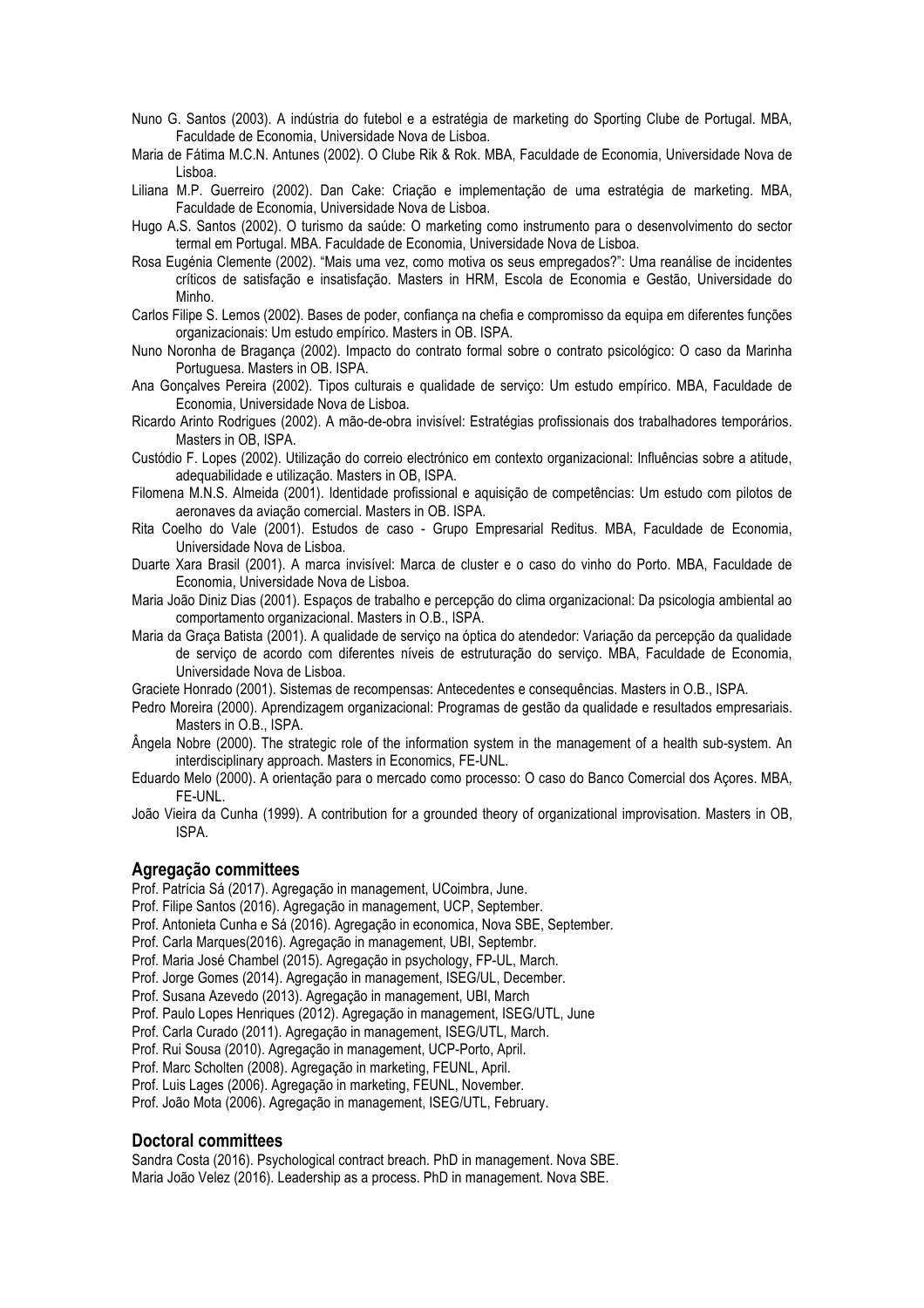Nuno G. Santos (2003). A indústria do futebol e a estratégia de marketing do Sporting Clube de Portugal. MBA, Faculdade de Economia, Universidade Nova de Lisboa.

Maria de Fátima M.C.N. Antunes (2002). O Clube Rik & Rok. MBA, Faculdade de Economia, Universidade Nova de Lisboa.

Liliana M.P. Guerreiro (2002). Dan Cake: Criação e implementação de uma estratégia de marketing. MBA, Faculdade de Economia, Universidade Nova de Lisboa.

Hugo A.S. Santos (2002). O turismo da saúde: O marketing como instrumento para o desenvolvimento do sector termal em Portugal. MBA. Faculdade de Economia, Universidade Nova de Lisboa.

Rosa Eugénia Clemente (2002). "Mais uma vez, como motiva os seus empregados?": Uma reanálise de incidentes críticos de satisfação e insatisfação. Masters in HRM, Escola de Economia e Gestão, Universidade do Minho.

Carlos Filipe S. Lemos (2002). Bases de poder, confiança na chefia e compromisso da equipa em diferentes funções organizacionais: Um estudo empírico. Masters in OB. ISPA.

Nuno Noronha de Bragança (2002). Impacto do contrato formal sobre o contrato psicológico: O caso da Marinha Portuguesa. Masters in OB. ISPA.

Ana Gonçalves Pereira (2002). Tipos culturais e qualidade de serviço: Um estudo empírico. MBA, Faculdade de Economia, Universidade Nova de Lisboa.

Ricardo Arinto Rodrigues (2002). A mão-de-obra invisível: Estratégias profissionais dos trabalhadores temporários. Masters in OB, ISPA.

Custódio F. Lopes (2002). Utilização do correio electrónico em contexto organizacional: Influências sobre a atitude, adequabilidade e utilização. Masters in OB, ISPA.

Filomena M.N.S. Almeida (2001). Identidade profissional e aquisição de competências: Um estudo com pilotos de aeronaves da aviação comercial. Masters in OB. ISPA.

Rita Coelho do Vale (2001). Estudos de caso - Grupo Empresarial Reditus. MBA, Faculdade de Economia, Universidade Nova de Lisboa.

Duarte Xara Brasil (2001). A marca invisível: Marca de cluster e o caso do vinho do Porto. MBA, Faculdade de Economia, Universidade Nova de Lisboa.

Maria João Diniz Dias (2001). Espaços de trabalho e percepção do clima organizacional: Da psicologia ambiental ao comportamento organizacional. Masters in O.B., ISPA.

Maria da Graça Batista (2001). A qualidade de serviço na óptica do atendedor: Variação da percepção da qualidade de serviço de acordo com diferentes níveis de estruturação do serviço. MBA, Faculdade de Economia, Universidade Nova de Lisboa.

Graciete Honrado (2001). Sistemas de recompensas: Antecedentes e consequências. Masters in O.B., ISPA.

Pedro Moreira (2000). Aprendizagem organizacional: Programas de gestão da qualidade e resultados empresariais. Masters in O.B., ISPA.

Ângela Nobre (2000). The strategic role of the information system in the management of a health sub-system. An interdisciplinary approach. Masters in Economics, FE-UNL.

Eduardo Melo (2000). A orientação para o mercado como processo: O caso do Banco Comercial dos Açores. MBA, FE-UNL.

João Vieira da Cunha (1999). A contribution for a grounded theory of organizational improvisation. Masters in OB, ISPA.

## Agregação committees

Prof. Patrícia Sá (2017). Agregação in management, UCoimbra, June.
Prof. Filipe Santos (2016). Agregação in management, UCP, September.
Prof. Antonieta Cunha e Sá (2016). Agregação in economica, Nova SBE, September.
Prof. Carla Marques(2016). Agregação in management, UBI, Septembr.
Prof. Maria José Chambel (2015). Agregação in psychology, FP-UL, March.
Prof. Jorge Gomes (2014). Agregação in management, ISEG/UL, December.
Prof. Susana Azevedo (2013). Agregação in management, UBI, March
Prof. Paulo Lopes Henriques (2012). Agregação in management, ISEG/UTL, June
Prof. Carla Curado (2011). Agregação in management, ISEG/UTL, March.
Prof. Rui Sousa (2010). Agregação in management, UCP-Porto, April.
Prof. Marc Scholten (2008). Agregação in marketing, FEUNL, April.
Prof. Luis Lages (2006). Agregação in marketing, FEUNL, November.
Prof. João Mota (2006). Agregação in management, ISEG/UTL, February.

## Doctoral committees

Sandra Costa (2016). Psychological contract breach. PhD in management. Nova SBE.
Maria João Velez (2016). Leadership as a process. PhD in management. Nova SBE.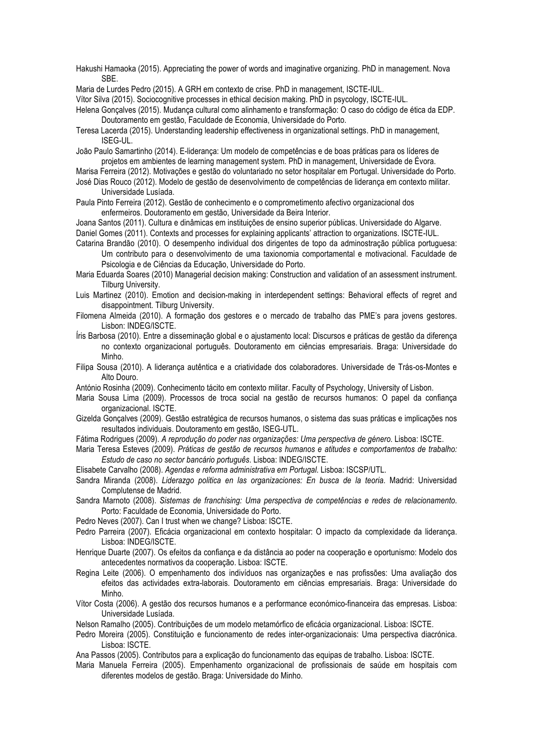Hakushi Hamaoka (2015). Appreciating the power of words and imaginative organizing. PhD in management. Nova SBE.

Maria de Lurdes Pedro (2015). A GRH em contexto de crise. PhD in management, ISCTE-IUL.

Vítor Silva (2015). Sociocognitive processes in ethical decision making. PhD in psycology, ISCTE-IUL.

Helena Gonçalves (2015). Mudança cultural como alinhamento e transformação: O caso do código de ética da EDP. Doutoramento em gestão, Faculdade de Economia, Universidade do Porto.

Teresa Lacerda (2015). Understanding leadership effectiveness in organizational settings. PhD in management, ISEG-UL.

João Paulo Samartinho (2014). E-liderança: Um modelo de competências e de boas práticas para os líderes de projetos em ambientes de learning management system. PhD in management, Universidade de Évora.

Marisa Ferreira (2012). Motivações e gestão do voluntariado no setor hospitalar em Portugal. Universidade do Porto.

José Dias Rouco (2012). Modelo de gestão de desenvolvimento de competências de liderança em contexto militar. Universidade Lusíada.

Paula Pinto Ferreira (2012). Gestão de conhecimento e o comprometimento afectivo organizacional dos enfermeiros. Doutoramento em gestão, Universidade da Beira Interior.

Joana Santos (2011). Cultura e dinâmicas em instituições de ensino superior públicas. Universidade do Algarve.

Daniel Gomes (2011). Contexts and processes for explaining applicants' attraction to organizations. ISCTE-IUL.

Catarina Brandão (2010). O desempenho individual dos dirigentes de topo da adminostração pública portuguesa: Um contributo para o desenvolvimento de uma taxionomia comportamental e motivacional. Faculdade de Psicologia e de Ciências da Educação, Universidade do Porto.

Maria Eduarda Soares (2010) Managerial decision making: Construction and validation of an assessment instrument. Tilburg University.

Luis Martinez (2010). Emotion and decision-making in interdependent settings: Behavioral effects of regret and disappointment. Tilburg University.

Filomena Almeida (2010). A formação dos gestores e o mercado de trabalho das PME's para jovens gestores. Lisbon: INDEG/ISCTE.

Íris Barbosa (2010). Entre a disseminação global e o ajustamento local: Discursos e práticas de gestão da diferença no contexto organizacional português. Doutoramento em ciências empresariais. Braga: Universidade do Minho.

Filipa Sousa (2010). A liderança autêntica e a criatividade dos colaboradores. Universidade de Trás-os-Montes e Alto Douro.

António Rosinha (2009). Conhecimento tácito em contexto militar. Faculty of Psychology, University of Lisbon.

Maria Sousa Lima (2009). Processos de troca social na gestão de recursos humanos: O papel da confiança organizacional. ISCTE.

Gizelda Gonçalves (2009). Gestão estratégica de recursos humanos, o sistema das suas práticas e implicações nos resultados individuais. Doutoramento em gestão, ISEG-UTL.

Fátima Rodrigues (2009). *A reprodução do poder nas organizações: Uma perspectiva de género*. Lisboa: ISCTE.

Maria Teresa Esteves (2009). *Práticas de gestão de recursos humanos e atitudes e comportamentos de trabalho: Estudo de caso no sector bancário português*. Lisboa: INDEG/ISCTE.

Elisabete Carvalho (2008). *Agendas e reforma administrativa em Portugal*. Lisboa: ISCSP/UTL.

Sandra Miranda (2008). *Liderazgo politica en las organizaciones: En busca de la teoria*. Madrid: Universidad Complutense de Madrid.

Sandra Marnoto (2008). *Sistemas de franchising: Uma perspectiva de competências e redes de relacionamento*. Porto: Faculdade de Economia, Universidade do Porto.

Pedro Neves (2007). Can I trust when we change? Lisboa: ISCTE.

Pedro Parreira (2007). Eficácia organizacional em contexto hospitalar: O impacto da complexidade da liderança. Lisboa: INDEG/ISCTE.

Henrique Duarte (2007). Os efeitos da confiança e da distância ao poder na cooperação e oportunismo: Modelo dos antecedentes normativos da cooperação. Lisboa: ISCTE.

Regina Leite (2006). O empenhamento dos indivíduos nas organizações e nas profissões: Uma avaliação dos efeitos das actividades extra-laborais. Doutoramento em ciências empresariais. Braga: Universidade do Minho.

Vítor Costa (2006). A gestão dos recursos humanos e a performance económico-financeira das empresas. Lisboa: Universidade Lusíada.

Nelson Ramalho (2005). Contribuições de um modelo metamórfico de eficácia organizacional. Lisboa: ISCTE.

Pedro Moreira (2005). Constituição e funcionamento de redes inter-organizacionais: Uma perspectiva diacrónica. Lisboa: ISCTE.

Ana Passos (2005). Contributos para a explicação do funcionamento das equipas de trabalho. Lisboa: ISCTE.

Maria Manuela Ferreira (2005). Empenhamento organizacional de profissionais de saúde em hospitais com diferentes modelos de gestão. Braga: Universidade do Minho.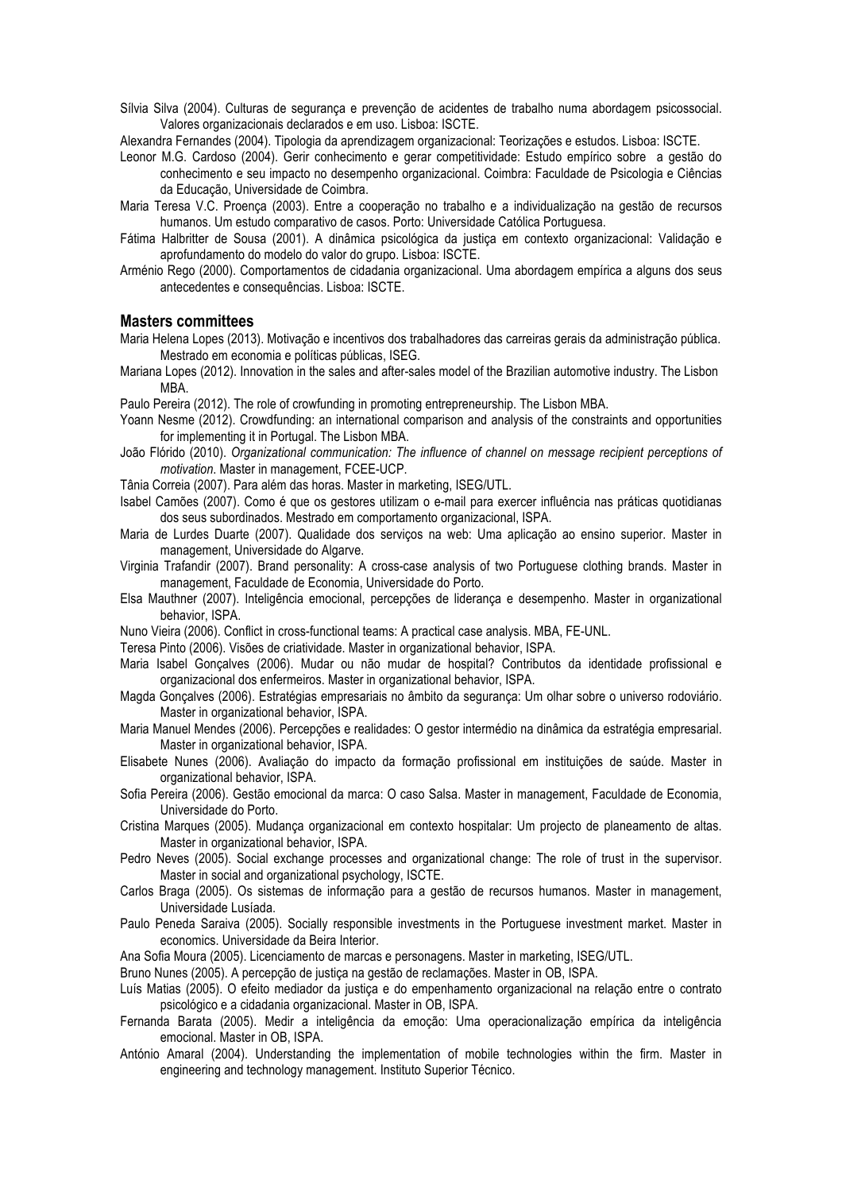Sílvia Silva (2004). Culturas de segurança e prevenção de acidentes de trabalho numa abordagem psicossocial. Valores organizacionais declarados e em uso. Lisboa: ISCTE.

Alexandra Fernandes (2004). Tipologia da aprendizagem organizacional: Teorizações e estudos. Lisboa: ISCTE.

Leonor M.G. Cardoso (2004). Gerir conhecimento e gerar competitividade: Estudo empírico sobre a gestão do conhecimento e seu impacto no desempenho organizacional. Coimbra: Faculdade de Psicologia e Ciências da Educação, Universidade de Coimbra.

Maria Teresa V.C. Proença (2003). Entre a cooperação no trabalho e a individualização na gestão de recursos humanos. Um estudo comparativo de casos. Porto: Universidade Católica Portuguesa.

Fátima Halbritter de Sousa (2001). A dinâmica psicológica da justiça em contexto organizacional: Validação e aprofundamento do modelo do valor do grupo. Lisboa: ISCTE.

Arménio Rego (2000). Comportamentos de cidadania organizacional. Uma abordagem empírica a alguns dos seus antecedentes e consequências. Lisboa: ISCTE.

### Masters committees

Maria Helena Lopes (2013). Motivação e incentivos dos trabalhadores das carreiras gerais da administração pública. Mestrado em economia e políticas públicas, ISEG.

Mariana Lopes (2012). Innovation in the sales and after-sales model of the Brazilian automotive industry. The Lisbon MBA.

Paulo Pereira (2012). The role of crowfunding in promoting entrepreneurship. The Lisbon MBA.

Yoann Nesme (2012). Crowdfunding: an international comparison and analysis of the constraints and opportunities for implementing it in Portugal. The Lisbon MBA.

João Flórido (2010). *Organizational communication: The influence of channel on message recipient perceptions of motivation*. Master in management, FCEE-UCP.

Tânia Correia (2007). Para além das horas. Master in marketing, ISEG/UTL.

Isabel Camões (2007). Como é que os gestores utilizam o e-mail para exercer influência nas práticas quotidianas dos seus subordinados. Mestrado em comportamento organizacional, ISPA.

Maria de Lurdes Duarte (2007). Qualidade dos serviços na web: Uma aplicação ao ensino superior. Master in management, Universidade do Algarve.

Virginia Trafandir (2007). Brand personality: A cross-case analysis of two Portuguese clothing brands. Master in management, Faculdade de Economia, Universidade do Porto.

Elsa Mauthner (2007). Inteligência emocional, percepções de liderança e desempenho. Master in organizational behavior, ISPA.

Nuno Vieira (2006). Conflict in cross-functional teams: A practical case analysis. MBA, FE-UNL.

Teresa Pinto (2006). Visões de criatividade. Master in organizational behavior, ISPA.

Maria Isabel Gonçalves (2006). Mudar ou não mudar de hospital? Contributos da identidade profissional e organizacional dos enfermeiros. Master in organizational behavior, ISPA.

Magda Gonçalves (2006). Estratégias empresariais no âmbito da segurança: Um olhar sobre o universo rodoviário. Master in organizational behavior, ISPA.

Maria Manuel Mendes (2006). Percepções e realidades: O gestor intermédio na dinâmica da estratégia empresarial. Master in organizational behavior, ISPA.

Elisabete Nunes (2006). Avaliação do impacto da formação profissional em instituições de saúde. Master in organizational behavior, ISPA.

Sofia Pereira (2006). Gestão emocional da marca: O caso Salsa. Master in management, Faculdade de Economia, Universidade do Porto.

Cristina Marques (2005). Mudança organizacional em contexto hospitalar: Um projecto de planeamento de altas. Master in organizational behavior, ISPA.

Pedro Neves (2005). Social exchange processes and organizational change: The role of trust in the supervisor. Master in social and organizational psychology, ISCTE.

Carlos Braga (2005). Os sistemas de informação para a gestão de recursos humanos. Master in management, Universidade Lusíada.

Paulo Peneda Saraiva (2005). Socially responsible investments in the Portuguese investment market. Master in economics. Universidade da Beira Interior.

Ana Sofia Moura (2005). Licenciamento de marcas e personagens. Master in marketing, ISEG/UTL.

Bruno Nunes (2005). A percepção de justiça na gestão de reclamações. Master in OB, ISPA.

Luís Matias (2005). O efeito mediador da justiça e do empenhamento organizacional na relação entre o contrato psicológico e a cidadania organizacional. Master in OB, ISPA.

Fernanda Barata (2005). Medir a inteligência da emoção: Uma operacionalização empírica da inteligência emocional. Master in OB, ISPA.

António Amaral (2004). Understanding the implementation of mobile technologies within the firm. Master in engineering and technology management. Instituto Superior Técnico.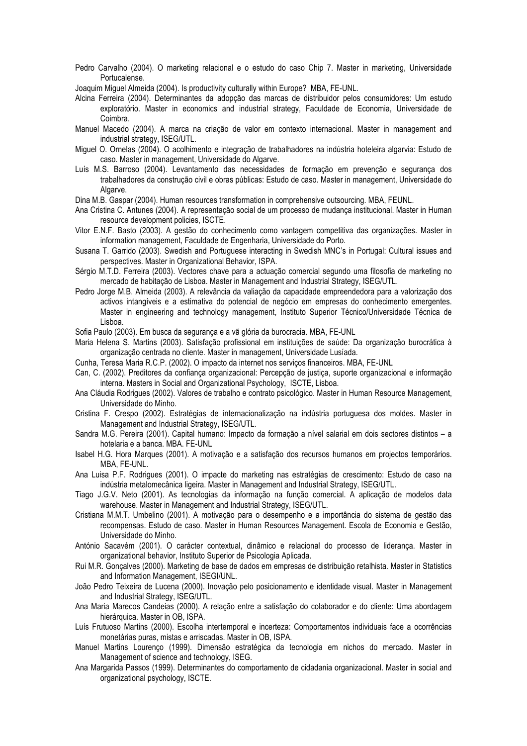Pedro Carvalho (2004). O marketing relacional e o estudo do caso Chip 7. Master in marketing, Universidade Portucalense.

Joaquim Miguel Almeida (2004). Is productivity culturally within Europe? MBA, FE-UNL.

Alcina Ferreira (2004). Determinantes da adopção das marcas de distribuidor pelos consumidores: Um estudo exploratório. Master in economics and industrial strategy, Faculdade de Economia, Universidade de Coimbra.

Manuel Macedo (2004). A marca na criação de valor em contexto internacional. Master in management and industrial strategy, ISEG/UTL.

Miguel O. Ornelas (2004). O acolhimento e integração de trabalhadores na indústria hoteleira algarvia: Estudo de caso. Master in management, Universidade do Algarve.

Luís M.S. Barroso (2004). Levantamento das necessidades de formação em prevenção e segurança dos trabalhadores da construção civil e obras públicas: Estudo de caso. Master in management, Universidade do Algarve.

Dina M.B. Gaspar (2004). Human resources transformation in comprehensive outsourcing. MBA, FEUNL.

Ana Cristina C. Antunes (2004). A representação social de um processo de mudança institucional. Master in Human resource development policies, ISCTE.

Vitor E.N.F. Basto (2003). A gestão do conhecimento como vantagem competitiva das organizações. Master in information management, Faculdade de Engenharia, Universidade do Porto.

Susana T. Garrido (2003). Swedish and Portuguese interacting in Swedish MNC's in Portugal: Cultural issues and perspectives. Master in Organizational Behavior, ISPA.

Sérgio M.T.D. Ferreira (2003). Vectores chave para a actuação comercial segundo uma filosofia de marketing no mercado de habitação de Lisboa. Master in Management and Industrial Strategy, ISEG/UTL.

Pedro Jorge M.B. Almeida (2003). A relevância da valiação da capacidade empreendedora para a valorização dos activos intangíveis e a estimativa do potencial de negócio em empresas do conhecimento emergentes. Master in engineering and technology management, Instituto Superior Técnico/Universidade Técnica de Lisboa.

Sofia Paulo (2003). Em busca da segurança e a vã glória da burocracia. MBA, FE-UNL

Maria Helena S. Martins (2003). Satisfação profissional em instituições de saúde: Da organização burocrática à organização centrada no cliente. Master in management, Universidade Lusíada.

Cunha, Teresa Maria R.C.P. (2002). O impacto da internet nos serviços financeiros. MBA, FE-UNL

Can, C. (2002). Preditores da confiança organizacional: Percepção de justiça, suporte organizacional e informação interna. Masters in Social and Organizational Psychology, ISCTE, Lisboa.

Ana Cláudia Rodrigues (2002). Valores de trabalho e contrato psicológico. Master in Human Resource Management, Universidade do Minho.

Cristina F. Crespo (2002). Estratégias de internacionalização na indústria portuguesa dos moldes. Master in Management and Industrial Strategy, ISEG/UTL.

Sandra M.G. Pereira (2001). Capital humano: Impacto da formação a nível salarial em dois sectores distintos – a hotelaria e a banca. MBA. FE-UNL

Isabel H.G. Hora Marques (2001). A motivação e a satisfação dos recursos humanos em projectos temporários. MBA, FE-UNL.

Ana Luisa P.F. Rodrigues (2001). O impacte do marketing nas estratégias de crescimento: Estudo de caso na indústria metalomecânica ligeira. Master in Management and Industrial Strategy, ISEG/UTL.

Tiago J.G.V. Neto (2001). As tecnologias da informação na função comercial. A aplicação de modelos data warehouse. Master in Management and Industrial Strategy, ISEG/UTL.

Cristiana M.M.T. Umbelino (2001). A motivação para o desempenho e a importância do sistema de gestão das recompensas. Estudo de caso. Master in Human Resources Management. Escola de Economia e Gestão, Universidade do Minho.

António Sacavém (2001). O carácter contextual, dinâmico e relacional do processo de liderança. Master in organizational behavior, Instituto Superior de Psicologia Aplicada.

Rui M.R. Gonçalves (2000). Marketing de base de dados em empresas de distribuição retalhista. Master in Statistics and Information Management, ISEGI/UNL.

João Pedro Teixeira de Lucena (2000). Inovação pelo posicionamento e identidade visual. Master in Management and Industrial Strategy, ISEG/UTL.

Ana Maria Marecos Candeias (2000). A relação entre a satisfação do colaborador e do cliente: Uma abordagem hierárquica. Master in OB, ISPA.

Luís Frutuoso Martins (2000). Escolha intertemporal e incerteza: Comportamentos individuais face a ocorrências monetárias puras, mistas e arriscadas. Master in OB, ISPA.

Manuel Martins Lourenço (1999). Dimensão estratégica da tecnologia em nichos do mercado. Master in Management of science and technology, ISEG.

Ana Margarida Passos (1999). Determinantes do comportamento de cidadania organizacional. Master in social and organizational psychology, ISCTE.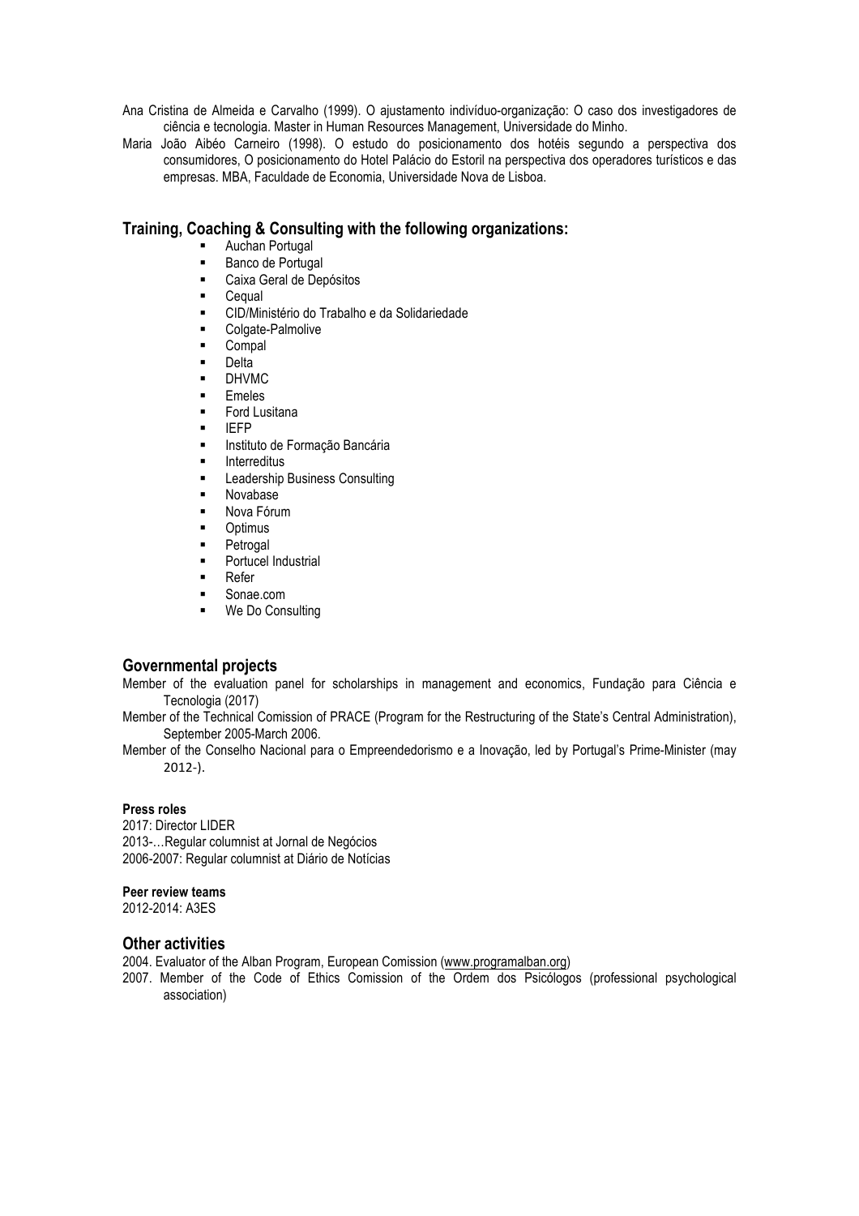Ana Cristina de Almeida e Carvalho (1999). O ajustamento indivíduo-organização: O caso dos investigadores de ciência e tecnologia. Master in Human Resources Management, Universidade do Minho.

Maria João Aibéo Carneiro (1998). O estudo do posicionamento dos hotéis segundo a perspectiva dos consumidores, O posicionamento do Hotel Palácio do Estoril na perspectiva dos operadores turísticos e das empresas. MBA, Faculdade de Economia, Universidade Nova de Lisboa.

## Training, Coaching & Consulting with the following organizations:

- Auchan Portugal
- Banco de Portugal
- Caixa Geral de Depósitos
- Cequal
- CID/Ministério do Trabalho e da Solidariedade
- Colgate-Palmolive
- Compal
- Delta
- DHVMC
- Emeles
- Ford Lusitana
- IEFP
- Instituto de Formação Bancária
- Interreditus
- Leadership Business Consulting
- Novabase
- Nova Fórum
- Optimus
- Petrogal
- Portucel Industrial
- Refer
- Sonae.com
- We Do Consulting

## Governmental projects

Member of the evaluation panel for scholarships in management and economics, Fundação para Ciência e Tecnologia (2017)

Member of the Technical Comission of PRACE (Program for the Restructuring of the State's Central Administration), September 2005-March 2006.

Member of the Conselho Nacional para o Empreendedorismo e a Inovação, led by Portugal's Prime-Minister (may 2012-).

### Press roles

2017: Director LIDER
2013-…Regular columnist at Jornal de Negócios
2006-2007: Regular columnist at Diário de Notícias

### Peer review teams

2012-2014: A3ES

## Other activities

2004. Evaluator of the Alban Program, European Comission (www.programalban.org)

2007. Member of the Code of Ethics Comission of the Ordem dos Psicólogos (professional psychological association)